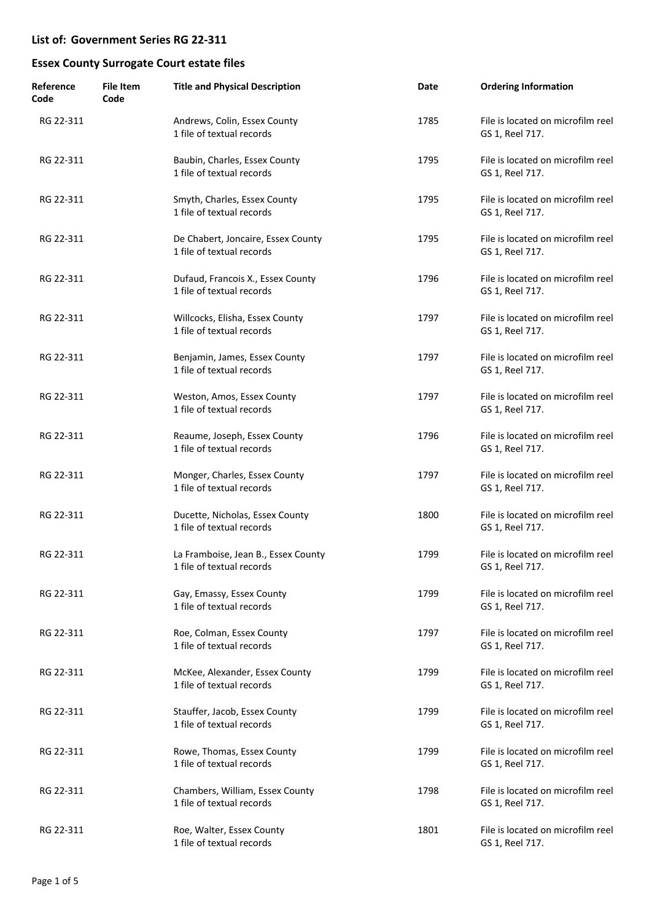## List of: Government Series RG 22-311

## Essex County Surrogate Court estate files

| Reference Code | File Item Code | Title and Physical Description | Date | Ordering Information |
|---|---|---|---|---|
| RG 22-311 | | Andrews, Colin, Essex County<br>1 file of textual records | 1785 | File is located on microfilm reel GS 1, Reel 717. |
| RG 22-311 | | Baubin, Charles, Essex County<br>1 file of textual records | 1795 | File is located on microfilm reel GS 1, Reel 717. |
| RG 22-311 | | Smyth, Charles, Essex County<br>1 file of textual records | 1795 | File is located on microfilm reel GS 1, Reel 717. |
| RG 22-311 | | De Chabert, Joncaire, Essex County<br>1 file of textual records | 1795 | File is located on microfilm reel GS 1, Reel 717. |
| RG 22-311 | | Dufaud, Francois X., Essex County<br>1 file of textual records | 1796 | File is located on microfilm reel GS 1, Reel 717. |
| RG 22-311 | | Willcocks, Elisha, Essex County<br>1 file of textual records | 1797 | File is located on microfilm reel GS 1, Reel 717. |
| RG 22-311 | | Benjamin, James, Essex County<br>1 file of textual records | 1797 | File is located on microfilm reel GS 1, Reel 717. |
| RG 22-311 | | Weston, Amos, Essex County<br>1 file of textual records | 1797 | File is located on microfilm reel GS 1, Reel 717. |
| RG 22-311 | | Reaume, Joseph, Essex County<br>1 file of textual records | 1796 | File is located on microfilm reel GS 1, Reel 717. |
| RG 22-311 | | Monger, Charles, Essex County<br>1 file of textual records | 1797 | File is located on microfilm reel GS 1, Reel 717. |
| RG 22-311 | | Ducette, Nicholas, Essex County<br>1 file of textual records | 1800 | File is located on microfilm reel GS 1, Reel 717. |
| RG 22-311 | | La Framboise, Jean B., Essex County<br>1 file of textual records | 1799 | File is located on microfilm reel GS 1, Reel 717. |
| RG 22-311 | | Gay, Emassy, Essex County<br>1 file of textual records | 1799 | File is located on microfilm reel GS 1, Reel 717. |
| RG 22-311 | | Roe, Colman, Essex County<br>1 file of textual records | 1797 | File is located on microfilm reel GS 1, Reel 717. |
| RG 22-311 | | McKee, Alexander, Essex County<br>1 file of textual records | 1799 | File is located on microfilm reel GS 1, Reel 717. |
| RG 22-311 | | Stauffer, Jacob, Essex County<br>1 file of textual records | 1799 | File is located on microfilm reel GS 1, Reel 717. |
| RG 22-311 | | Rowe, Thomas, Essex County<br>1 file of textual records | 1799 | File is located on microfilm reel GS 1, Reel 717. |
| RG 22-311 | | Chambers, William, Essex County<br>1 file of textual records | 1798 | File is located on microfilm reel GS 1, Reel 717. |
| RG 22-311 | | Roe, Walter, Essex County<br>1 file of textual records | 1801 | File is located on microfilm reel GS 1, Reel 717. |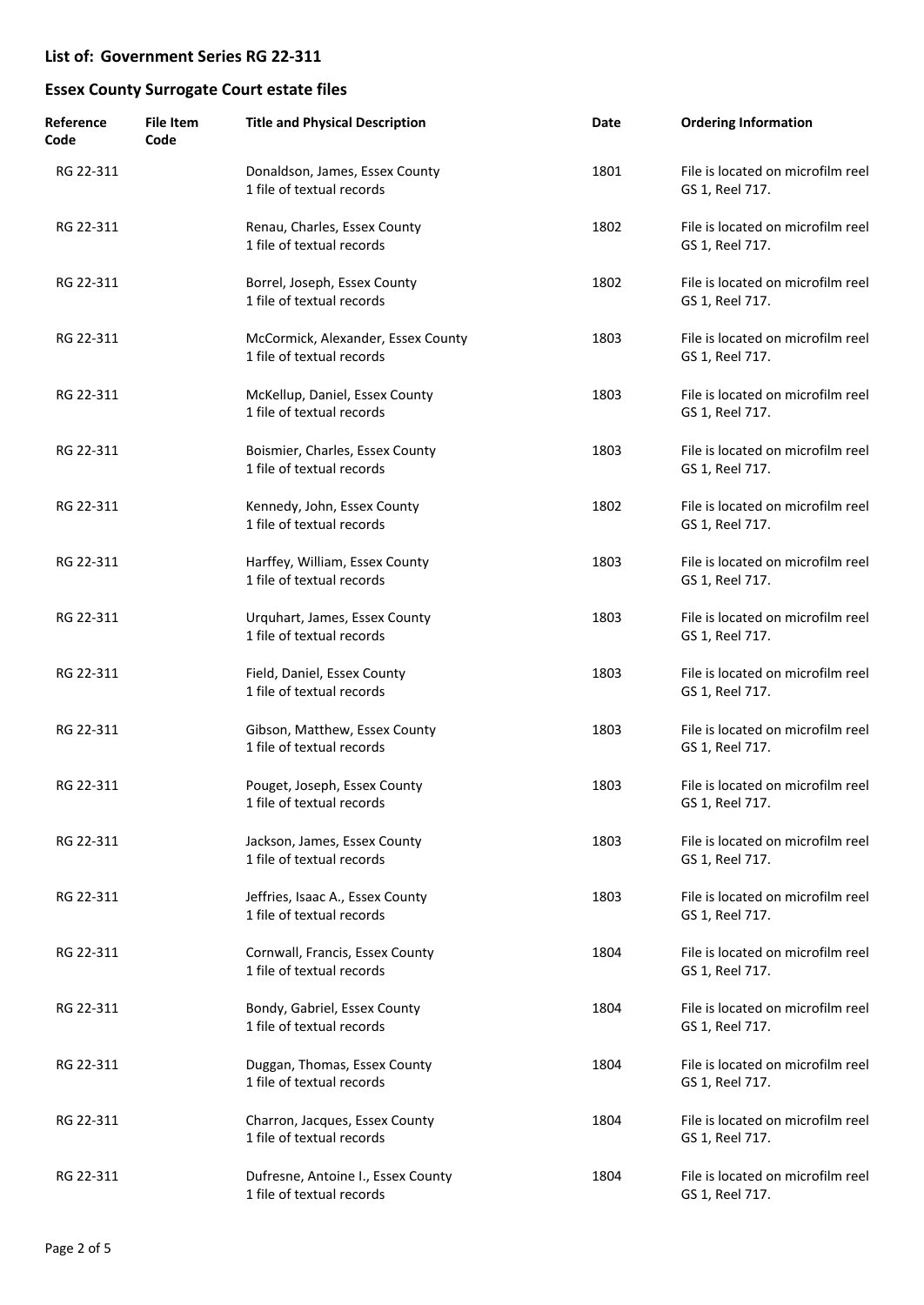## List of: Government Series RG 22-311

## Essex County Surrogate Court estate files

| Reference Code | File Item Code | Title and Physical Description | Date | Ordering Information |
|---|---|---|---|---|
| RG 22-311 | | Donaldson, James, Essex County<br>1 file of textual records | 1801 | File is located on microfilm reel GS 1, Reel 717. |
| RG 22-311 | | Renau, Charles, Essex County<br>1 file of textual records | 1802 | File is located on microfilm reel GS 1, Reel 717. |
| RG 22-311 | | Borrel, Joseph, Essex County<br>1 file of textual records | 1802 | File is located on microfilm reel GS 1, Reel 717. |
| RG 22-311 | | McCormick, Alexander, Essex County<br>1 file of textual records | 1803 | File is located on microfilm reel GS 1, Reel 717. |
| RG 22-311 | | McKellup, Daniel, Essex County<br>1 file of textual records | 1803 | File is located on microfilm reel GS 1, Reel 717. |
| RG 22-311 | | Boismier, Charles, Essex County<br>1 file of textual records | 1803 | File is located on microfilm reel GS 1, Reel 717. |
| RG 22-311 | | Kennedy, John, Essex County<br>1 file of textual records | 1802 | File is located on microfilm reel GS 1, Reel 717. |
| RG 22-311 | | Harffey, William, Essex County<br>1 file of textual records | 1803 | File is located on microfilm reel GS 1, Reel 717. |
| RG 22-311 | | Urquhart, James, Essex County<br>1 file of textual records | 1803 | File is located on microfilm reel GS 1, Reel 717. |
| RG 22-311 | | Field, Daniel, Essex County<br>1 file of textual records | 1803 | File is located on microfilm reel GS 1, Reel 717. |
| RG 22-311 | | Gibson, Matthew, Essex County<br>1 file of textual records | 1803 | File is located on microfilm reel GS 1, Reel 717. |
| RG 22-311 | | Pouget, Joseph, Essex County<br>1 file of textual records | 1803 | File is located on microfilm reel GS 1, Reel 717. |
| RG 22-311 | | Jackson, James, Essex County<br>1 file of textual records | 1803 | File is located on microfilm reel GS 1, Reel 717. |
| RG 22-311 | | Jeffries, Isaac A., Essex County<br>1 file of textual records | 1803 | File is located on microfilm reel GS 1, Reel 717. |
| RG 22-311 | | Cornwall, Francis, Essex County<br>1 file of textual records | 1804 | File is located on microfilm reel GS 1, Reel 717. |
| RG 22-311 | | Bondy, Gabriel, Essex County<br>1 file of textual records | 1804 | File is located on microfilm reel GS 1, Reel 717. |
| RG 22-311 | | Duggan, Thomas, Essex County<br>1 file of textual records | 1804 | File is located on microfilm reel GS 1, Reel 717. |
| RG 22-311 | | Charron, Jacques, Essex County<br>1 file of textual records | 1804 | File is located on microfilm reel GS 1, Reel 717. |
| RG 22-311 | | Dufresne, Antoine I., Essex County<br>1 file of textual records | 1804 | File is located on microfilm reel GS 1, Reel 717. |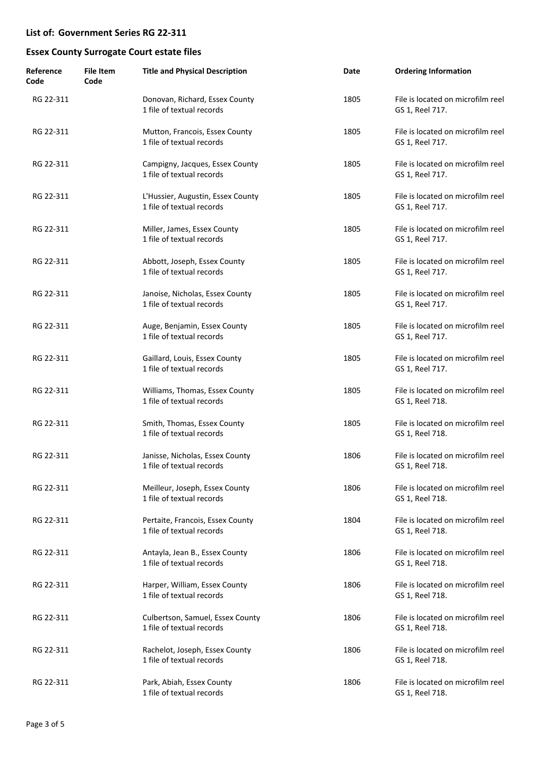## List of: Government Series RG 22-311

## Essex County Surrogate Court estate files

| Reference Code | File Item Code | Title and Physical Description | Date | Ordering Information |
|---|---|---|---|---|
| RG 22-311 | | Donovan, Richard, Essex County<br>1 file of textual records | 1805 | File is located on microfilm reel GS 1, Reel 717. |
| RG 22-311 | | Mutton, Francois, Essex County<br>1 file of textual records | 1805 | File is located on microfilm reel GS 1, Reel 717. |
| RG 22-311 | | Campigny, Jacques, Essex County<br>1 file of textual records | 1805 | File is located on microfilm reel GS 1, Reel 717. |
| RG 22-311 | | L'Hussier, Augustin, Essex County<br>1 file of textual records | 1805 | File is located on microfilm reel GS 1, Reel 717. |
| RG 22-311 | | Miller, James, Essex County<br>1 file of textual records | 1805 | File is located on microfilm reel GS 1, Reel 717. |
| RG 22-311 | | Abbott, Joseph, Essex County<br>1 file of textual records | 1805 | File is located on microfilm reel GS 1, Reel 717. |
| RG 22-311 | | Janoise, Nicholas, Essex County<br>1 file of textual records | 1805 | File is located on microfilm reel GS 1, Reel 717. |
| RG 22-311 | | Auge, Benjamin, Essex County<br>1 file of textual records | 1805 | File is located on microfilm reel GS 1, Reel 717. |
| RG 22-311 | | Gaillard, Louis, Essex County<br>1 file of textual records | 1805 | File is located on microfilm reel GS 1, Reel 717. |
| RG 22-311 | | Williams, Thomas, Essex County<br>1 file of textual records | 1805 | File is located on microfilm reel GS 1, Reel 718. |
| RG 22-311 | | Smith, Thomas, Essex County<br>1 file of textual records | 1805 | File is located on microfilm reel GS 1, Reel 718. |
| RG 22-311 | | Janisse, Nicholas, Essex County<br>1 file of textual records | 1806 | File is located on microfilm reel GS 1, Reel 718. |
| RG 22-311 | | Meilleur, Joseph, Essex County<br>1 file of textual records | 1806 | File is located on microfilm reel GS 1, Reel 718. |
| RG 22-311 | | Pertaite, Francois, Essex County<br>1 file of textual records | 1804 | File is located on microfilm reel GS 1, Reel 718. |
| RG 22-311 | | Antayla, Jean B., Essex County<br>1 file of textual records | 1806 | File is located on microfilm reel GS 1, Reel 718. |
| RG 22-311 | | Harper, William, Essex County<br>1 file of textual records | 1806 | File is located on microfilm reel GS 1, Reel 718. |
| RG 22-311 | | Culbertson, Samuel, Essex County<br>1 file of textual records | 1806 | File is located on microfilm reel GS 1, Reel 718. |
| RG 22-311 | | Rachelot, Joseph, Essex County<br>1 file of textual records | 1806 | File is located on microfilm reel GS 1, Reel 718. |
| RG 22-311 | | Park, Abiah, Essex County<br>1 file of textual records | 1806 | File is located on microfilm reel GS 1, Reel 718. |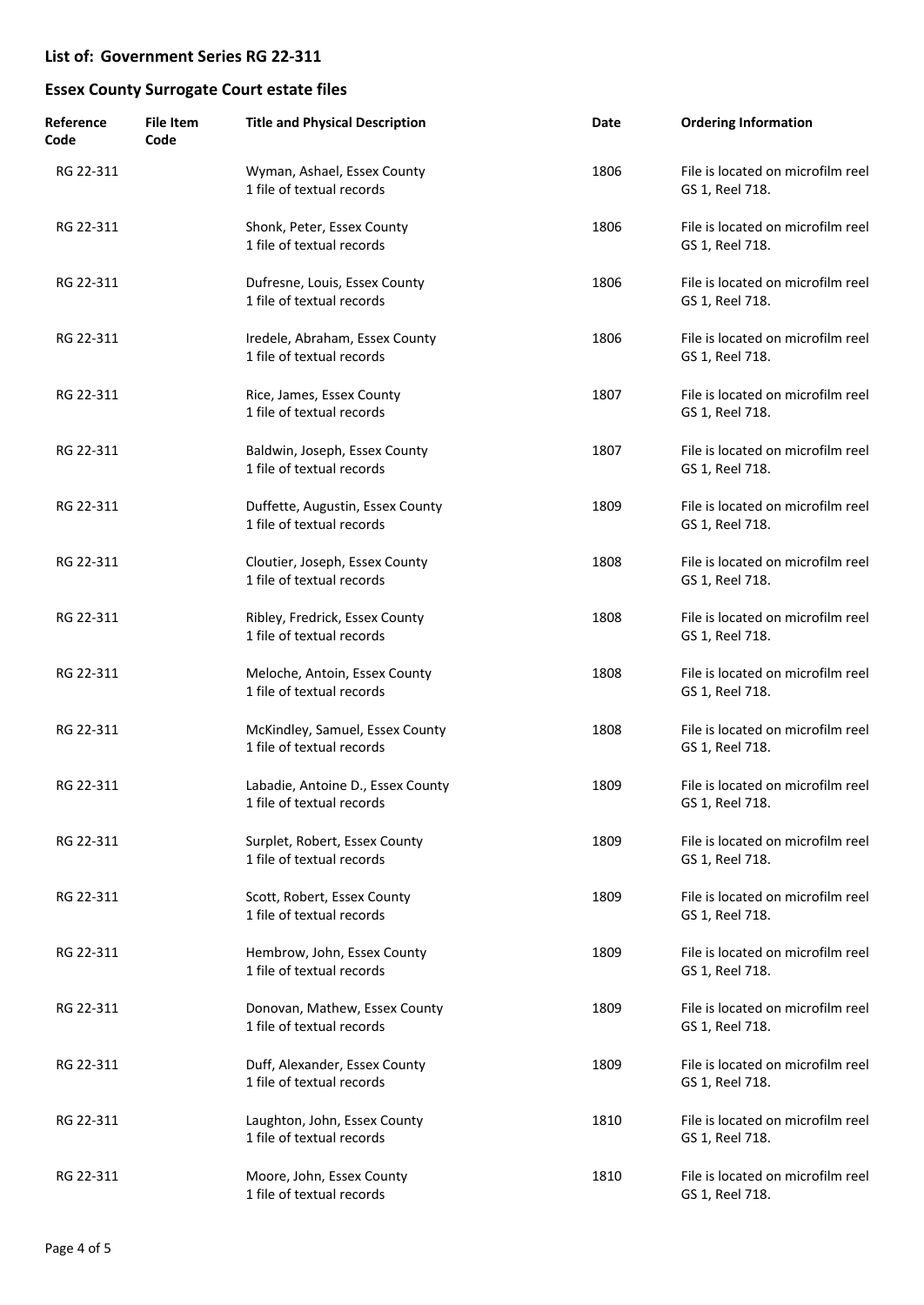## List of: Government Series RG 22-311

## Essex County Surrogate Court estate files

| Reference Code | File Item Code | Title and Physical Description | Date | Ordering Information |
|---|---|---|---|---|
| RG 22-311 | | Wyman, Ashael, Essex County<br>1 file of textual records | 1806 | File is located on microfilm reel GS 1, Reel 718. |
| RG 22-311 | | Shonk, Peter, Essex County<br>1 file of textual records | 1806 | File is located on microfilm reel GS 1, Reel 718. |
| RG 22-311 | | Dufresne, Louis, Essex County<br>1 file of textual records | 1806 | File is located on microfilm reel GS 1, Reel 718. |
| RG 22-311 | | Iredele, Abraham, Essex County<br>1 file of textual records | 1806 | File is located on microfilm reel GS 1, Reel 718. |
| RG 22-311 | | Rice, James, Essex County<br>1 file of textual records | 1807 | File is located on microfilm reel GS 1, Reel 718. |
| RG 22-311 | | Baldwin, Joseph, Essex County<br>1 file of textual records | 1807 | File is located on microfilm reel GS 1, Reel 718. |
| RG 22-311 | | Duffette, Augustin, Essex County<br>1 file of textual records | 1809 | File is located on microfilm reel GS 1, Reel 718. |
| RG 22-311 | | Cloutier, Joseph, Essex County<br>1 file of textual records | 1808 | File is located on microfilm reel GS 1, Reel 718. |
| RG 22-311 | | Ribley, Fredrick, Essex County<br>1 file of textual records | 1808 | File is located on microfilm reel GS 1, Reel 718. |
| RG 22-311 | | Meloche, Antoin, Essex County<br>1 file of textual records | 1808 | File is located on microfilm reel GS 1, Reel 718. |
| RG 22-311 | | McKindley, Samuel, Essex County<br>1 file of textual records | 1808 | File is located on microfilm reel GS 1, Reel 718. |
| RG 22-311 | | Labadie, Antoine D., Essex County<br>1 file of textual records | 1809 | File is located on microfilm reel GS 1, Reel 718. |
| RG 22-311 | | Surplet, Robert, Essex County<br>1 file of textual records | 1809 | File is located on microfilm reel GS 1, Reel 718. |
| RG 22-311 | | Scott, Robert, Essex County<br>1 file of textual records | 1809 | File is located on microfilm reel GS 1, Reel 718. |
| RG 22-311 | | Hembrow, John, Essex County<br>1 file of textual records | 1809 | File is located on microfilm reel GS 1, Reel 718. |
| RG 22-311 | | Donovan, Mathew, Essex County<br>1 file of textual records | 1809 | File is located on microfilm reel GS 1, Reel 718. |
| RG 22-311 | | Duff, Alexander, Essex County<br>1 file of textual records | 1809 | File is located on microfilm reel GS 1, Reel 718. |
| RG 22-311 | | Laughton, John, Essex County<br>1 file of textual records | 1810 | File is located on microfilm reel GS 1, Reel 718. |
| RG 22-311 | | Moore, John, Essex County<br>1 file of textual records | 1810 | File is located on microfilm reel GS 1, Reel 718. |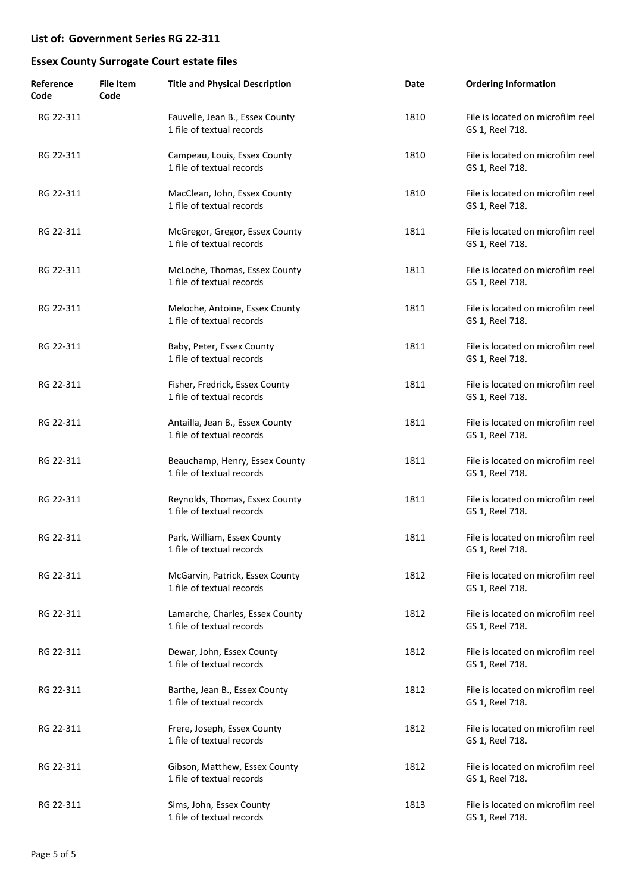## List of: Government Series RG 22-311

## Essex County Surrogate Court estate files

| Reference Code | File Item Code | Title and Physical Description | Date | Ordering Information |
|---|---|---|---|---|
| RG 22-311 | | Fauvelle, Jean B., Essex County<br>1 file of textual records | 1810 | File is located on microfilm reel GS 1, Reel 718. |
| RG 22-311 | | Campeau, Louis, Essex County<br>1 file of textual records | 1810 | File is located on microfilm reel GS 1, Reel 718. |
| RG 22-311 | | MacClean, John, Essex County<br>1 file of textual records | 1810 | File is located on microfilm reel GS 1, Reel 718. |
| RG 22-311 | | McGregor, Gregor, Essex County<br>1 file of textual records | 1811 | File is located on microfilm reel GS 1, Reel 718. |
| RG 22-311 | | McLoche, Thomas, Essex County<br>1 file of textual records | 1811 | File is located on microfilm reel GS 1, Reel 718. |
| RG 22-311 | | Meloche, Antoine, Essex County<br>1 file of textual records | 1811 | File is located on microfilm reel GS 1, Reel 718. |
| RG 22-311 | | Baby, Peter, Essex County<br>1 file of textual records | 1811 | File is located on microfilm reel GS 1, Reel 718. |
| RG 22-311 | | Fisher, Fredrick, Essex County<br>1 file of textual records | 1811 | File is located on microfilm reel GS 1, Reel 718. |
| RG 22-311 | | Antailla, Jean B., Essex County<br>1 file of textual records | 1811 | File is located on microfilm reel GS 1, Reel 718. |
| RG 22-311 | | Beauchamp, Henry, Essex County<br>1 file of textual records | 1811 | File is located on microfilm reel GS 1, Reel 718. |
| RG 22-311 | | Reynolds, Thomas, Essex County<br>1 file of textual records | 1811 | File is located on microfilm reel GS 1, Reel 718. |
| RG 22-311 | | Park, William, Essex County<br>1 file of textual records | 1811 | File is located on microfilm reel GS 1, Reel 718. |
| RG 22-311 | | McGarvin, Patrick, Essex County<br>1 file of textual records | 1812 | File is located on microfilm reel GS 1, Reel 718. |
| RG 22-311 | | Lamarche, Charles, Essex County<br>1 file of textual records | 1812 | File is located on microfilm reel GS 1, Reel 718. |
| RG 22-311 | | Dewar, John, Essex County<br>1 file of textual records | 1812 | File is located on microfilm reel GS 1, Reel 718. |
| RG 22-311 | | Barthe, Jean B., Essex County<br>1 file of textual records | 1812 | File is located on microfilm reel GS 1, Reel 718. |
| RG 22-311 | | Frere, Joseph, Essex County<br>1 file of textual records | 1812 | File is located on microfilm reel GS 1, Reel 718. |
| RG 22-311 | | Gibson, Matthew, Essex County<br>1 file of textual records | 1812 | File is located on microfilm reel GS 1, Reel 718. |
| RG 22-311 | | Sims, John, Essex County<br>1 file of textual records | 1813 | File is located on microfilm reel GS 1, Reel 718. |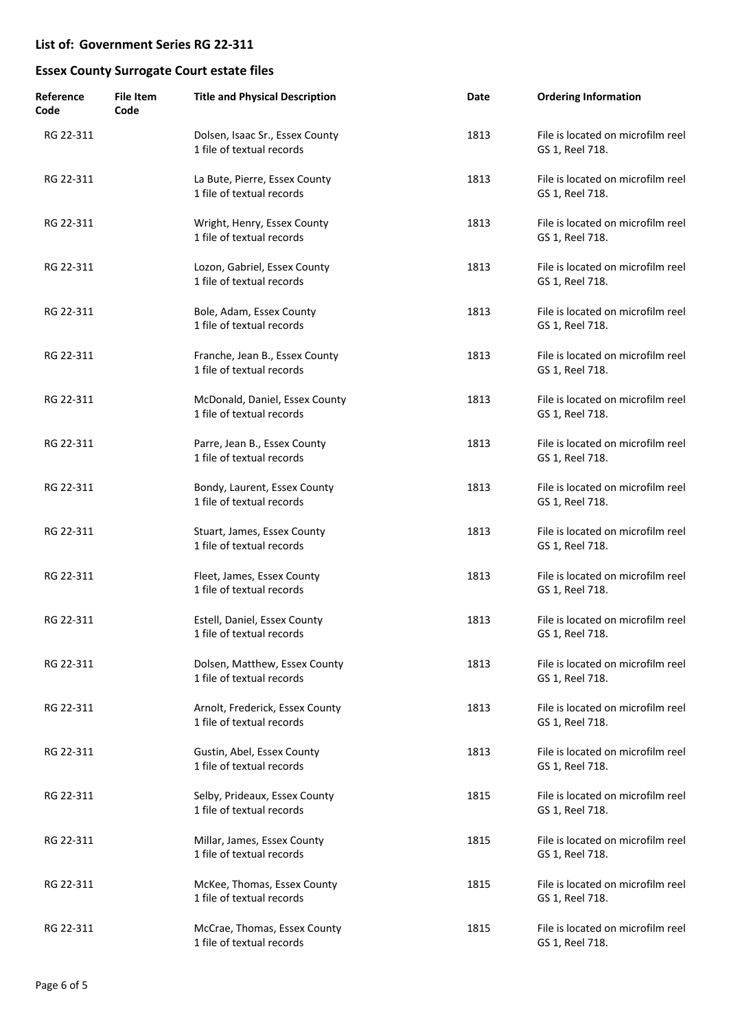## List of: Government Series RG 22-311

## Essex County Surrogate Court estate files

| Reference Code | File Item Code | Title and Physical Description | Date | Ordering Information |
|---|---|---|---|---|
| RG 22-311 | | Dolsen, Isaac Sr., Essex County<br>1 file of textual records | 1813 | File is located on microfilm reel GS 1, Reel 718. |
| RG 22-311 | | La Bute, Pierre, Essex County<br>1 file of textual records | 1813 | File is located on microfilm reel GS 1, Reel 718. |
| RG 22-311 | | Wright, Henry, Essex County<br>1 file of textual records | 1813 | File is located on microfilm reel GS 1, Reel 718. |
| RG 22-311 | | Lozon, Gabriel, Essex County<br>1 file of textual records | 1813 | File is located on microfilm reel GS 1, Reel 718. |
| RG 22-311 | | Bole, Adam, Essex County<br>1 file of textual records | 1813 | File is located on microfilm reel GS 1, Reel 718. |
| RG 22-311 | | Franche, Jean B., Essex County<br>1 file of textual records | 1813 | File is located on microfilm reel GS 1, Reel 718. |
| RG 22-311 | | McDonald, Daniel, Essex County<br>1 file of textual records | 1813 | File is located on microfilm reel GS 1, Reel 718. |
| RG 22-311 | | Parre, Jean B., Essex County<br>1 file of textual records | 1813 | File is located on microfilm reel GS 1, Reel 718. |
| RG 22-311 | | Bondy, Laurent, Essex County<br>1 file of textual records | 1813 | File is located on microfilm reel GS 1, Reel 718. |
| RG 22-311 | | Stuart, James, Essex County<br>1 file of textual records | 1813 | File is located on microfilm reel GS 1, Reel 718. |
| RG 22-311 | | Fleet, James, Essex County<br>1 file of textual records | 1813 | File is located on microfilm reel GS 1, Reel 718. |
| RG 22-311 | | Estell, Daniel, Essex County<br>1 file of textual records | 1813 | File is located on microfilm reel GS 1, Reel 718. |
| RG 22-311 | | Dolsen, Matthew, Essex County<br>1 file of textual records | 1813 | File is located on microfilm reel GS 1, Reel 718. |
| RG 22-311 | | Arnolt, Frederick, Essex County<br>1 file of textual records | 1813 | File is located on microfilm reel GS 1, Reel 718. |
| RG 22-311 | | Gustin, Abel, Essex County<br>1 file of textual records | 1813 | File is located on microfilm reel GS 1, Reel 718. |
| RG 22-311 | | Selby, Prideaux, Essex County<br>1 file of textual records | 1815 | File is located on microfilm reel GS 1, Reel 718. |
| RG 22-311 | | Millar, James, Essex County<br>1 file of textual records | 1815 | File is located on microfilm reel GS 1, Reel 718. |
| RG 22-311 | | McKee, Thomas, Essex County<br>1 file of textual records | 1815 | File is located on microfilm reel GS 1, Reel 718. |
| RG 22-311 | | McCrae, Thomas, Essex County<br>1 file of textual records | 1815 | File is located on microfilm reel GS 1, Reel 718. |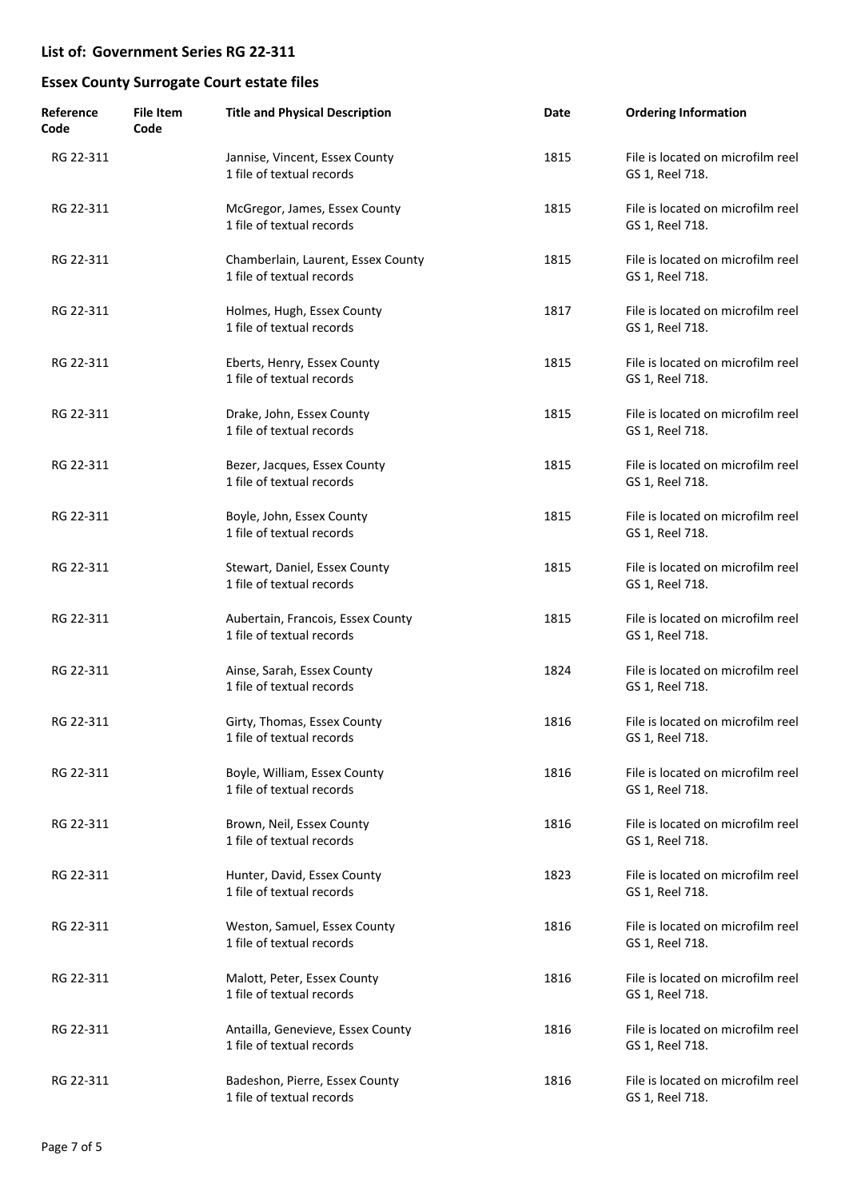## List of: Government Series RG 22-311

## Essex County Surrogate Court estate files

| Reference Code | File Item Code | Title and Physical Description | Date | Ordering Information |
| --- | --- | --- | --- | --- |
| RG 22-311 | | Jannise, Vincent, Essex County<br>1 file of textual records | 1815 | File is located on microfilm reel GS 1, Reel 718. |
| RG 22-311 | | McGregor, James, Essex County<br>1 file of textual records | 1815 | File is located on microfilm reel GS 1, Reel 718. |
| RG 22-311 | | Chamberlain, Laurent, Essex County<br>1 file of textual records | 1815 | File is located on microfilm reel GS 1, Reel 718. |
| RG 22-311 | | Holmes, Hugh, Essex County<br>1 file of textual records | 1817 | File is located on microfilm reel GS 1, Reel 718. |
| RG 22-311 | | Eberts, Henry, Essex County<br>1 file of textual records | 1815 | File is located on microfilm reel GS 1, Reel 718. |
| RG 22-311 | | Drake, John, Essex County<br>1 file of textual records | 1815 | File is located on microfilm reel GS 1, Reel 718. |
| RG 22-311 | | Bezer, Jacques, Essex County<br>1 file of textual records | 1815 | File is located on microfilm reel GS 1, Reel 718. |
| RG 22-311 | | Boyle, John, Essex County<br>1 file of textual records | 1815 | File is located on microfilm reel GS 1, Reel 718. |
| RG 22-311 | | Stewart, Daniel, Essex County<br>1 file of textual records | 1815 | File is located on microfilm reel GS 1, Reel 718. |
| RG 22-311 | | Aubertain, Francois, Essex County<br>1 file of textual records | 1815 | File is located on microfilm reel GS 1, Reel 718. |
| RG 22-311 | | Ainse, Sarah, Essex County<br>1 file of textual records | 1824 | File is located on microfilm reel GS 1, Reel 718. |
| RG 22-311 | | Girty, Thomas, Essex County<br>1 file of textual records | 1816 | File is located on microfilm reel GS 1, Reel 718. |
| RG 22-311 | | Boyle, William, Essex County<br>1 file of textual records | 1816 | File is located on microfilm reel GS 1, Reel 718. |
| RG 22-311 | | Brown, Neil, Essex County<br>1 file of textual records | 1816 | File is located on microfilm reel GS 1, Reel 718. |
| RG 22-311 | | Hunter, David, Essex County<br>1 file of textual records | 1823 | File is located on microfilm reel GS 1, Reel 718. |
| RG 22-311 | | Weston, Samuel, Essex County<br>1 file of textual records | 1816 | File is located on microfilm reel GS 1, Reel 718. |
| RG 22-311 | | Malott, Peter, Essex County<br>1 file of textual records | 1816 | File is located on microfilm reel GS 1, Reel 718. |
| RG 22-311 | | Antailla, Genevieve, Essex County<br>1 file of textual records | 1816 | File is located on microfilm reel GS 1, Reel 718. |
| RG 22-311 | | Badeshon, Pierre, Essex County<br>1 file of textual records | 1816 | File is located on microfilm reel GS 1, Reel 718. |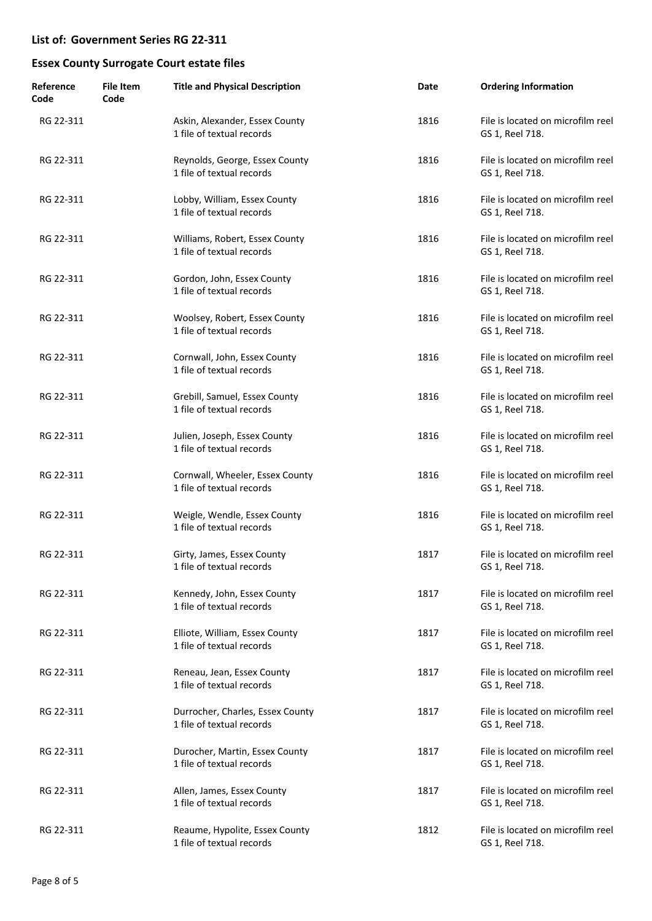**List of: Government Series RG 22-311**

**Essex County Surrogate Court estate files**

| Reference Code | File Item Code | Title and Physical Description | Date | Ordering Information |
|---|---|---|---|---|
| RG 22-311 | | Askin, Alexander, Essex County<br>1 file of textual records | 1816 | File is located on microfilm reel GS 1, Reel 718. |
| RG 22-311 | | Reynolds, George, Essex County<br>1 file of textual records | 1816 | File is located on microfilm reel GS 1, Reel 718. |
| RG 22-311 | | Lobby, William, Essex County<br>1 file of textual records | 1816 | File is located on microfilm reel GS 1, Reel 718. |
| RG 22-311 | | Williams, Robert, Essex County<br>1 file of textual records | 1816 | File is located on microfilm reel GS 1, Reel 718. |
| RG 22-311 | | Gordon, John, Essex County<br>1 file of textual records | 1816 | File is located on microfilm reel GS 1, Reel 718. |
| RG 22-311 | | Woolsey, Robert, Essex County<br>1 file of textual records | 1816 | File is located on microfilm reel GS 1, Reel 718. |
| RG 22-311 | | Cornwall, John, Essex County<br>1 file of textual records | 1816 | File is located on microfilm reel GS 1, Reel 718. |
| RG 22-311 | | Grebill, Samuel, Essex County<br>1 file of textual records | 1816 | File is located on microfilm reel GS 1, Reel 718. |
| RG 22-311 | | Julien, Joseph, Essex County<br>1 file of textual records | 1816 | File is located on microfilm reel GS 1, Reel 718. |
| RG 22-311 | | Cornwall, Wheeler, Essex County<br>1 file of textual records | 1816 | File is located on microfilm reel GS 1, Reel 718. |
| RG 22-311 | | Weigle, Wendle, Essex County<br>1 file of textual records | 1816 | File is located on microfilm reel GS 1, Reel 718. |
| RG 22-311 | | Girty, James, Essex County<br>1 file of textual records | 1817 | File is located on microfilm reel GS 1, Reel 718. |
| RG 22-311 | | Kennedy, John, Essex County<br>1 file of textual records | 1817 | File is located on microfilm reel GS 1, Reel 718. |
| RG 22-311 | | Elliote, William, Essex County<br>1 file of textual records | 1817 | File is located on microfilm reel GS 1, Reel 718. |
| RG 22-311 | | Reneau, Jean, Essex County<br>1 file of textual records | 1817 | File is located on microfilm reel GS 1, Reel 718. |
| RG 22-311 | | Durrocher, Charles, Essex County<br>1 file of textual records | 1817 | File is located on microfilm reel GS 1, Reel 718. |
| RG 22-311 | | Durocher, Martin, Essex County<br>1 file of textual records | 1817 | File is located on microfilm reel GS 1, Reel 718. |
| RG 22-311 | | Allen, James, Essex County<br>1 file of textual records | 1817 | File is located on microfilm reel GS 1, Reel 718. |
| RG 22-311 | | Reaume, Hypolite, Essex County<br>1 file of textual records | 1812 | File is located on microfilm reel GS 1, Reel 718. |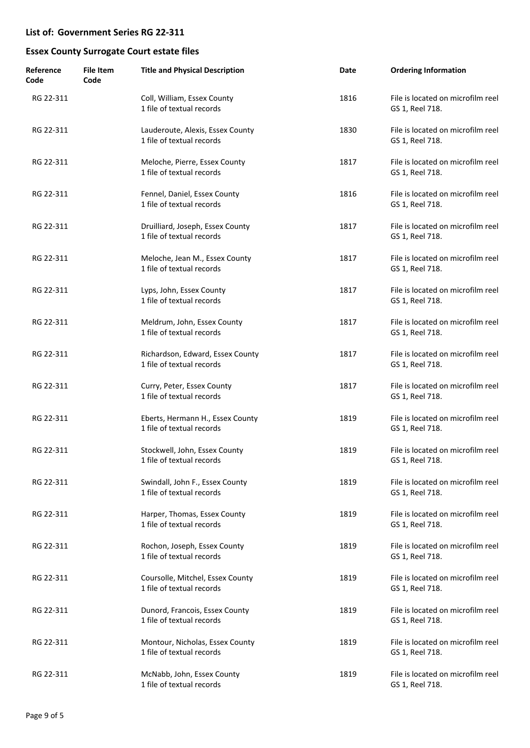## List of: Government Series RG 22-311

## Essex County Surrogate Court estate files

| Reference Code | File Item Code | Title and Physical Description | Date | Ordering Information |
|---|---|---|---|---|
| RG 22-311 | | Coll, William, Essex County<br>1 file of textual records | 1816 | File is located on microfilm reel GS 1, Reel 718. |
| RG 22-311 | | Lauderoute, Alexis, Essex County<br>1 file of textual records | 1830 | File is located on microfilm reel GS 1, Reel 718. |
| RG 22-311 | | Meloche, Pierre, Essex County<br>1 file of textual records | 1817 | File is located on microfilm reel GS 1, Reel 718. |
| RG 22-311 | | Fennel, Daniel, Essex County<br>1 file of textual records | 1816 | File is located on microfilm reel GS 1, Reel 718. |
| RG 22-311 | | Druilliard, Joseph, Essex County<br>1 file of textual records | 1817 | File is located on microfilm reel GS 1, Reel 718. |
| RG 22-311 | | Meloche, Jean M., Essex County<br>1 file of textual records | 1817 | File is located on microfilm reel GS 1, Reel 718. |
| RG 22-311 | | Lyps, John, Essex County<br>1 file of textual records | 1817 | File is located on microfilm reel GS 1, Reel 718. |
| RG 22-311 | | Meldrum, John, Essex County<br>1 file of textual records | 1817 | File is located on microfilm reel GS 1, Reel 718. |
| RG 22-311 | | Richardson, Edward, Essex County<br>1 file of textual records | 1817 | File is located on microfilm reel GS 1, Reel 718. |
| RG 22-311 | | Curry, Peter, Essex County<br>1 file of textual records | 1817 | File is located on microfilm reel GS 1, Reel 718. |
| RG 22-311 | | Eberts, Hermann H., Essex County<br>1 file of textual records | 1819 | File is located on microfilm reel GS 1, Reel 718. |
| RG 22-311 | | Stockwell, John, Essex County<br>1 file of textual records | 1819 | File is located on microfilm reel GS 1, Reel 718. |
| RG 22-311 | | Swindall, John F., Essex County<br>1 file of textual records | 1819 | File is located on microfilm reel GS 1, Reel 718. |
| RG 22-311 | | Harper, Thomas, Essex County<br>1 file of textual records | 1819 | File is located on microfilm reel GS 1, Reel 718. |
| RG 22-311 | | Rochon, Joseph, Essex County<br>1 file of textual records | 1819 | File is located on microfilm reel GS 1, Reel 718. |
| RG 22-311 | | Coursolle, Mitchel, Essex County<br>1 file of textual records | 1819 | File is located on microfilm reel GS 1, Reel 718. |
| RG 22-311 | | Dunord, Francois, Essex County<br>1 file of textual records | 1819 | File is located on microfilm reel GS 1, Reel 718. |
| RG 22-311 | | Montour, Nicholas, Essex County<br>1 file of textual records | 1819 | File is located on microfilm reel GS 1, Reel 718. |
| RG 22-311 | | McNabb, John, Essex County<br>1 file of textual records | 1819 | File is located on microfilm reel GS 1, Reel 718. |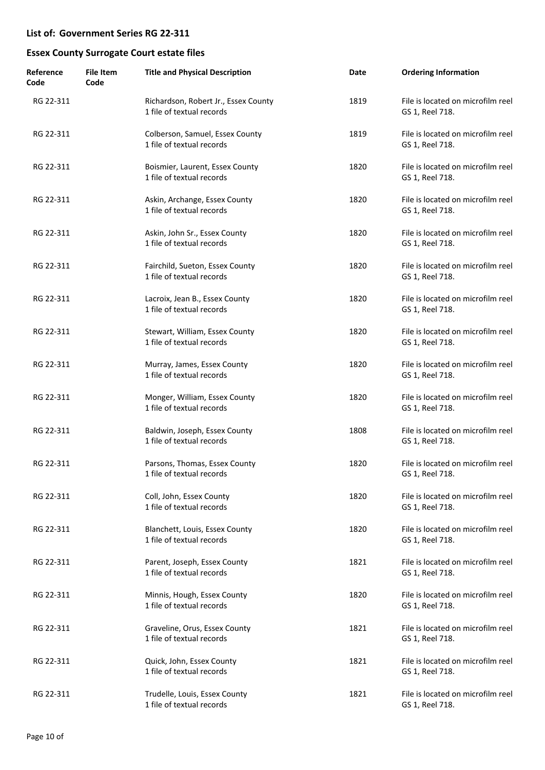## List of: Government Series RG 22-311

## Essex County Surrogate Court estate files

| Reference Code | File Item Code | Title and Physical Description | Date | Ordering Information |
|---|---|---|---|---|
| RG 22-311 | | Richardson, Robert Jr., Essex County<br>1 file of textual records | 1819 | File is located on microfilm reel GS 1, Reel 718. |
| RG 22-311 | | Colberson, Samuel, Essex County<br>1 file of textual records | 1819 | File is located on microfilm reel GS 1, Reel 718. |
| RG 22-311 | | Boismier, Laurent, Essex County<br>1 file of textual records | 1820 | File is located on microfilm reel GS 1, Reel 718. |
| RG 22-311 | | Askin, Archange, Essex County<br>1 file of textual records | 1820 | File is located on microfilm reel GS 1, Reel 718. |
| RG 22-311 | | Askin, John Sr., Essex County<br>1 file of textual records | 1820 | File is located on microfilm reel GS 1, Reel 718. |
| RG 22-311 | | Fairchild, Sueton, Essex County<br>1 file of textual records | 1820 | File is located on microfilm reel GS 1, Reel 718. |
| RG 22-311 | | Lacroix, Jean B., Essex County<br>1 file of textual records | 1820 | File is located on microfilm reel GS 1, Reel 718. |
| RG 22-311 | | Stewart, William, Essex County<br>1 file of textual records | 1820 | File is located on microfilm reel GS 1, Reel 718. |
| RG 22-311 | | Murray, James, Essex County<br>1 file of textual records | 1820 | File is located on microfilm reel GS 1, Reel 718. |
| RG 22-311 | | Monger, William, Essex County<br>1 file of textual records | 1820 | File is located on microfilm reel GS 1, Reel 718. |
| RG 22-311 | | Baldwin, Joseph, Essex County<br>1 file of textual records | 1808 | File is located on microfilm reel GS 1, Reel 718. |
| RG 22-311 | | Parsons, Thomas, Essex County<br>1 file of textual records | 1820 | File is located on microfilm reel GS 1, Reel 718. |
| RG 22-311 | | Coll, John, Essex County<br>1 file of textual records | 1820 | File is located on microfilm reel GS 1, Reel 718. |
| RG 22-311 | | Blanchett, Louis, Essex County<br>1 file of textual records | 1820 | File is located on microfilm reel GS 1, Reel 718. |
| RG 22-311 | | Parent, Joseph, Essex County<br>1 file of textual records | 1821 | File is located on microfilm reel GS 1, Reel 718. |
| RG 22-311 | | Minnis, Hough, Essex County<br>1 file of textual records | 1820 | File is located on microfilm reel GS 1, Reel 718. |
| RG 22-311 | | Graveline, Orus, Essex County<br>1 file of textual records | 1821 | File is located on microfilm reel GS 1, Reel 718. |
| RG 22-311 | | Quick, John, Essex County<br>1 file of textual records | 1821 | File is located on microfilm reel GS 1, Reel 718. |
| RG 22-311 | | Trudelle, Louis, Essex County<br>1 file of textual records | 1821 | File is located on microfilm reel GS 1, Reel 718. |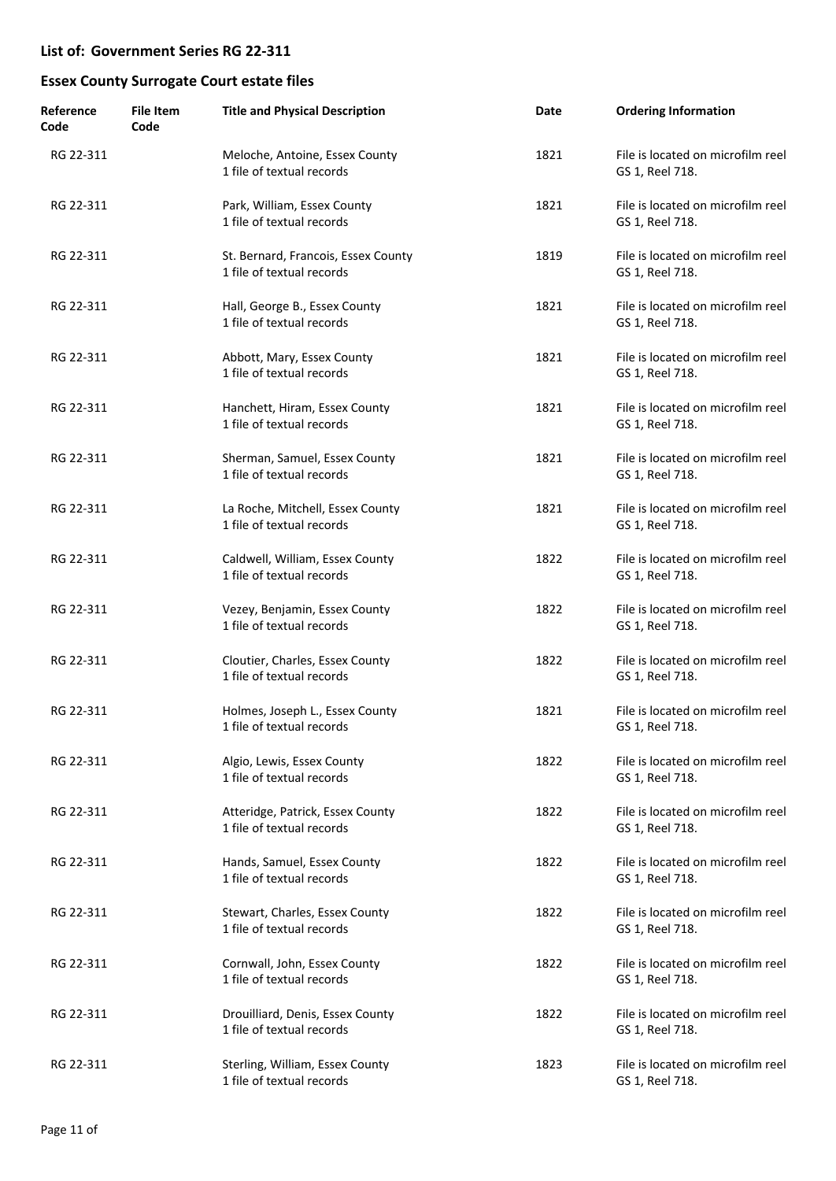## List of: Government Series RG 22-311

## Essex County Surrogate Court estate files

| Reference Code | File Item Code | Title and Physical Description | Date | Ordering Information |
|---|---|---|---|---|
| RG 22-311 | | Meloche, Antoine, Essex County<br>1 file of textual records | 1821 | File is located on microfilm reel GS 1, Reel 718. |
| RG 22-311 | | Park, William, Essex County<br>1 file of textual records | 1821 | File is located on microfilm reel GS 1, Reel 718. |
| RG 22-311 | | St. Bernard, Francois, Essex County<br>1 file of textual records | 1819 | File is located on microfilm reel GS 1, Reel 718. |
| RG 22-311 | | Hall, George B., Essex County<br>1 file of textual records | 1821 | File is located on microfilm reel GS 1, Reel 718. |
| RG 22-311 | | Abbott, Mary, Essex County<br>1 file of textual records | 1821 | File is located on microfilm reel GS 1, Reel 718. |
| RG 22-311 | | Hanchett, Hiram, Essex County<br>1 file of textual records | 1821 | File is located on microfilm reel GS 1, Reel 718. |
| RG 22-311 | | Sherman, Samuel, Essex County<br>1 file of textual records | 1821 | File is located on microfilm reel GS 1, Reel 718. |
| RG 22-311 | | La Roche, Mitchell, Essex County<br>1 file of textual records | 1821 | File is located on microfilm reel GS 1, Reel 718. |
| RG 22-311 | | Caldwell, William, Essex County<br>1 file of textual records | 1822 | File is located on microfilm reel GS 1, Reel 718. |
| RG 22-311 | | Vezey, Benjamin, Essex County<br>1 file of textual records | 1822 | File is located on microfilm reel GS 1, Reel 718. |
| RG 22-311 | | Cloutier, Charles, Essex County<br>1 file of textual records | 1822 | File is located on microfilm reel GS 1, Reel 718. |
| RG 22-311 | | Holmes, Joseph L., Essex County<br>1 file of textual records | 1821 | File is located on microfilm reel GS 1, Reel 718. |
| RG 22-311 | | Algio, Lewis, Essex County<br>1 file of textual records | 1822 | File is located on microfilm reel GS 1, Reel 718. |
| RG 22-311 | | Atteridge, Patrick, Essex County<br>1 file of textual records | 1822 | File is located on microfilm reel GS 1, Reel 718. |
| RG 22-311 | | Hands, Samuel, Essex County<br>1 file of textual records | 1822 | File is located on microfilm reel GS 1, Reel 718. |
| RG 22-311 | | Stewart, Charles, Essex County<br>1 file of textual records | 1822 | File is located on microfilm reel GS 1, Reel 718. |
| RG 22-311 | | Cornwall, John, Essex County<br>1 file of textual records | 1822 | File is located on microfilm reel GS 1, Reel 718. |
| RG 22-311 | | Drouilliard, Denis, Essex County<br>1 file of textual records | 1822 | File is located on microfilm reel GS 1, Reel 718. |
| RG 22-311 | | Sterling, William, Essex County<br>1 file of textual records | 1823 | File is located on microfilm reel GS 1, Reel 718. |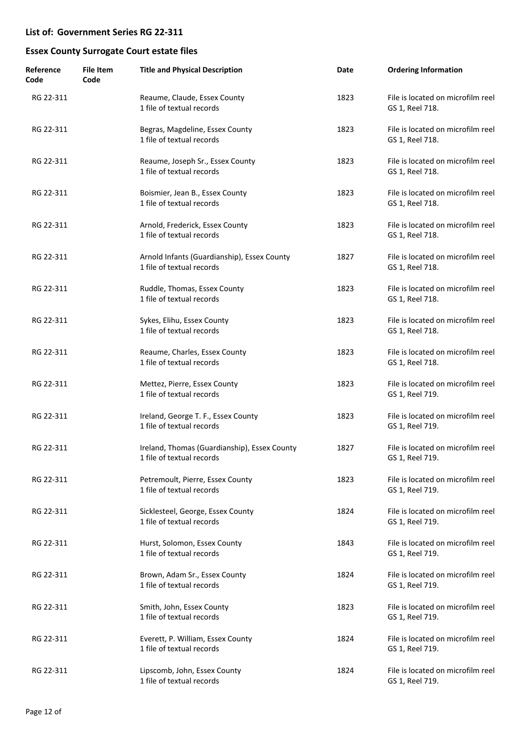## List of: Government Series RG 22-311

## Essex County Surrogate Court estate files

| Reference Code | File Item Code | Title and Physical Description | Date | Ordering Information |
|---|---|---|---|---|
| RG 22-311 | | Reaume, Claude, Essex County<br>1 file of textual records | 1823 | File is located on microfilm reel GS 1, Reel 718. |
| RG 22-311 | | Begras, Magdeline, Essex County<br>1 file of textual records | 1823 | File is located on microfilm reel GS 1, Reel 718. |
| RG 22-311 | | Reaume, Joseph Sr., Essex County<br>1 file of textual records | 1823 | File is located on microfilm reel GS 1, Reel 718. |
| RG 22-311 | | Boismier, Jean B., Essex County<br>1 file of textual records | 1823 | File is located on microfilm reel GS 1, Reel 718. |
| RG 22-311 | | Arnold, Frederick, Essex County<br>1 file of textual records | 1823 | File is located on microfilm reel GS 1, Reel 718. |
| RG 22-311 | | Arnold Infants (Guardianship), Essex County<br>1 file of textual records | 1827 | File is located on microfilm reel GS 1, Reel 718. |
| RG 22-311 | | Ruddle, Thomas, Essex County<br>1 file of textual records | 1823 | File is located on microfilm reel GS 1, Reel 718. |
| RG 22-311 | | Sykes, Elihu, Essex County<br>1 file of textual records | 1823 | File is located on microfilm reel GS 1, Reel 718. |
| RG 22-311 | | Reaume, Charles, Essex County<br>1 file of textual records | 1823 | File is located on microfilm reel GS 1, Reel 718. |
| RG 22-311 | | Mettez, Pierre, Essex County<br>1 file of textual records | 1823 | File is located on microfilm reel GS 1, Reel 719. |
| RG 22-311 | | Ireland, George T. F., Essex County<br>1 file of textual records | 1823 | File is located on microfilm reel GS 1, Reel 719. |
| RG 22-311 | | Ireland, Thomas (Guardianship), Essex County<br>1 file of textual records | 1827 | File is located on microfilm reel GS 1, Reel 719. |
| RG 22-311 | | Petremoult, Pierre, Essex County<br>1 file of textual records | 1823 | File is located on microfilm reel GS 1, Reel 719. |
| RG 22-311 | | Sicklesteel, George, Essex County<br>1 file of textual records | 1824 | File is located on microfilm reel GS 1, Reel 719. |
| RG 22-311 | | Hurst, Solomon, Essex County<br>1 file of textual records | 1843 | File is located on microfilm reel GS 1, Reel 719. |
| RG 22-311 | | Brown, Adam Sr., Essex County<br>1 file of textual records | 1824 | File is located on microfilm reel GS 1, Reel 719. |
| RG 22-311 | | Smith, John, Essex County<br>1 file of textual records | 1823 | File is located on microfilm reel GS 1, Reel 719. |
| RG 22-311 | | Everett, P. William, Essex County<br>1 file of textual records | 1824 | File is located on microfilm reel GS 1, Reel 719. |
| RG 22-311 | | Lipscomb, John, Essex County<br>1 file of textual records | 1824 | File is located on microfilm reel GS 1, Reel 719. |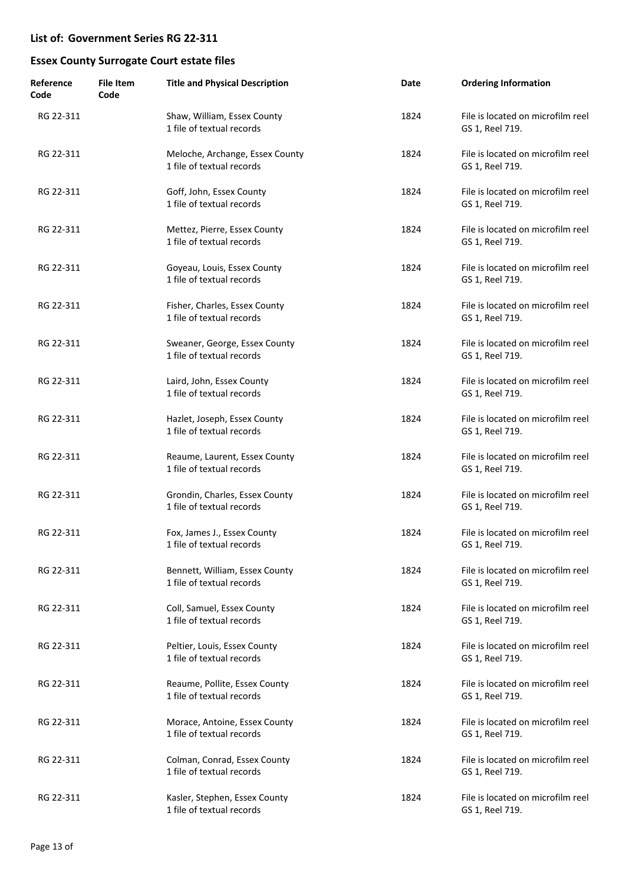## List of: Government Series RG 22-311

## Essex County Surrogate Court estate files

| Reference Code | File Item Code | Title and Physical Description | Date | Ordering Information |
|---|---|---|---|---|
| RG 22-311 | | Shaw, William, Essex County<br>1 file of textual records | 1824 | File is located on microfilm reel GS 1, Reel 719. |
| RG 22-311 | | Meloche, Archange, Essex County<br>1 file of textual records | 1824 | File is located on microfilm reel GS 1, Reel 719. |
| RG 22-311 | | Goff, John, Essex County<br>1 file of textual records | 1824 | File is located on microfilm reel GS 1, Reel 719. |
| RG 22-311 | | Mettez, Pierre, Essex County<br>1 file of textual records | 1824 | File is located on microfilm reel GS 1, Reel 719. |
| RG 22-311 | | Goyeau, Louis, Essex County<br>1 file of textual records | 1824 | File is located on microfilm reel GS 1, Reel 719. |
| RG 22-311 | | Fisher, Charles, Essex County<br>1 file of textual records | 1824 | File is located on microfilm reel GS 1, Reel 719. |
| RG 22-311 | | Sweaner, George, Essex County<br>1 file of textual records | 1824 | File is located on microfilm reel GS 1, Reel 719. |
| RG 22-311 | | Laird, John, Essex County<br>1 file of textual records | 1824 | File is located on microfilm reel GS 1, Reel 719. |
| RG 22-311 | | Hazlet, Joseph, Essex County<br>1 file of textual records | 1824 | File is located on microfilm reel GS 1, Reel 719. |
| RG 22-311 | | Reaume, Laurent, Essex County<br>1 file of textual records | 1824 | File is located on microfilm reel GS 1, Reel 719. |
| RG 22-311 | | Grondin, Charles, Essex County<br>1 file of textual records | 1824 | File is located on microfilm reel GS 1, Reel 719. |
| RG 22-311 | | Fox, James J., Essex County<br>1 file of textual records | 1824 | File is located on microfilm reel GS 1, Reel 719. |
| RG 22-311 | | Bennett, William, Essex County<br>1 file of textual records | 1824 | File is located on microfilm reel GS 1, Reel 719. |
| RG 22-311 | | Coll, Samuel, Essex County<br>1 file of textual records | 1824 | File is located on microfilm reel GS 1, Reel 719. |
| RG 22-311 | | Peltier, Louis, Essex County<br>1 file of textual records | 1824 | File is located on microfilm reel GS 1, Reel 719. |
| RG 22-311 | | Reaume, Pollite, Essex County<br>1 file of textual records | 1824 | File is located on microfilm reel GS 1, Reel 719. |
| RG 22-311 | | Morace, Antoine, Essex County<br>1 file of textual records | 1824 | File is located on microfilm reel GS 1, Reel 719. |
| RG 22-311 | | Colman, Conrad, Essex County<br>1 file of textual records | 1824 | File is located on microfilm reel GS 1, Reel 719. |
| RG 22-311 | | Kasler, Stephen, Essex County<br>1 file of textual records | 1824 | File is located on microfilm reel GS 1, Reel 719. |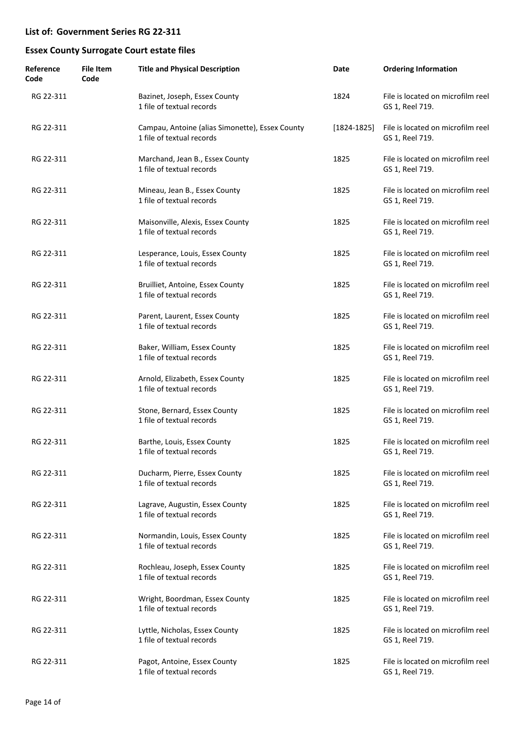## List of: Government Series RG 22-311

## Essex County Surrogate Court estate files

| Reference Code | File Item Code | Title and Physical Description | Date | Ordering Information |
|---|---|---|---|---|
| RG 22-311 | | Bazinet, Joseph, Essex County<br>1 file of textual records | 1824 | File is located on microfilm reel GS 1, Reel 719. |
| RG 22-311 | | Campau, Antoine (alias Simonette), Essex County<br>1 file of textual records | [1824-1825] | File is located on microfilm reel GS 1, Reel 719. |
| RG 22-311 | | Marchand, Jean B., Essex County<br>1 file of textual records | 1825 | File is located on microfilm reel GS 1, Reel 719. |
| RG 22-311 | | Mineau, Jean B., Essex County<br>1 file of textual records | 1825 | File is located on microfilm reel GS 1, Reel 719. |
| RG 22-311 | | Maisonville, Alexis, Essex County<br>1 file of textual records | 1825 | File is located on microfilm reel GS 1, Reel 719. |
| RG 22-311 | | Lesperance, Louis, Essex County<br>1 file of textual records | 1825 | File is located on microfilm reel GS 1, Reel 719. |
| RG 22-311 | | Bruilliet, Antoine, Essex County<br>1 file of textual records | 1825 | File is located on microfilm reel GS 1, Reel 719. |
| RG 22-311 | | Parent, Laurent, Essex County<br>1 file of textual records | 1825 | File is located on microfilm reel GS 1, Reel 719. |
| RG 22-311 | | Baker, William, Essex County<br>1 file of textual records | 1825 | File is located on microfilm reel GS 1, Reel 719. |
| RG 22-311 | | Arnold, Elizabeth, Essex County<br>1 file of textual records | 1825 | File is located on microfilm reel GS 1, Reel 719. |
| RG 22-311 | | Stone, Bernard, Essex County<br>1 file of textual records | 1825 | File is located on microfilm reel GS 1, Reel 719. |
| RG 22-311 | | Barthe, Louis, Essex County<br>1 file of textual records | 1825 | File is located on microfilm reel GS 1, Reel 719. |
| RG 22-311 | | Ducharm, Pierre, Essex County<br>1 file of textual records | 1825 | File is located on microfilm reel GS 1, Reel 719. |
| RG 22-311 | | Lagrave, Augustin, Essex County<br>1 file of textual records | 1825 | File is located on microfilm reel GS 1, Reel 719. |
| RG 22-311 | | Normandin, Louis, Essex County<br>1 file of textual records | 1825 | File is located on microfilm reel GS 1, Reel 719. |
| RG 22-311 | | Rochleau, Joseph, Essex County<br>1 file of textual records | 1825 | File is located on microfilm reel GS 1, Reel 719. |
| RG 22-311 | | Wright, Boordman, Essex County<br>1 file of textual records | 1825 | File is located on microfilm reel GS 1, Reel 719. |
| RG 22-311 | | Lyttle, Nicholas, Essex County<br>1 file of textual records | 1825 | File is located on microfilm reel GS 1, Reel 719. |
| RG 22-311 | | Pagot, Antoine, Essex County<br>1 file of textual records | 1825 | File is located on microfilm reel GS 1, Reel 719. |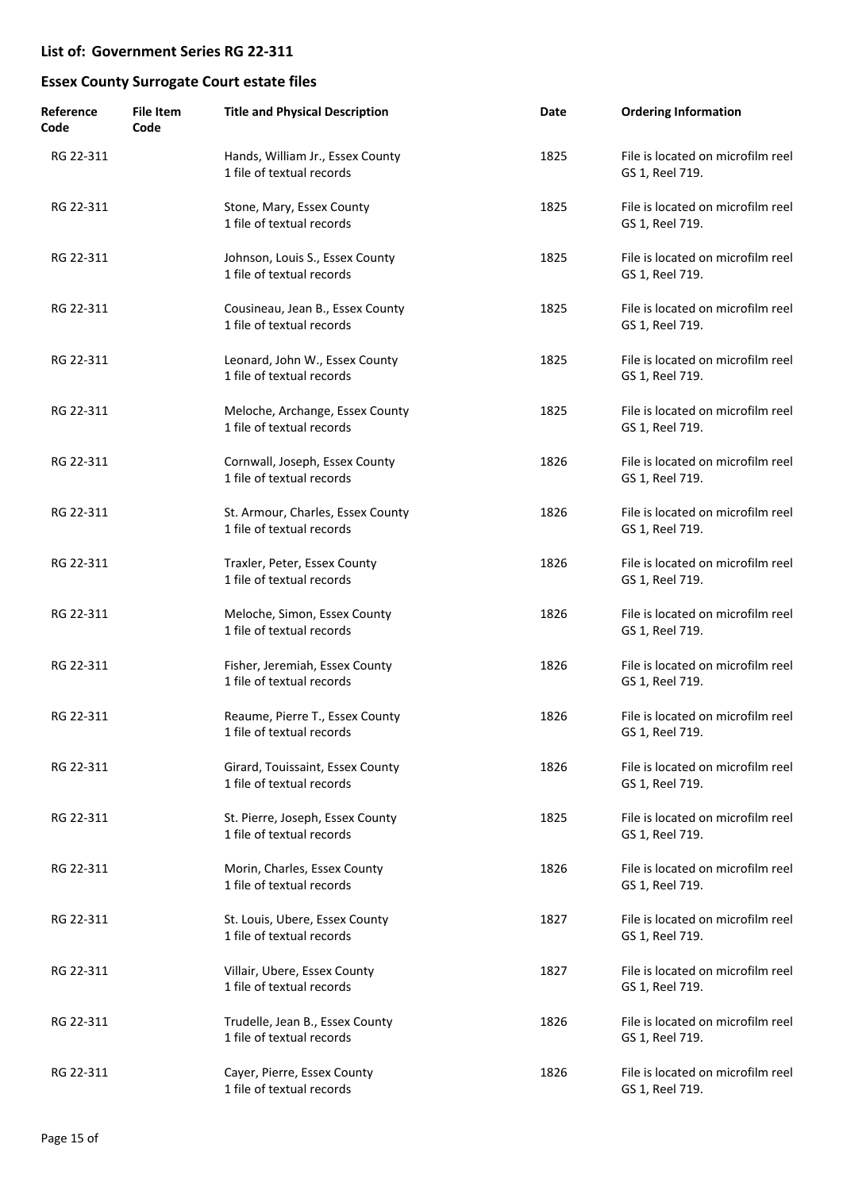## List of: Government Series RG 22-311

## Essex County Surrogate Court estate files

| Reference Code | File Item Code | Title and Physical Description | Date | Ordering Information |
|---|---|---|---|---|
| RG 22-311 | | Hands, William Jr., Essex County<br>1 file of textual records | 1825 | File is located on microfilm reel GS 1, Reel 719. |
| RG 22-311 | | Stone, Mary, Essex County<br>1 file of textual records | 1825 | File is located on microfilm reel GS 1, Reel 719. |
| RG 22-311 | | Johnson, Louis S., Essex County<br>1 file of textual records | 1825 | File is located on microfilm reel GS 1, Reel 719. |
| RG 22-311 | | Cousineau, Jean B., Essex County<br>1 file of textual records | 1825 | File is located on microfilm reel GS 1, Reel 719. |
| RG 22-311 | | Leonard, John W., Essex County<br>1 file of textual records | 1825 | File is located on microfilm reel GS 1, Reel 719. |
| RG 22-311 | | Meloche, Archange, Essex County<br>1 file of textual records | 1825 | File is located on microfilm reel GS 1, Reel 719. |
| RG 22-311 | | Cornwall, Joseph, Essex County<br>1 file of textual records | 1826 | File is located on microfilm reel GS 1, Reel 719. |
| RG 22-311 | | St. Armour, Charles, Essex County<br>1 file of textual records | 1826 | File is located on microfilm reel GS 1, Reel 719. |
| RG 22-311 | | Traxler, Peter, Essex County<br>1 file of textual records | 1826 | File is located on microfilm reel GS 1, Reel 719. |
| RG 22-311 | | Meloche, Simon, Essex County<br>1 file of textual records | 1826 | File is located on microfilm reel GS 1, Reel 719. |
| RG 22-311 | | Fisher, Jeremiah, Essex County<br>1 file of textual records | 1826 | File is located on microfilm reel GS 1, Reel 719. |
| RG 22-311 | | Reaume, Pierre T., Essex County<br>1 file of textual records | 1826 | File is located on microfilm reel GS 1, Reel 719. |
| RG 22-311 | | Girard, Touissaint, Essex County<br>1 file of textual records | 1826 | File is located on microfilm reel GS 1, Reel 719. |
| RG 22-311 | | St. Pierre, Joseph, Essex County<br>1 file of textual records | 1825 | File is located on microfilm reel GS 1, Reel 719. |
| RG 22-311 | | Morin, Charles, Essex County<br>1 file of textual records | 1826 | File is located on microfilm reel GS 1, Reel 719. |
| RG 22-311 | | St. Louis, Ubere, Essex County<br>1 file of textual records | 1827 | File is located on microfilm reel GS 1, Reel 719. |
| RG 22-311 | | Villair, Ubere, Essex County<br>1 file of textual records | 1827 | File is located on microfilm reel GS 1, Reel 719. |
| RG 22-311 | | Trudelle, Jean B., Essex County<br>1 file of textual records | 1826 | File is located on microfilm reel GS 1, Reel 719. |
| RG 22-311 | | Cayer, Pierre, Essex County<br>1 file of textual records | 1826 | File is located on microfilm reel GS 1, Reel 719. |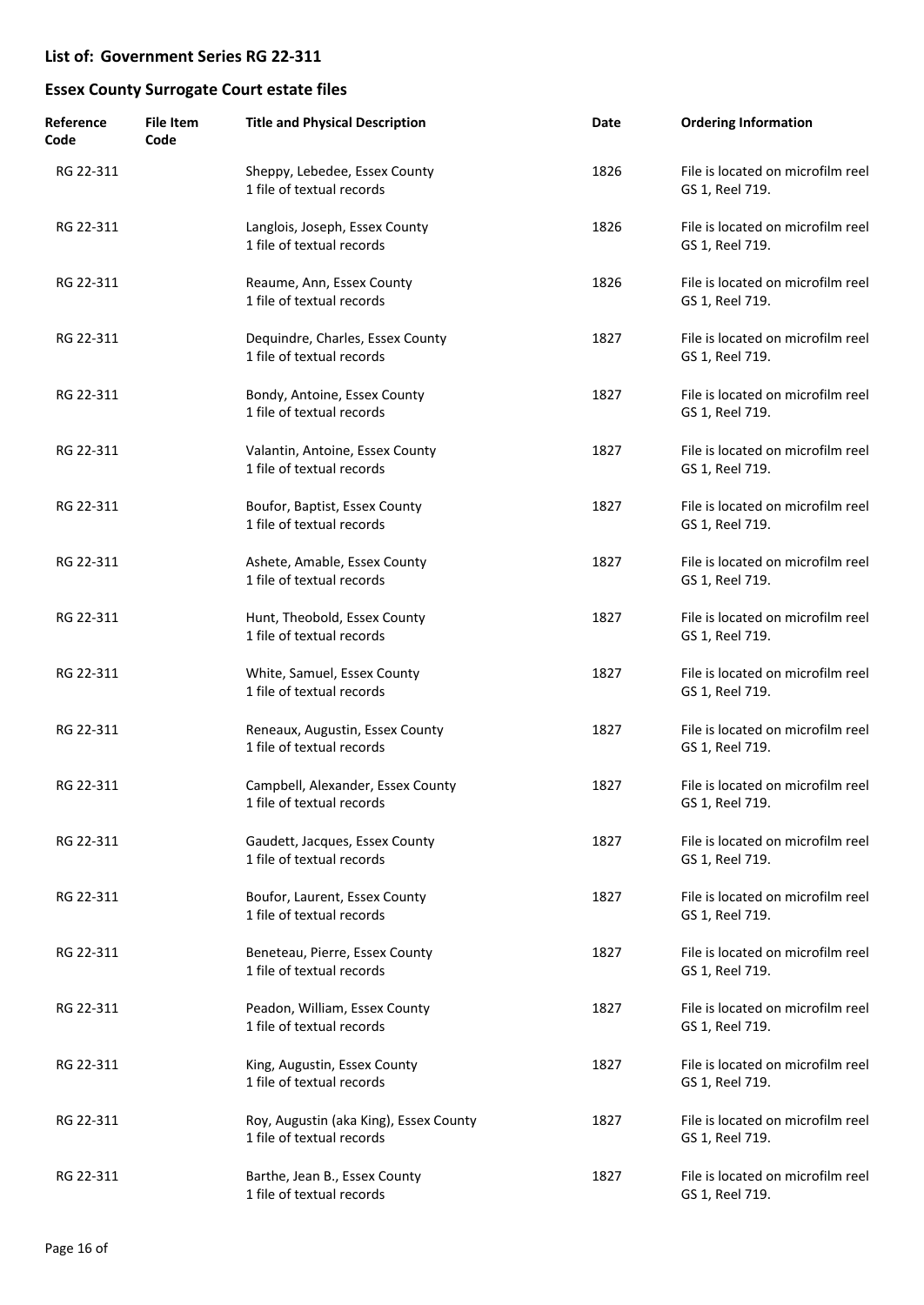## List of: Government Series RG 22-311

## Essex County Surrogate Court estate files

| Reference Code | File Item Code | Title and Physical Description | Date | Ordering Information |
|---|---|---|---|---|
| RG 22-311 | | Sheppy, Lebedee, Essex County<br>1 file of textual records | 1826 | File is located on microfilm reel GS 1, Reel 719. |
| RG 22-311 | | Langlois, Joseph, Essex County<br>1 file of textual records | 1826 | File is located on microfilm reel GS 1, Reel 719. |
| RG 22-311 | | Reaume, Ann, Essex County<br>1 file of textual records | 1826 | File is located on microfilm reel GS 1, Reel 719. |
| RG 22-311 | | Dequindre, Charles, Essex County<br>1 file of textual records | 1827 | File is located on microfilm reel GS 1, Reel 719. |
| RG 22-311 | | Bondy, Antoine, Essex County<br>1 file of textual records | 1827 | File is located on microfilm reel GS 1, Reel 719. |
| RG 22-311 | | Valantin, Antoine, Essex County<br>1 file of textual records | 1827 | File is located on microfilm reel GS 1, Reel 719. |
| RG 22-311 | | Boufor, Baptist, Essex County<br>1 file of textual records | 1827 | File is located on microfilm reel GS 1, Reel 719. |
| RG 22-311 | | Ashete, Amable, Essex County<br>1 file of textual records | 1827 | File is located on microfilm reel GS 1, Reel 719. |
| RG 22-311 | | Hunt, Theobold, Essex County<br>1 file of textual records | 1827 | File is located on microfilm reel GS 1, Reel 719. |
| RG 22-311 | | White, Samuel, Essex County<br>1 file of textual records | 1827 | File is located on microfilm reel GS 1, Reel 719. |
| RG 22-311 | | Reneaux, Augustin, Essex County<br>1 file of textual records | 1827 | File is located on microfilm reel GS 1, Reel 719. |
| RG 22-311 | | Campbell, Alexander, Essex County<br>1 file of textual records | 1827 | File is located on microfilm reel GS 1, Reel 719. |
| RG 22-311 | | Gaudett, Jacques, Essex County<br>1 file of textual records | 1827 | File is located on microfilm reel GS 1, Reel 719. |
| RG 22-311 | | Boufor, Laurent, Essex County<br>1 file of textual records | 1827 | File is located on microfilm reel GS 1, Reel 719. |
| RG 22-311 | | Beneteau, Pierre, Essex County<br>1 file of textual records | 1827 | File is located on microfilm reel GS 1, Reel 719. |
| RG 22-311 | | Peadon, William, Essex County<br>1 file of textual records | 1827 | File is located on microfilm reel GS 1, Reel 719. |
| RG 22-311 | | King, Augustin, Essex County<br>1 file of textual records | 1827 | File is located on microfilm reel GS 1, Reel 719. |
| RG 22-311 | | Roy, Augustin (aka King), Essex County<br>1 file of textual records | 1827 | File is located on microfilm reel GS 1, Reel 719. |
| RG 22-311 | | Barthe, Jean B., Essex County<br>1 file of textual records | 1827 | File is located on microfilm reel GS 1, Reel 719. |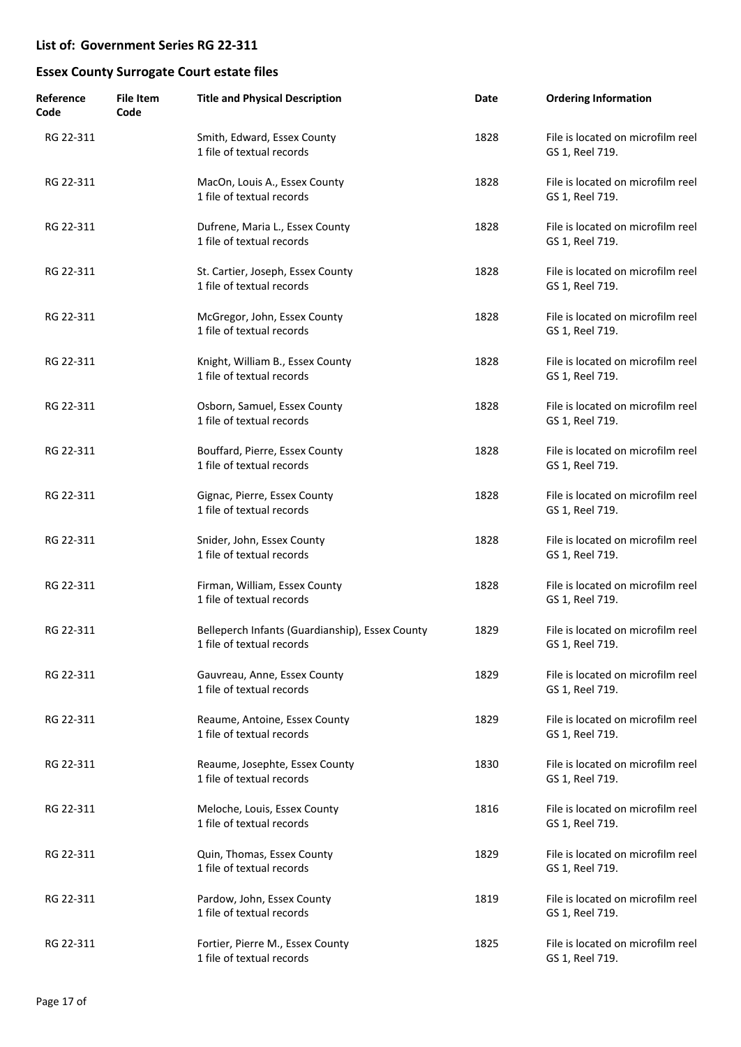## List of: Government Series RG 22-311

## Essex County Surrogate Court estate files

| Reference Code | File Item Code | Title and Physical Description | Date | Ordering Information |
|---|---|---|---|---|
| RG 22-311 | | Smith, Edward, Essex County<br>1 file of textual records | 1828 | File is located on microfilm reel GS 1, Reel 719. |
| RG 22-311 | | MacOn, Louis A., Essex County<br>1 file of textual records | 1828 | File is located on microfilm reel GS 1, Reel 719. |
| RG 22-311 | | Dufrene, Maria L., Essex County<br>1 file of textual records | 1828 | File is located on microfilm reel GS 1, Reel 719. |
| RG 22-311 | | St. Cartier, Joseph, Essex County<br>1 file of textual records | 1828 | File is located on microfilm reel GS 1, Reel 719. |
| RG 22-311 | | McGregor, John, Essex County<br>1 file of textual records | 1828 | File is located on microfilm reel GS 1, Reel 719. |
| RG 22-311 | | Knight, William B., Essex County<br>1 file of textual records | 1828 | File is located on microfilm reel GS 1, Reel 719. |
| RG 22-311 | | Osborn, Samuel, Essex County<br>1 file of textual records | 1828 | File is located on microfilm reel GS 1, Reel 719. |
| RG 22-311 | | Bouffard, Pierre, Essex County<br>1 file of textual records | 1828 | File is located on microfilm reel GS 1, Reel 719. |
| RG 22-311 | | Gignac, Pierre, Essex County<br>1 file of textual records | 1828 | File is located on microfilm reel GS 1, Reel 719. |
| RG 22-311 | | Snider, John, Essex County<br>1 file of textual records | 1828 | File is located on microfilm reel GS 1, Reel 719. |
| RG 22-311 | | Firman, William, Essex County<br>1 file of textual records | 1828 | File is located on microfilm reel GS 1, Reel 719. |
| RG 22-311 | | Belleperch Infants (Guardianship), Essex County<br>1 file of textual records | 1829 | File is located on microfilm reel GS 1, Reel 719. |
| RG 22-311 | | Gauvreau, Anne, Essex County<br>1 file of textual records | 1829 | File is located on microfilm reel GS 1, Reel 719. |
| RG 22-311 | | Reaume, Antoine, Essex County<br>1 file of textual records | 1829 | File is located on microfilm reel GS 1, Reel 719. |
| RG 22-311 | | Reaume, Josephte, Essex County<br>1 file of textual records | 1830 | File is located on microfilm reel GS 1, Reel 719. |
| RG 22-311 | | Meloche, Louis, Essex County<br>1 file of textual records | 1816 | File is located on microfilm reel GS 1, Reel 719. |
| RG 22-311 | | Quin, Thomas, Essex County<br>1 file of textual records | 1829 | File is located on microfilm reel GS 1, Reel 719. |
| RG 22-311 | | Pardow, John, Essex County<br>1 file of textual records | 1819 | File is located on microfilm reel GS 1, Reel 719. |
| RG 22-311 | | Fortier, Pierre M., Essex County<br>1 file of textual records | 1825 | File is located on microfilm reel GS 1, Reel 719. |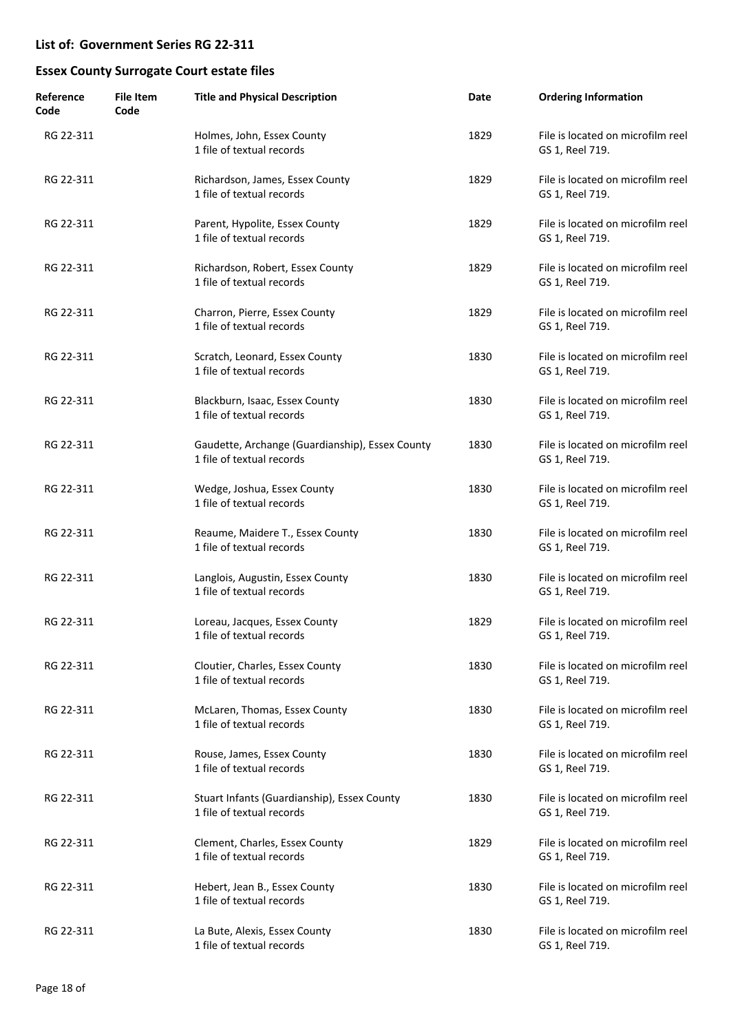## List of: Government Series RG 22-311

## Essex County Surrogate Court estate files

| Reference Code | File Item Code | Title and Physical Description | Date | Ordering Information |
|---|---|---|---|---|
| RG 22-311 | | Holmes, John, Essex County<br>1 file of textual records | 1829 | File is located on microfilm reel GS 1, Reel 719. |
| RG 22-311 | | Richardson, James, Essex County<br>1 file of textual records | 1829 | File is located on microfilm reel GS 1, Reel 719. |
| RG 22-311 | | Parent, Hypolite, Essex County<br>1 file of textual records | 1829 | File is located on microfilm reel GS 1, Reel 719. |
| RG 22-311 | | Richardson, Robert, Essex County<br>1 file of textual records | 1829 | File is located on microfilm reel GS 1, Reel 719. |
| RG 22-311 | | Charron, Pierre, Essex County<br>1 file of textual records | 1829 | File is located on microfilm reel GS 1, Reel 719. |
| RG 22-311 | | Scratch, Leonard, Essex County<br>1 file of textual records | 1830 | File is located on microfilm reel GS 1, Reel 719. |
| RG 22-311 | | Blackburn, Isaac, Essex County<br>1 file of textual records | 1830 | File is located on microfilm reel GS 1, Reel 719. |
| RG 22-311 | | Gaudette, Archange (Guardianship), Essex County<br>1 file of textual records | 1830 | File is located on microfilm reel GS 1, Reel 719. |
| RG 22-311 | | Wedge, Joshua, Essex County<br>1 file of textual records | 1830 | File is located on microfilm reel GS 1, Reel 719. |
| RG 22-311 | | Reaume, Maidere T., Essex County<br>1 file of textual records | 1830 | File is located on microfilm reel GS 1, Reel 719. |
| RG 22-311 | | Langlois, Augustin, Essex County<br>1 file of textual records | 1830 | File is located on microfilm reel GS 1, Reel 719. |
| RG 22-311 | | Loreau, Jacques, Essex County<br>1 file of textual records | 1829 | File is located on microfilm reel GS 1, Reel 719. |
| RG 22-311 | | Cloutier, Charles, Essex County<br>1 file of textual records | 1830 | File is located on microfilm reel GS 1, Reel 719. |
| RG 22-311 | | McLaren, Thomas, Essex County<br>1 file of textual records | 1830 | File is located on microfilm reel GS 1, Reel 719. |
| RG 22-311 | | Rouse, James, Essex County<br>1 file of textual records | 1830 | File is located on microfilm reel GS 1, Reel 719. |
| RG 22-311 | | Stuart Infants (Guardianship), Essex County<br>1 file of textual records | 1830 | File is located on microfilm reel GS 1, Reel 719. |
| RG 22-311 | | Clement, Charles, Essex County<br>1 file of textual records | 1829 | File is located on microfilm reel GS 1, Reel 719. |
| RG 22-311 | | Hebert, Jean B., Essex County<br>1 file of textual records | 1830 | File is located on microfilm reel GS 1, Reel 719. |
| RG 22-311 | | La Bute, Alexis, Essex County<br>1 file of textual records | 1830 | File is located on microfilm reel GS 1, Reel 719. |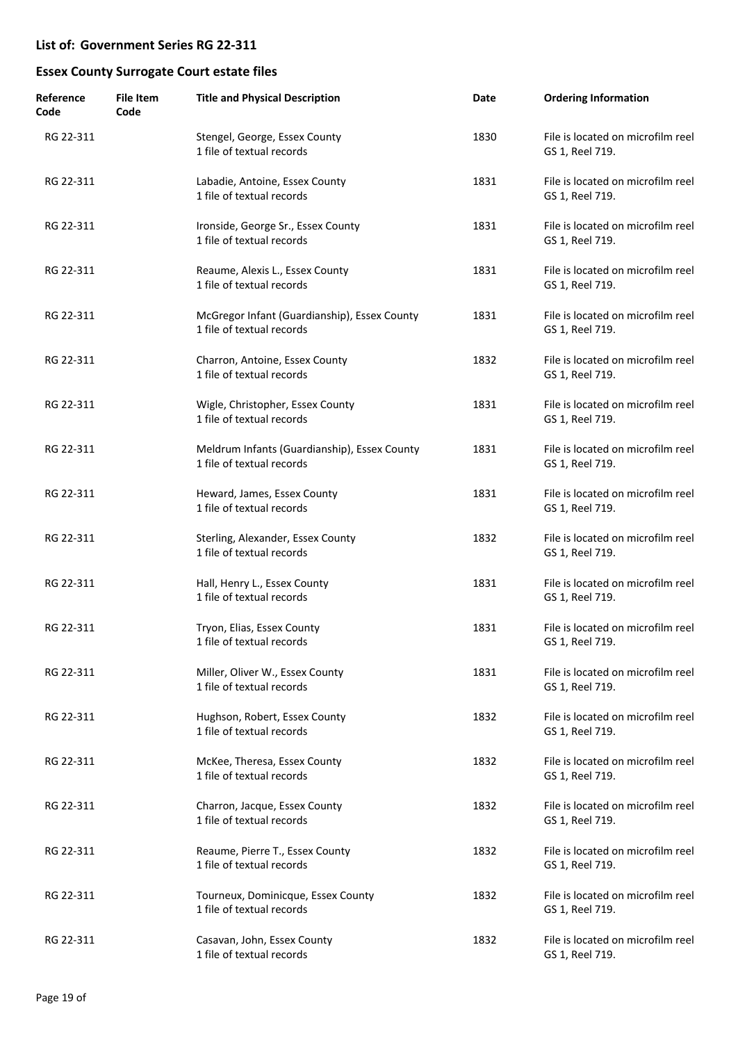## List of: Government Series RG 22-311

## Essex County Surrogate Court estate files

| Reference Code | File Item Code | Title and Physical Description | Date | Ordering Information |
|---|---|---|---|---|
| RG 22-311 | | Stengel, George, Essex County<br>1 file of textual records | 1830 | File is located on microfilm reel GS 1, Reel 719. |
| RG 22-311 | | Labadie, Antoine, Essex County<br>1 file of textual records | 1831 | File is located on microfilm reel GS 1, Reel 719. |
| RG 22-311 | | Ironside, George Sr., Essex County<br>1 file of textual records | 1831 | File is located on microfilm reel GS 1, Reel 719. |
| RG 22-311 | | Reaume, Alexis L., Essex County<br>1 file of textual records | 1831 | File is located on microfilm reel GS 1, Reel 719. |
| RG 22-311 | | McGregor Infant (Guardianship), Essex County<br>1 file of textual records | 1831 | File is located on microfilm reel GS 1, Reel 719. |
| RG 22-311 | | Charron, Antoine, Essex County<br>1 file of textual records | 1832 | File is located on microfilm reel GS 1, Reel 719. |
| RG 22-311 | | Wigle, Christopher, Essex County<br>1 file of textual records | 1831 | File is located on microfilm reel GS 1, Reel 719. |
| RG 22-311 | | Meldrum Infants (Guardianship), Essex County<br>1 file of textual records | 1831 | File is located on microfilm reel GS 1, Reel 719. |
| RG 22-311 | | Heward, James, Essex County<br>1 file of textual records | 1831 | File is located on microfilm reel GS 1, Reel 719. |
| RG 22-311 | | Sterling, Alexander, Essex County<br>1 file of textual records | 1832 | File is located on microfilm reel GS 1, Reel 719. |
| RG 22-311 | | Hall, Henry L., Essex County<br>1 file of textual records | 1831 | File is located on microfilm reel GS 1, Reel 719. |
| RG 22-311 | | Tryon, Elias, Essex County<br>1 file of textual records | 1831 | File is located on microfilm reel GS 1, Reel 719. |
| RG 22-311 | | Miller, Oliver W., Essex County<br>1 file of textual records | 1831 | File is located on microfilm reel GS 1, Reel 719. |
| RG 22-311 | | Hughson, Robert, Essex County<br>1 file of textual records | 1832 | File is located on microfilm reel GS 1, Reel 719. |
| RG 22-311 | | McKee, Theresa, Essex County<br>1 file of textual records | 1832 | File is located on microfilm reel GS 1, Reel 719. |
| RG 22-311 | | Charron, Jacque, Essex County<br>1 file of textual records | 1832 | File is located on microfilm reel GS 1, Reel 719. |
| RG 22-311 | | Reaume, Pierre T., Essex County<br>1 file of textual records | 1832 | File is located on microfilm reel GS 1, Reel 719. |
| RG 22-311 | | Tourneux, Dominicque, Essex County<br>1 file of textual records | 1832 | File is located on microfilm reel GS 1, Reel 719. |
| RG 22-311 | | Casavan, John, Essex County<br>1 file of textual records | 1832 | File is located on microfilm reel GS 1, Reel 719. |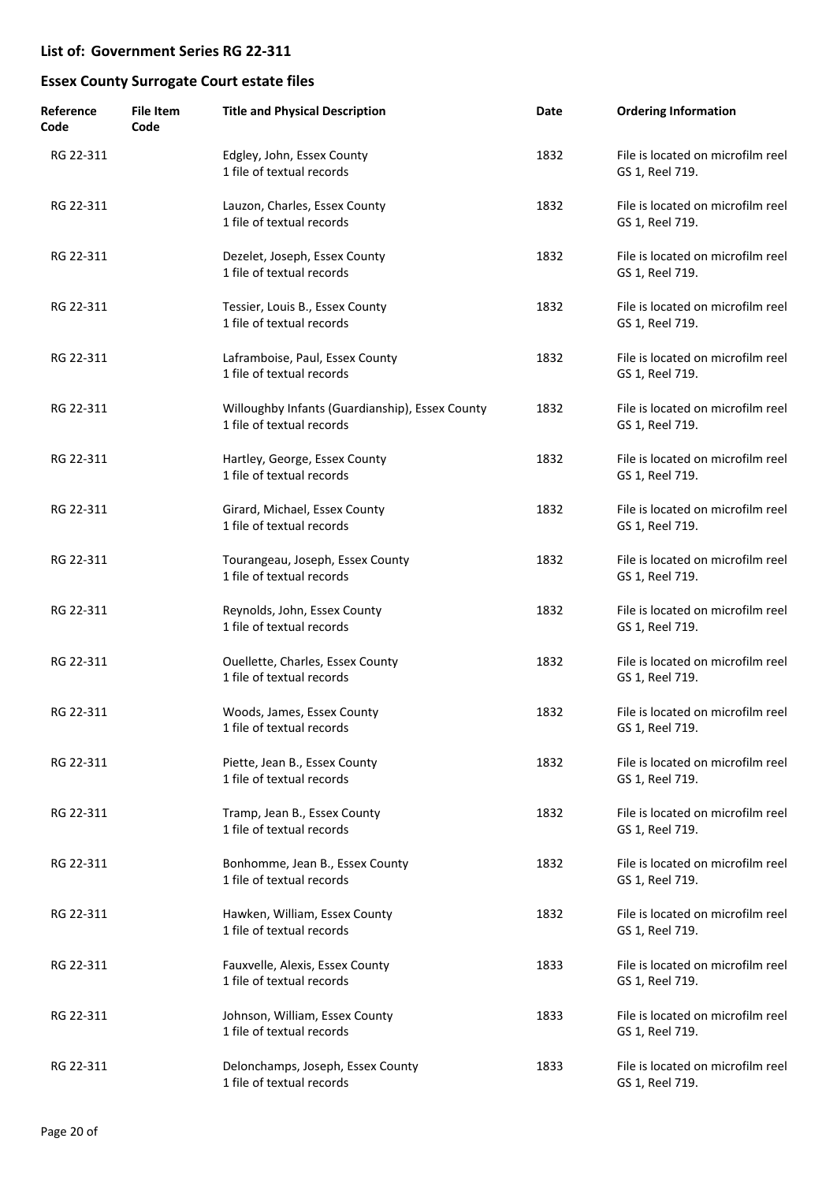## List of: Government Series RG 22-311

## Essex County Surrogate Court estate files

| Reference Code | File Item Code | Title and Physical Description | Date | Ordering Information |
|---|---|---|---|---|
| RG 22-311 | | Edgley, John, Essex County<br>1 file of textual records | 1832 | File is located on microfilm reel GS 1, Reel 719. |
| RG 22-311 | | Lauzon, Charles, Essex County<br>1 file of textual records | 1832 | File is located on microfilm reel GS 1, Reel 719. |
| RG 22-311 | | Dezelet, Joseph, Essex County<br>1 file of textual records | 1832 | File is located on microfilm reel GS 1, Reel 719. |
| RG 22-311 | | Tessier, Louis B., Essex County<br>1 file of textual records | 1832 | File is located on microfilm reel GS 1, Reel 719. |
| RG 22-311 | | Laframboise, Paul, Essex County<br>1 file of textual records | 1832 | File is located on microfilm reel GS 1, Reel 719. |
| RG 22-311 | | Willoughby Infants (Guardianship), Essex County<br>1 file of textual records | 1832 | File is located on microfilm reel GS 1, Reel 719. |
| RG 22-311 | | Hartley, George, Essex County<br>1 file of textual records | 1832 | File is located on microfilm reel GS 1, Reel 719. |
| RG 22-311 | | Girard, Michael, Essex County<br>1 file of textual records | 1832 | File is located on microfilm reel GS 1, Reel 719. |
| RG 22-311 | | Tourangeau, Joseph, Essex County<br>1 file of textual records | 1832 | File is located on microfilm reel GS 1, Reel 719. |
| RG 22-311 | | Reynolds, John, Essex County<br>1 file of textual records | 1832 | File is located on microfilm reel GS 1, Reel 719. |
| RG 22-311 | | Ouellette, Charles, Essex County<br>1 file of textual records | 1832 | File is located on microfilm reel GS 1, Reel 719. |
| RG 22-311 | | Woods, James, Essex County<br>1 file of textual records | 1832 | File is located on microfilm reel GS 1, Reel 719. |
| RG 22-311 | | Piette, Jean B., Essex County<br>1 file of textual records | 1832 | File is located on microfilm reel GS 1, Reel 719. |
| RG 22-311 | | Tramp, Jean B., Essex County<br>1 file of textual records | 1832 | File is located on microfilm reel GS 1, Reel 719. |
| RG 22-311 | | Bonhomme, Jean B., Essex County<br>1 file of textual records | 1832 | File is located on microfilm reel GS 1, Reel 719. |
| RG 22-311 | | Hawken, William, Essex County<br>1 file of textual records | 1832 | File is located on microfilm reel GS 1, Reel 719. |
| RG 22-311 | | Fauxvelle, Alexis, Essex County<br>1 file of textual records | 1833 | File is located on microfilm reel GS 1, Reel 719. |
| RG 22-311 | | Johnson, William, Essex County<br>1 file of textual records | 1833 | File is located on microfilm reel GS 1, Reel 719. |
| RG 22-311 | | Delonchamps, Joseph, Essex County<br>1 file of textual records | 1833 | File is located on microfilm reel GS 1, Reel 719. |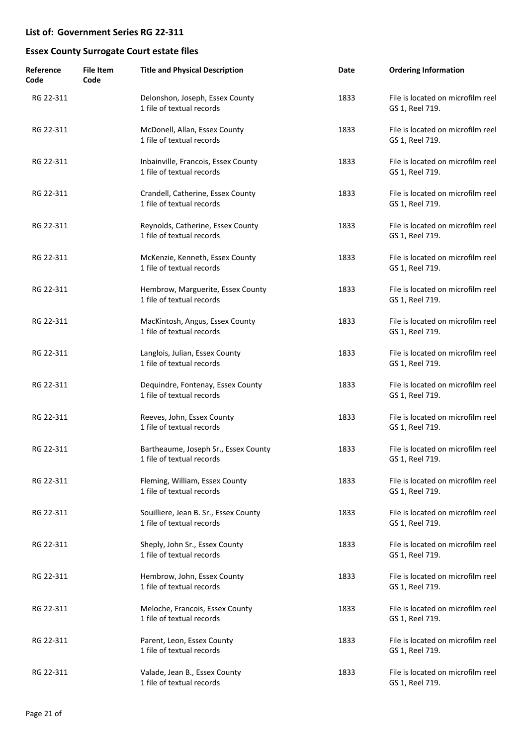**List of: Government Series RG 22-311**

**Essex County Surrogate Court estate files**

| Reference Code | File Item Code | Title and Physical Description | Date | Ordering Information |
| --- | --- | --- | --- | --- |
| RG 22-311 | | Delonshon, Joseph, Essex County<br>1 file of textual records | 1833 | File is located on microfilm reel GS 1, Reel 719. |
| RG 22-311 | | McDonell, Allan, Essex County<br>1 file of textual records | 1833 | File is located on microfilm reel GS 1, Reel 719. |
| RG 22-311 | | Inbainville, Francois, Essex County<br>1 file of textual records | 1833 | File is located on microfilm reel GS 1, Reel 719. |
| RG 22-311 | | Crandell, Catherine, Essex County<br>1 file of textual records | 1833 | File is located on microfilm reel GS 1, Reel 719. |
| RG 22-311 | | Reynolds, Catherine, Essex County<br>1 file of textual records | 1833 | File is located on microfilm reel GS 1, Reel 719. |
| RG 22-311 | | McKenzie, Kenneth, Essex County<br>1 file of textual records | 1833 | File is located on microfilm reel GS 1, Reel 719. |
| RG 22-311 | | Hembrow, Marguerite, Essex County<br>1 file of textual records | 1833 | File is located on microfilm reel GS 1, Reel 719. |
| RG 22-311 | | MacKintosh, Angus, Essex County<br>1 file of textual records | 1833 | File is located on microfilm reel GS 1, Reel 719. |
| RG 22-311 | | Langlois, Julian, Essex County<br>1 file of textual records | 1833 | File is located on microfilm reel GS 1, Reel 719. |
| RG 22-311 | | Dequindre, Fontenay, Essex County<br>1 file of textual records | 1833 | File is located on microfilm reel GS 1, Reel 719. |
| RG 22-311 | | Reeves, John, Essex County<br>1 file of textual records | 1833 | File is located on microfilm reel GS 1, Reel 719. |
| RG 22-311 | | Bartheaume, Joseph Sr., Essex County<br>1 file of textual records | 1833 | File is located on microfilm reel GS 1, Reel 719. |
| RG 22-311 | | Fleming, William, Essex County<br>1 file of textual records | 1833 | File is located on microfilm reel GS 1, Reel 719. |
| RG 22-311 | | Souilliere, Jean B. Sr., Essex County<br>1 file of textual records | 1833 | File is located on microfilm reel GS 1, Reel 719. |
| RG 22-311 | | Sheply, John Sr., Essex County<br>1 file of textual records | 1833 | File is located on microfilm reel GS 1, Reel 719. |
| RG 22-311 | | Hembrow, John, Essex County<br>1 file of textual records | 1833 | File is located on microfilm reel GS 1, Reel 719. |
| RG 22-311 | | Meloche, Francois, Essex County<br>1 file of textual records | 1833 | File is located on microfilm reel GS 1, Reel 719. |
| RG 22-311 | | Parent, Leon, Essex County<br>1 file of textual records | 1833 | File is located on microfilm reel GS 1, Reel 719. |
| RG 22-311 | | Valade, Jean B., Essex County<br>1 file of textual records | 1833 | File is located on microfilm reel GS 1, Reel 719. |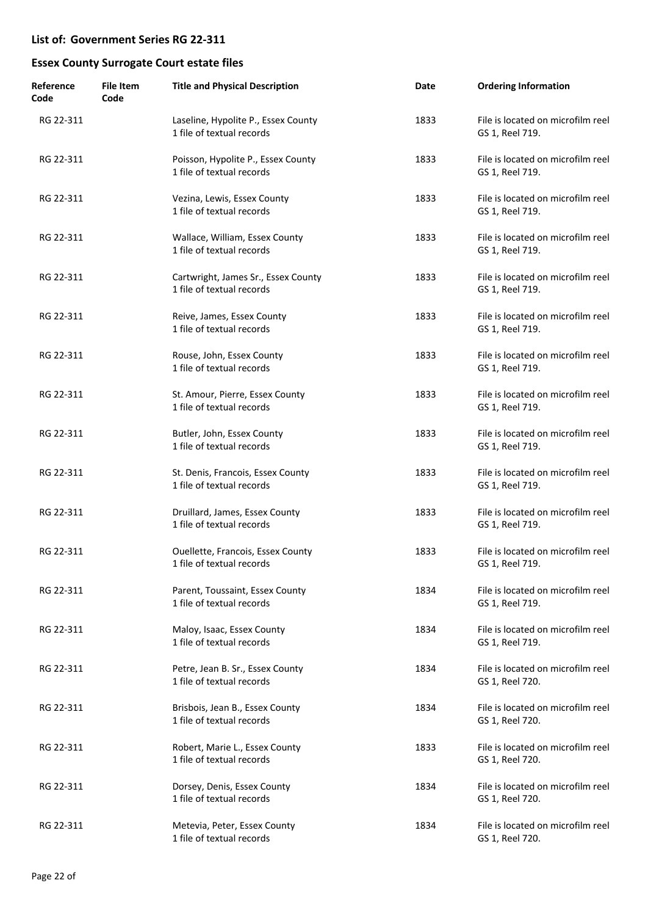## List of: Government Series RG 22-311

## Essex County Surrogate Court estate files

| Reference Code | File Item Code | Title and Physical Description | Date | Ordering Information |
|---|---|---|---|---|
| RG 22-311 | | Laseline, Hypolite P., Essex County<br>1 file of textual records | 1833 | File is located on microfilm reel GS 1, Reel 719. |
| RG 22-311 | | Poisson, Hypolite P., Essex County<br>1 file of textual records | 1833 | File is located on microfilm reel GS 1, Reel 719. |
| RG 22-311 | | Vezina, Lewis, Essex County<br>1 file of textual records | 1833 | File is located on microfilm reel GS 1, Reel 719. |
| RG 22-311 | | Wallace, William, Essex County<br>1 file of textual records | 1833 | File is located on microfilm reel GS 1, Reel 719. |
| RG 22-311 | | Cartwright, James Sr., Essex County<br>1 file of textual records | 1833 | File is located on microfilm reel GS 1, Reel 719. |
| RG 22-311 | | Reive, James, Essex County<br>1 file of textual records | 1833 | File is located on microfilm reel GS 1, Reel 719. |
| RG 22-311 | | Rouse, John, Essex County<br>1 file of textual records | 1833 | File is located on microfilm reel GS 1, Reel 719. |
| RG 22-311 | | St. Amour, Pierre, Essex County<br>1 file of textual records | 1833 | File is located on microfilm reel GS 1, Reel 719. |
| RG 22-311 | | Butler, John, Essex County<br>1 file of textual records | 1833 | File is located on microfilm reel GS 1, Reel 719. |
| RG 22-311 | | St. Denis, Francois, Essex County<br>1 file of textual records | 1833 | File is located on microfilm reel GS 1, Reel 719. |
| RG 22-311 | | Druillard, James, Essex County<br>1 file of textual records | 1833 | File is located on microfilm reel GS 1, Reel 719. |
| RG 22-311 | | Ouellette, Francois, Essex County<br>1 file of textual records | 1833 | File is located on microfilm reel GS 1, Reel 719. |
| RG 22-311 | | Parent, Toussaint, Essex County<br>1 file of textual records | 1834 | File is located on microfilm reel GS 1, Reel 719. |
| RG 22-311 | | Maloy, Isaac, Essex County<br>1 file of textual records | 1834 | File is located on microfilm reel GS 1, Reel 719. |
| RG 22-311 | | Petre, Jean B. Sr., Essex County<br>1 file of textual records | 1834 | File is located on microfilm reel GS 1, Reel 720. |
| RG 22-311 | | Brisbois, Jean B., Essex County<br>1 file of textual records | 1834 | File is located on microfilm reel GS 1, Reel 720. |
| RG 22-311 | | Robert, Marie L., Essex County<br>1 file of textual records | 1833 | File is located on microfilm reel GS 1, Reel 720. |
| RG 22-311 | | Dorsey, Denis, Essex County<br>1 file of textual records | 1834 | File is located on microfilm reel GS 1, Reel 720. |
| RG 22-311 | | Metevia, Peter, Essex County<br>1 file of textual records | 1834 | File is located on microfilm reel GS 1, Reel 720. |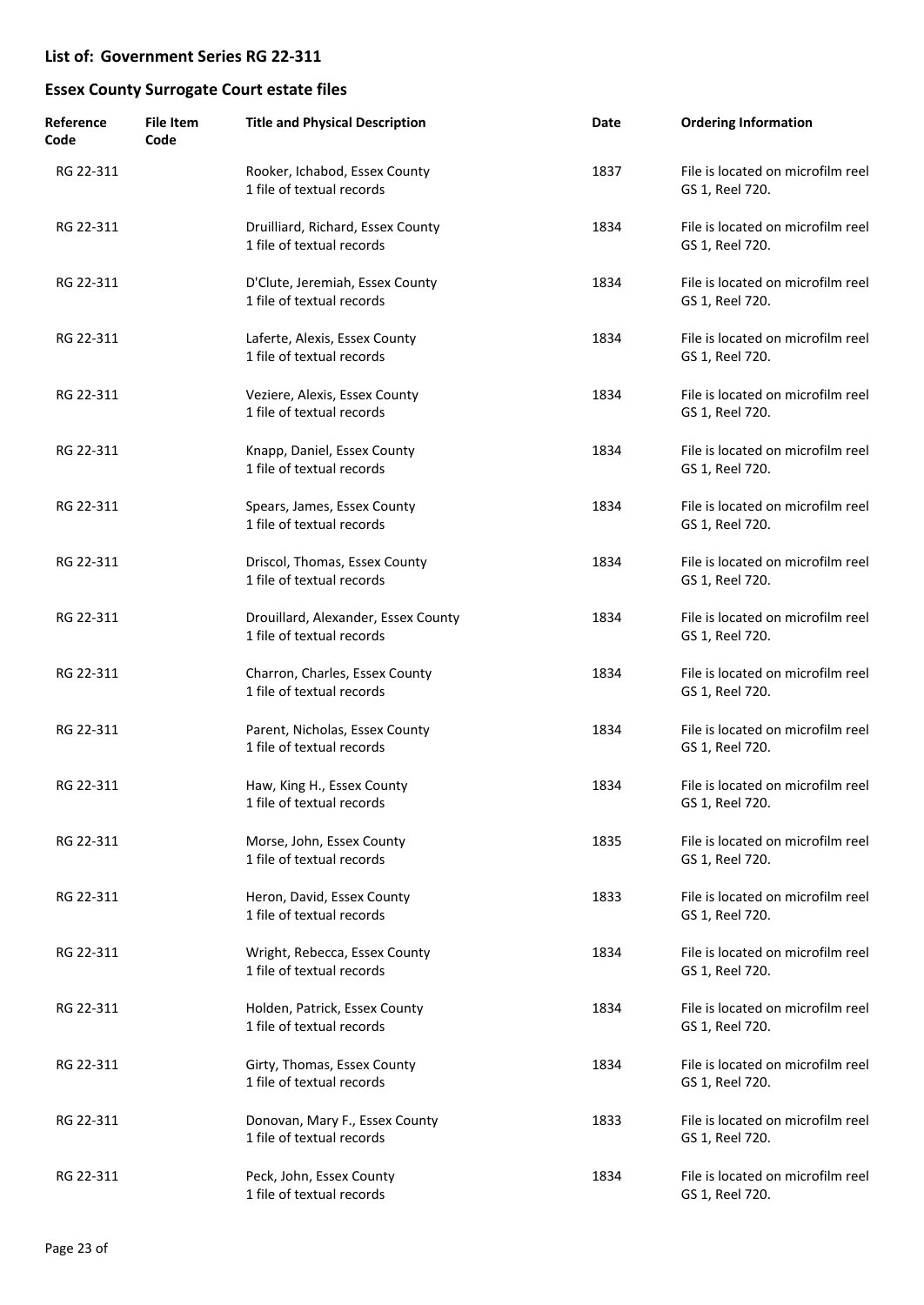## List of: Government Series RG 22-311

## Essex County Surrogate Court estate files

| Reference Code | File Item Code | Title and Physical Description | Date | Ordering Information |
|---|---|---|---|---|
| RG 22-311 | | Rooker, Ichabod, Essex County<br>1 file of textual records | 1837 | File is located on microfilm reel GS 1, Reel 720. |
| RG 22-311 | | Druilliard, Richard, Essex County<br>1 file of textual records | 1834 | File is located on microfilm reel GS 1, Reel 720. |
| RG 22-311 | | D'Clute, Jeremiah, Essex County<br>1 file of textual records | 1834 | File is located on microfilm reel GS 1, Reel 720. |
| RG 22-311 | | Laferte, Alexis, Essex County<br>1 file of textual records | 1834 | File is located on microfilm reel GS 1, Reel 720. |
| RG 22-311 | | Veziere, Alexis, Essex County<br>1 file of textual records | 1834 | File is located on microfilm reel GS 1, Reel 720. |
| RG 22-311 | | Knapp, Daniel, Essex County<br>1 file of textual records | 1834 | File is located on microfilm reel GS 1, Reel 720. |
| RG 22-311 | | Spears, James, Essex County<br>1 file of textual records | 1834 | File is located on microfilm reel GS 1, Reel 720. |
| RG 22-311 | | Driscol, Thomas, Essex County<br>1 file of textual records | 1834 | File is located on microfilm reel GS 1, Reel 720. |
| RG 22-311 | | Drouillard, Alexander, Essex County<br>1 file of textual records | 1834 | File is located on microfilm reel GS 1, Reel 720. |
| RG 22-311 | | Charron, Charles, Essex County<br>1 file of textual records | 1834 | File is located on microfilm reel GS 1, Reel 720. |
| RG 22-311 | | Parent, Nicholas, Essex County<br>1 file of textual records | 1834 | File is located on microfilm reel GS 1, Reel 720. |
| RG 22-311 | | Haw, King H., Essex County<br>1 file of textual records | 1834 | File is located on microfilm reel GS 1, Reel 720. |
| RG 22-311 | | Morse, John, Essex County<br>1 file of textual records | 1835 | File is located on microfilm reel GS 1, Reel 720. |
| RG 22-311 | | Heron, David, Essex County<br>1 file of textual records | 1833 | File is located on microfilm reel GS 1, Reel 720. |
| RG 22-311 | | Wright, Rebecca, Essex County<br>1 file of textual records | 1834 | File is located on microfilm reel GS 1, Reel 720. |
| RG 22-311 | | Holden, Patrick, Essex County<br>1 file of textual records | 1834 | File is located on microfilm reel GS 1, Reel 720. |
| RG 22-311 | | Girty, Thomas, Essex County<br>1 file of textual records | 1834 | File is located on microfilm reel GS 1, Reel 720. |
| RG 22-311 | | Donovan, Mary F., Essex County<br>1 file of textual records | 1833 | File is located on microfilm reel GS 1, Reel 720. |
| RG 22-311 | | Peck, John, Essex County<br>1 file of textual records | 1834 | File is located on microfilm reel GS 1, Reel 720. |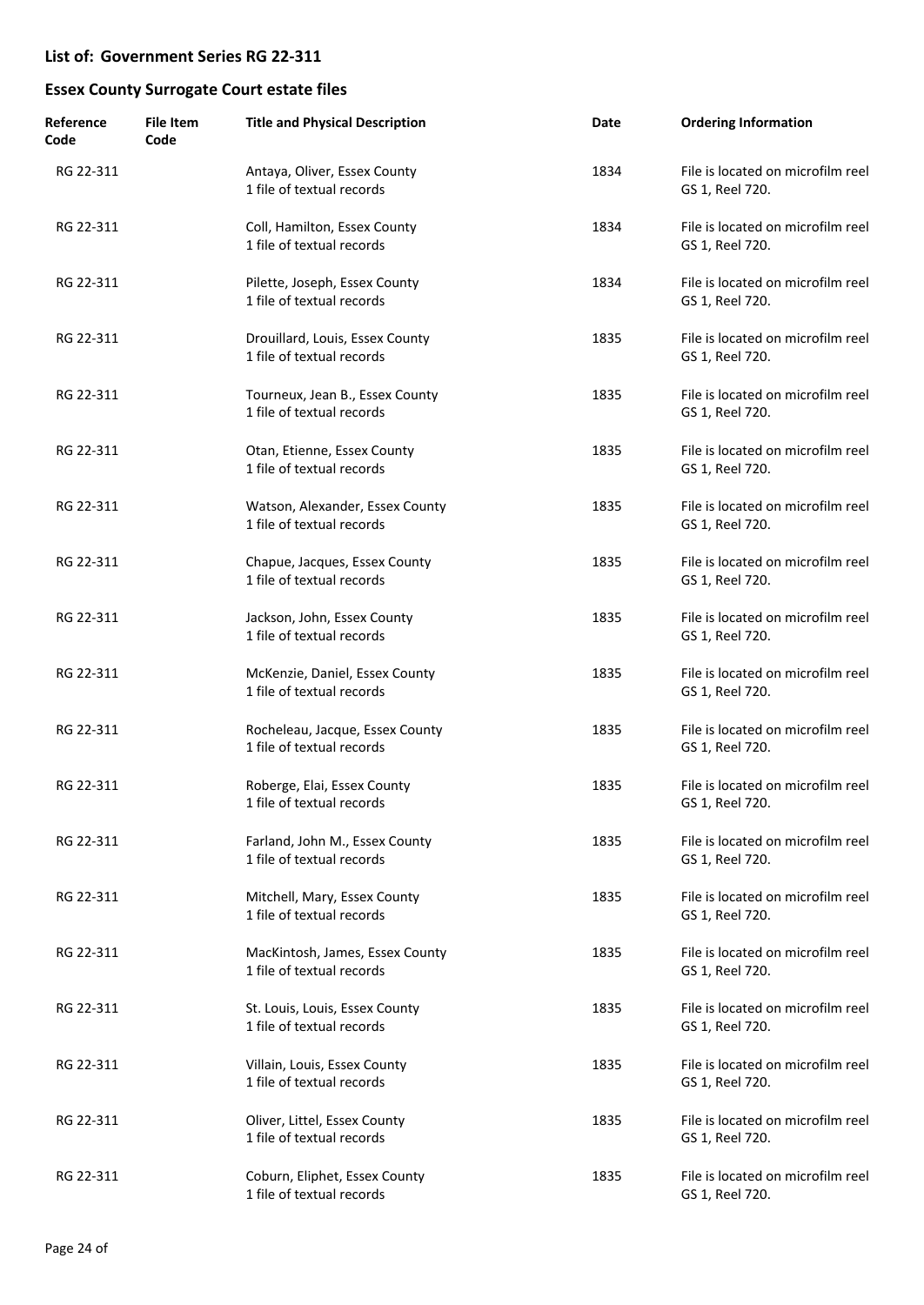## List of: Government Series RG 22-311

## Essex County Surrogate Court estate files

| Reference Code | File Item Code | Title and Physical Description | Date | Ordering Information |
|---|---|---|---|---|
| RG 22-311 | | Antaya, Oliver, Essex County<br>1 file of textual records | 1834 | File is located on microfilm reel GS 1, Reel 720. |
| RG 22-311 | | Coll, Hamilton, Essex County<br>1 file of textual records | 1834 | File is located on microfilm reel GS 1, Reel 720. |
| RG 22-311 | | Pilette, Joseph, Essex County<br>1 file of textual records | 1834 | File is located on microfilm reel GS 1, Reel 720. |
| RG 22-311 | | Drouillard, Louis, Essex County<br>1 file of textual records | 1835 | File is located on microfilm reel GS 1, Reel 720. |
| RG 22-311 | | Tourneux, Jean B., Essex County<br>1 file of textual records | 1835 | File is located on microfilm reel GS 1, Reel 720. |
| RG 22-311 | | Otan, Etienne, Essex County<br>1 file of textual records | 1835 | File is located on microfilm reel GS 1, Reel 720. |
| RG 22-311 | | Watson, Alexander, Essex County<br>1 file of textual records | 1835 | File is located on microfilm reel GS 1, Reel 720. |
| RG 22-311 | | Chapue, Jacques, Essex County<br>1 file of textual records | 1835 | File is located on microfilm reel GS 1, Reel 720. |
| RG 22-311 | | Jackson, John, Essex County<br>1 file of textual records | 1835 | File is located on microfilm reel GS 1, Reel 720. |
| RG 22-311 | | McKenzie, Daniel, Essex County<br>1 file of textual records | 1835 | File is located on microfilm reel GS 1, Reel 720. |
| RG 22-311 | | Rocheleau, Jacque, Essex County<br>1 file of textual records | 1835 | File is located on microfilm reel GS 1, Reel 720. |
| RG 22-311 | | Roberge, Elai, Essex County<br>1 file of textual records | 1835 | File is located on microfilm reel GS 1, Reel 720. |
| RG 22-311 | | Farland, John M., Essex County<br>1 file of textual records | 1835 | File is located on microfilm reel GS 1, Reel 720. |
| RG 22-311 | | Mitchell, Mary, Essex County<br>1 file of textual records | 1835 | File is located on microfilm reel GS 1, Reel 720. |
| RG 22-311 | | MacKintosh, James, Essex County<br>1 file of textual records | 1835 | File is located on microfilm reel GS 1, Reel 720. |
| RG 22-311 | | St. Louis, Louis, Essex County<br>1 file of textual records | 1835 | File is located on microfilm reel GS 1, Reel 720. |
| RG 22-311 | | Villain, Louis, Essex County<br>1 file of textual records | 1835 | File is located on microfilm reel GS 1, Reel 720. |
| RG 22-311 | | Oliver, Littel, Essex County<br>1 file of textual records | 1835 | File is located on microfilm reel GS 1, Reel 720. |
| RG 22-311 | | Coburn, Eliphet, Essex County<br>1 file of textual records | 1835 | File is located on microfilm reel GS 1, Reel 720. |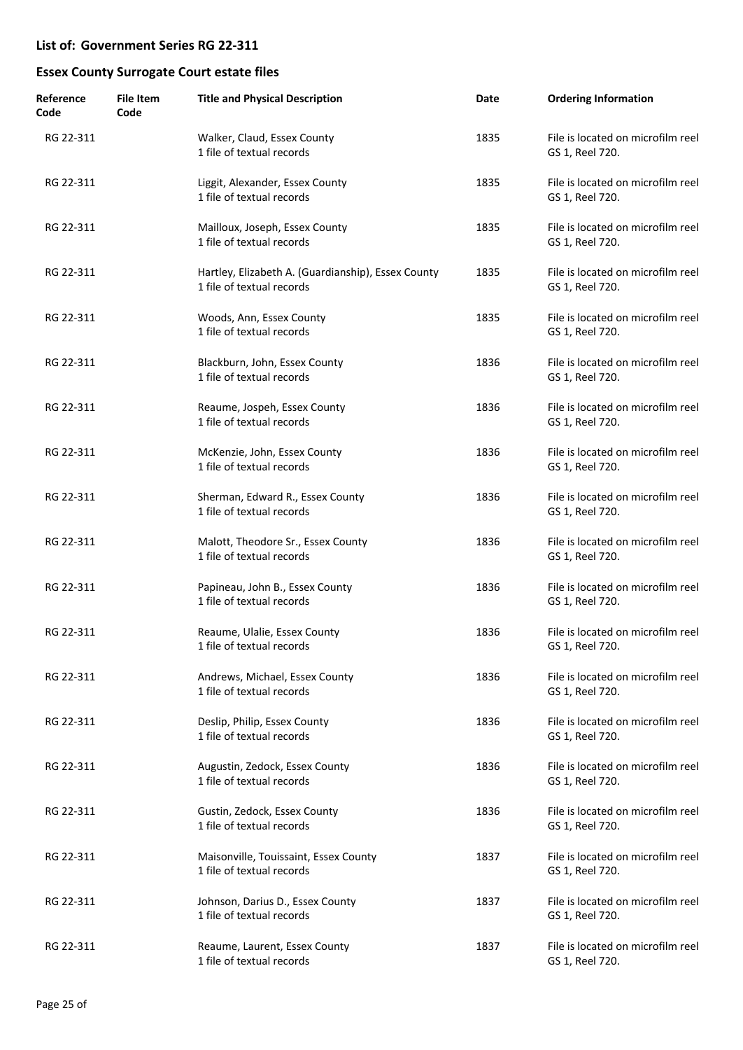## List of: Government Series RG 22-311

## Essex County Surrogate Court estate files

| Reference Code | File Item Code | Title and Physical Description | Date | Ordering Information |
|---|---|---|---|---|
| RG 22-311 | | Walker, Claud, Essex County<br>1 file of textual records | 1835 | File is located on microfilm reel GS 1, Reel 720. |
| RG 22-311 | | Liggit, Alexander, Essex County<br>1 file of textual records | 1835 | File is located on microfilm reel GS 1, Reel 720. |
| RG 22-311 | | Mailloux, Joseph, Essex County<br>1 file of textual records | 1835 | File is located on microfilm reel GS 1, Reel 720. |
| RG 22-311 | | Hartley, Elizabeth A. (Guardianship), Essex County<br>1 file of textual records | 1835 | File is located on microfilm reel GS 1, Reel 720. |
| RG 22-311 | | Woods, Ann, Essex County<br>1 file of textual records | 1835 | File is located on microfilm reel GS 1, Reel 720. |
| RG 22-311 | | Blackburn, John, Essex County<br>1 file of textual records | 1836 | File is located on microfilm reel GS 1, Reel 720. |
| RG 22-311 | | Reaume, Jospeh, Essex County<br>1 file of textual records | 1836 | File is located on microfilm reel GS 1, Reel 720. |
| RG 22-311 | | McKenzie, John, Essex County<br>1 file of textual records | 1836 | File is located on microfilm reel GS 1, Reel 720. |
| RG 22-311 | | Sherman, Edward R., Essex County<br>1 file of textual records | 1836 | File is located on microfilm reel GS 1, Reel 720. |
| RG 22-311 | | Malott, Theodore Sr., Essex County<br>1 file of textual records | 1836 | File is located on microfilm reel GS 1, Reel 720. |
| RG 22-311 | | Papineau, John B., Essex County<br>1 file of textual records | 1836 | File is located on microfilm reel GS 1, Reel 720. |
| RG 22-311 | | Reaume, Ulalie, Essex County<br>1 file of textual records | 1836 | File is located on microfilm reel GS 1, Reel 720. |
| RG 22-311 | | Andrews, Michael, Essex County<br>1 file of textual records | 1836 | File is located on microfilm reel GS 1, Reel 720. |
| RG 22-311 | | Deslip, Philip, Essex County<br>1 file of textual records | 1836 | File is located on microfilm reel GS 1, Reel 720. |
| RG 22-311 | | Augustin, Zedock, Essex County<br>1 file of textual records | 1836 | File is located on microfilm reel GS 1, Reel 720. |
| RG 22-311 | | Gustin, Zedock, Essex County<br>1 file of textual records | 1836 | File is located on microfilm reel GS 1, Reel 720. |
| RG 22-311 | | Maisonville, Touissaint, Essex County<br>1 file of textual records | 1837 | File is located on microfilm reel GS 1, Reel 720. |
| RG 22-311 | | Johnson, Darius D., Essex County<br>1 file of textual records | 1837 | File is located on microfilm reel GS 1, Reel 720. |
| RG 22-311 | | Reaume, Laurent, Essex County<br>1 file of textual records | 1837 | File is located on microfilm reel GS 1, Reel 720. |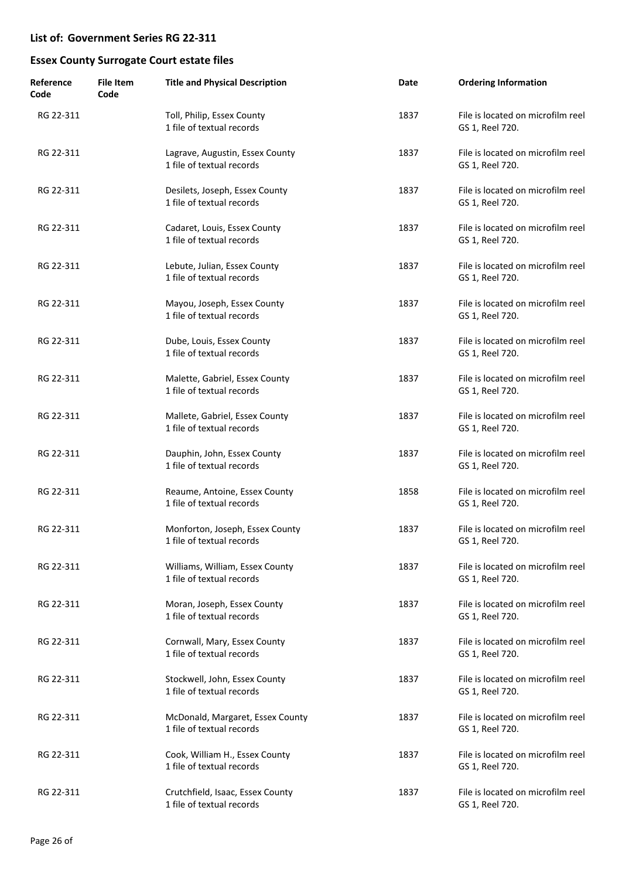## List of: Government Series RG 22-311

## Essex County Surrogate Court estate files

| Reference Code | File Item Code | Title and Physical Description | Date | Ordering Information |
|---|---|---|---|---|
| RG 22-311 | | Toll, Philip, Essex County<br>1 file of textual records | 1837 | File is located on microfilm reel GS 1, Reel 720. |
| RG 22-311 | | Lagrave, Augustin, Essex County<br>1 file of textual records | 1837 | File is located on microfilm reel GS 1, Reel 720. |
| RG 22-311 | | Desilets, Joseph, Essex County<br>1 file of textual records | 1837 | File is located on microfilm reel GS 1, Reel 720. |
| RG 22-311 | | Cadaret, Louis, Essex County<br>1 file of textual records | 1837 | File is located on microfilm reel GS 1, Reel 720. |
| RG 22-311 | | Lebute, Julian, Essex County<br>1 file of textual records | 1837 | File is located on microfilm reel GS 1, Reel 720. |
| RG 22-311 | | Mayou, Joseph, Essex County<br>1 file of textual records | 1837 | File is located on microfilm reel GS 1, Reel 720. |
| RG 22-311 | | Dube, Louis, Essex County<br>1 file of textual records | 1837 | File is located on microfilm reel GS 1, Reel 720. |
| RG 22-311 | | Malette, Gabriel, Essex County<br>1 file of textual records | 1837 | File is located on microfilm reel GS 1, Reel 720. |
| RG 22-311 | | Mallete, Gabriel, Essex County<br>1 file of textual records | 1837 | File is located on microfilm reel GS 1, Reel 720. |
| RG 22-311 | | Dauphin, John, Essex County<br>1 file of textual records | 1837 | File is located on microfilm reel GS 1, Reel 720. |
| RG 22-311 | | Reaume, Antoine, Essex County<br>1 file of textual records | 1858 | File is located on microfilm reel GS 1, Reel 720. |
| RG 22-311 | | Monforton, Joseph, Essex County<br>1 file of textual records | 1837 | File is located on microfilm reel GS 1, Reel 720. |
| RG 22-311 | | Williams, William, Essex County<br>1 file of textual records | 1837 | File is located on microfilm reel GS 1, Reel 720. |
| RG 22-311 | | Moran, Joseph, Essex County<br>1 file of textual records | 1837 | File is located on microfilm reel GS 1, Reel 720. |
| RG 22-311 | | Cornwall, Mary, Essex County<br>1 file of textual records | 1837 | File is located on microfilm reel GS 1, Reel 720. |
| RG 22-311 | | Stockwell, John, Essex County<br>1 file of textual records | 1837 | File is located on microfilm reel GS 1, Reel 720. |
| RG 22-311 | | McDonald, Margaret, Essex County<br>1 file of textual records | 1837 | File is located on microfilm reel GS 1, Reel 720. |
| RG 22-311 | | Cook, William H., Essex County<br>1 file of textual records | 1837 | File is located on microfilm reel GS 1, Reel 720. |
| RG 22-311 | | Crutchfield, Isaac, Essex County<br>1 file of textual records | 1837 | File is located on microfilm reel GS 1, Reel 720. |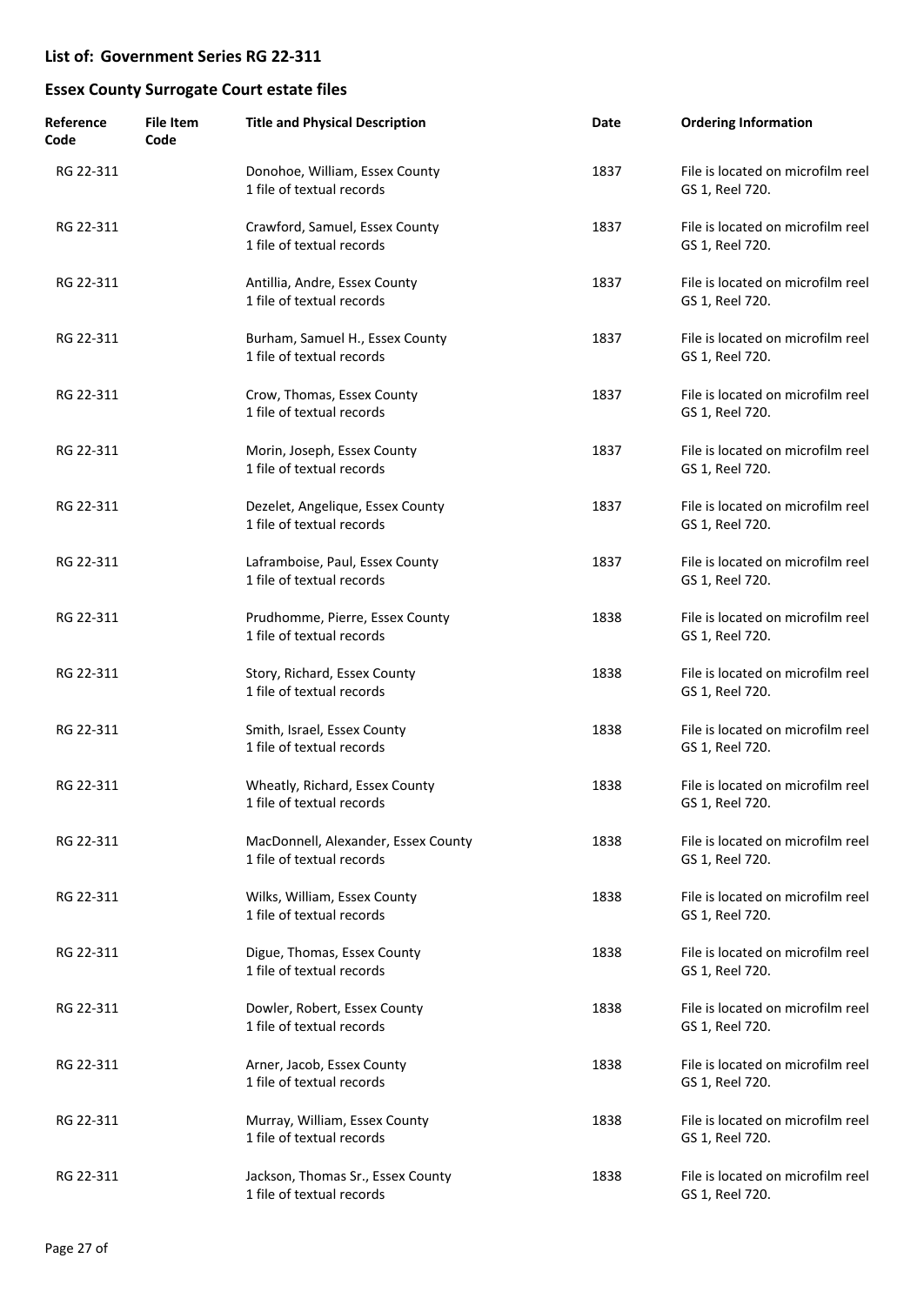## List of: Government Series RG 22-311

## Essex County Surrogate Court estate files

| Reference Code | File Item Code | Title and Physical Description | Date | Ordering Information |
|---|---|---|---|---|
| RG 22-311 | | Donohoe, William, Essex County<br>1 file of textual records | 1837 | File is located on microfilm reel GS 1, Reel 720. |
| RG 22-311 | | Crawford, Samuel, Essex County<br>1 file of textual records | 1837 | File is located on microfilm reel GS 1, Reel 720. |
| RG 22-311 | | Antillia, Andre, Essex County<br>1 file of textual records | 1837 | File is located on microfilm reel GS 1, Reel 720. |
| RG 22-311 | | Burham, Samuel H., Essex County<br>1 file of textual records | 1837 | File is located on microfilm reel GS 1, Reel 720. |
| RG 22-311 | | Crow, Thomas, Essex County<br>1 file of textual records | 1837 | File is located on microfilm reel GS 1, Reel 720. |
| RG 22-311 | | Morin, Joseph, Essex County<br>1 file of textual records | 1837 | File is located on microfilm reel GS 1, Reel 720. |
| RG 22-311 | | Dezelet, Angelique, Essex County<br>1 file of textual records | 1837 | File is located on microfilm reel GS 1, Reel 720. |
| RG 22-311 | | Laframboise, Paul, Essex County<br>1 file of textual records | 1837 | File is located on microfilm reel GS 1, Reel 720. |
| RG 22-311 | | Prudhomme, Pierre, Essex County<br>1 file of textual records | 1838 | File is located on microfilm reel GS 1, Reel 720. |
| RG 22-311 | | Story, Richard, Essex County<br>1 file of textual records | 1838 | File is located on microfilm reel GS 1, Reel 720. |
| RG 22-311 | | Smith, Israel, Essex County<br>1 file of textual records | 1838 | File is located on microfilm reel GS 1, Reel 720. |
| RG 22-311 | | Wheatly, Richard, Essex County<br>1 file of textual records | 1838 | File is located on microfilm reel GS 1, Reel 720. |
| RG 22-311 | | MacDonnell, Alexander, Essex County<br>1 file of textual records | 1838 | File is located on microfilm reel GS 1, Reel 720. |
| RG 22-311 | | Wilks, William, Essex County<br>1 file of textual records | 1838 | File is located on microfilm reel GS 1, Reel 720. |
| RG 22-311 | | Digue, Thomas, Essex County<br>1 file of textual records | 1838 | File is located on microfilm reel GS 1, Reel 720. |
| RG 22-311 | | Dowler, Robert, Essex County<br>1 file of textual records | 1838 | File is located on microfilm reel GS 1, Reel 720. |
| RG 22-311 | | Arner, Jacob, Essex County<br>1 file of textual records | 1838 | File is located on microfilm reel GS 1, Reel 720. |
| RG 22-311 | | Murray, William, Essex County<br>1 file of textual records | 1838 | File is located on microfilm reel GS 1, Reel 720. |
| RG 22-311 | | Jackson, Thomas Sr., Essex County<br>1 file of textual records | 1838 | File is located on microfilm reel GS 1, Reel 720. |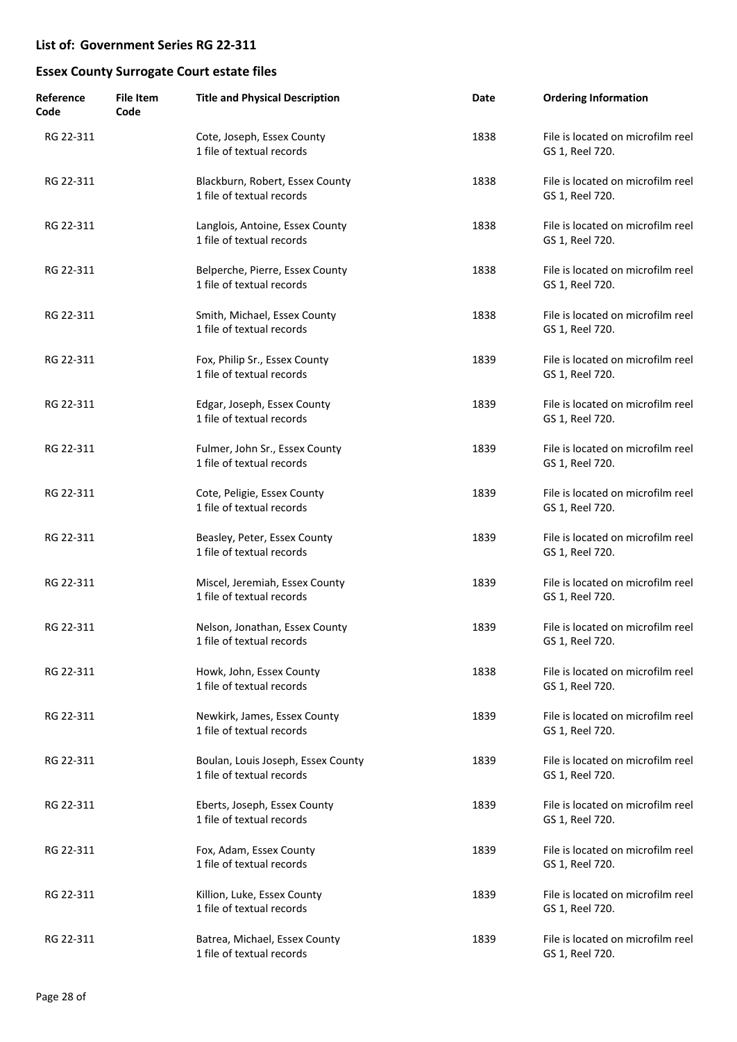## List of: Government Series RG 22-311

## Essex County Surrogate Court estate files

| Reference Code | File Item Code | Title and Physical Description | Date | Ordering Information |
|---|---|---|---|---|
| RG 22-311 | | Cote, Joseph, Essex County<br>1 file of textual records | 1838 | File is located on microfilm reel GS 1, Reel 720. |
| RG 22-311 | | Blackburn, Robert, Essex County<br>1 file of textual records | 1838 | File is located on microfilm reel GS 1, Reel 720. |
| RG 22-311 | | Langlois, Antoine, Essex County<br>1 file of textual records | 1838 | File is located on microfilm reel GS 1, Reel 720. |
| RG 22-311 | | Belperche, Pierre, Essex County<br>1 file of textual records | 1838 | File is located on microfilm reel GS 1, Reel 720. |
| RG 22-311 | | Smith, Michael, Essex County<br>1 file of textual records | 1838 | File is located on microfilm reel GS 1, Reel 720. |
| RG 22-311 | | Fox, Philip Sr., Essex County<br>1 file of textual records | 1839 | File is located on microfilm reel GS 1, Reel 720. |
| RG 22-311 | | Edgar, Joseph, Essex County<br>1 file of textual records | 1839 | File is located on microfilm reel GS 1, Reel 720. |
| RG 22-311 | | Fulmer, John Sr., Essex County<br>1 file of textual records | 1839 | File is located on microfilm reel GS 1, Reel 720. |
| RG 22-311 | | Cote, Peligie, Essex County<br>1 file of textual records | 1839 | File is located on microfilm reel GS 1, Reel 720. |
| RG 22-311 | | Beasley, Peter, Essex County<br>1 file of textual records | 1839 | File is located on microfilm reel GS 1, Reel 720. |
| RG 22-311 | | Miscel, Jeremiah, Essex County<br>1 file of textual records | 1839 | File is located on microfilm reel GS 1, Reel 720. |
| RG 22-311 | | Nelson, Jonathan, Essex County<br>1 file of textual records | 1839 | File is located on microfilm reel GS 1, Reel 720. |
| RG 22-311 | | Howk, John, Essex County<br>1 file of textual records | 1838 | File is located on microfilm reel GS 1, Reel 720. |
| RG 22-311 | | Newkirk, James, Essex County<br>1 file of textual records | 1839 | File is located on microfilm reel GS 1, Reel 720. |
| RG 22-311 | | Boulan, Louis Joseph, Essex County<br>1 file of textual records | 1839 | File is located on microfilm reel GS 1, Reel 720. |
| RG 22-311 | | Eberts, Joseph, Essex County<br>1 file of textual records | 1839 | File is located on microfilm reel GS 1, Reel 720. |
| RG 22-311 | | Fox, Adam, Essex County<br>1 file of textual records | 1839 | File is located on microfilm reel GS 1, Reel 720. |
| RG 22-311 | | Killion, Luke, Essex County<br>1 file of textual records | 1839 | File is located on microfilm reel GS 1, Reel 720. |
| RG 22-311 | | Batrea, Michael, Essex County<br>1 file of textual records | 1839 | File is located on microfilm reel GS 1, Reel 720. |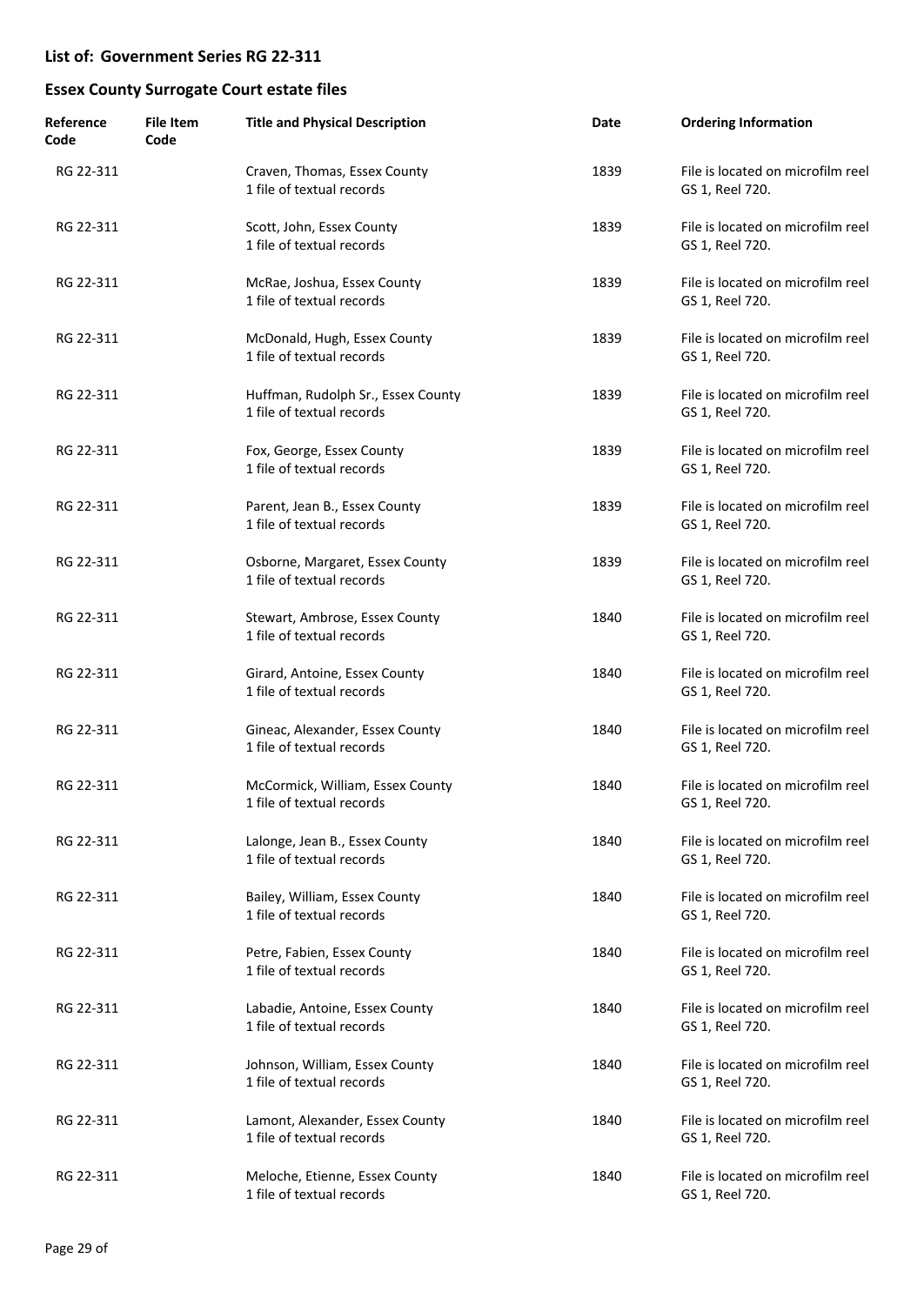## List of: Government Series RG 22-311

## Essex County Surrogate Court estate files

| Reference Code | File Item Code | Title and Physical Description | Date | Ordering Information |
|---|---|---|---|---|
| RG 22-311 | | Craven, Thomas, Essex County<br>1 file of textual records | 1839 | File is located on microfilm reel GS 1, Reel 720. |
| RG 22-311 | | Scott, John, Essex County<br>1 file of textual records | 1839 | File is located on microfilm reel GS 1, Reel 720. |
| RG 22-311 | | McRae, Joshua, Essex County<br>1 file of textual records | 1839 | File is located on microfilm reel GS 1, Reel 720. |
| RG 22-311 | | McDonald, Hugh, Essex County<br>1 file of textual records | 1839 | File is located on microfilm reel GS 1, Reel 720. |
| RG 22-311 | | Huffman, Rudolph Sr., Essex County<br>1 file of textual records | 1839 | File is located on microfilm reel GS 1, Reel 720. |
| RG 22-311 | | Fox, George, Essex County<br>1 file of textual records | 1839 | File is located on microfilm reel GS 1, Reel 720. |
| RG 22-311 | | Parent, Jean B., Essex County<br>1 file of textual records | 1839 | File is located on microfilm reel GS 1, Reel 720. |
| RG 22-311 | | Osborne, Margaret, Essex County<br>1 file of textual records | 1839 | File is located on microfilm reel GS 1, Reel 720. |
| RG 22-311 | | Stewart, Ambrose, Essex County<br>1 file of textual records | 1840 | File is located on microfilm reel GS 1, Reel 720. |
| RG 22-311 | | Girard, Antoine, Essex County<br>1 file of textual records | 1840 | File is located on microfilm reel GS 1, Reel 720. |
| RG 22-311 | | Gineac, Alexander, Essex County<br>1 file of textual records | 1840 | File is located on microfilm reel GS 1, Reel 720. |
| RG 22-311 | | McCormick, William, Essex County<br>1 file of textual records | 1840 | File is located on microfilm reel GS 1, Reel 720. |
| RG 22-311 | | Lalonge, Jean B., Essex County<br>1 file of textual records | 1840 | File is located on microfilm reel GS 1, Reel 720. |
| RG 22-311 | | Bailey, William, Essex County<br>1 file of textual records | 1840 | File is located on microfilm reel GS 1, Reel 720. |
| RG 22-311 | | Petre, Fabien, Essex County<br>1 file of textual records | 1840 | File is located on microfilm reel GS 1, Reel 720. |
| RG 22-311 | | Labadie, Antoine, Essex County<br>1 file of textual records | 1840 | File is located on microfilm reel GS 1, Reel 720. |
| RG 22-311 | | Johnson, William, Essex County<br>1 file of textual records | 1840 | File is located on microfilm reel GS 1, Reel 720. |
| RG 22-311 | | Lamont, Alexander, Essex County<br>1 file of textual records | 1840 | File is located on microfilm reel GS 1, Reel 720. |
| RG 22-311 | | Meloche, Etienne, Essex County<br>1 file of textual records | 1840 | File is located on microfilm reel GS 1, Reel 720. |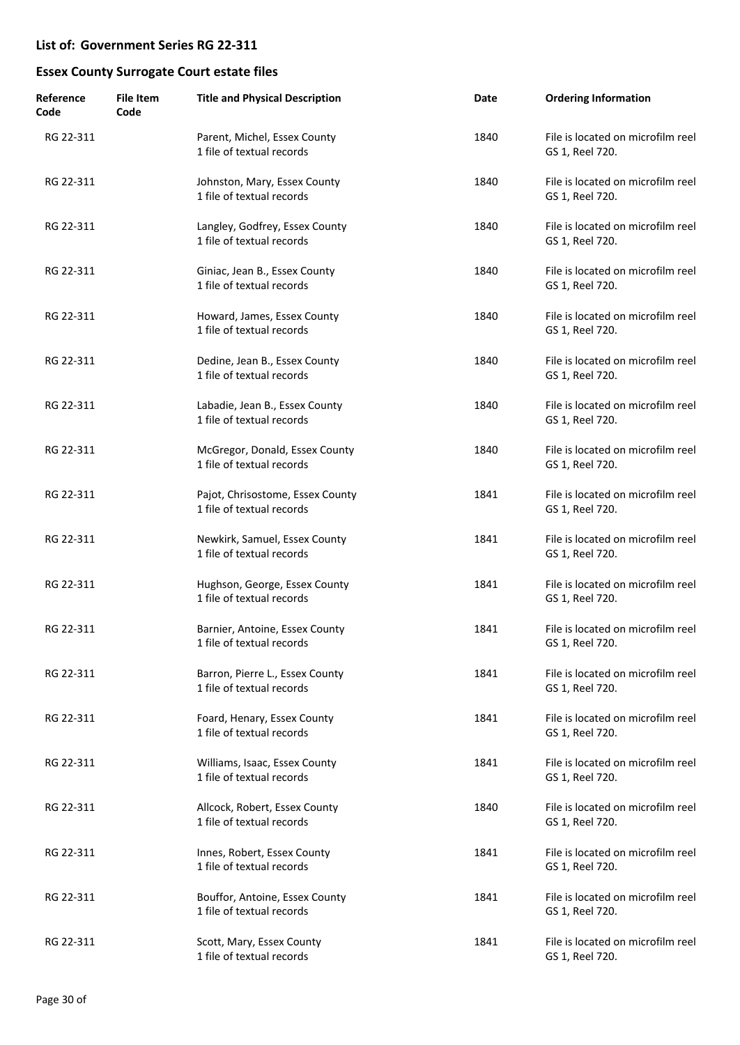## List of: Government Series RG 22-311

## Essex County Surrogate Court estate files

| Reference Code | File Item Code | Title and Physical Description | Date | Ordering Information |
|---|---|---|---|---|
| RG 22-311 | | Parent, Michel, Essex County<br>1 file of textual records | 1840 | File is located on microfilm reel GS 1, Reel 720. |
| RG 22-311 | | Johnston, Mary, Essex County<br>1 file of textual records | 1840 | File is located on microfilm reel GS 1, Reel 720. |
| RG 22-311 | | Langley, Godfrey, Essex County<br>1 file of textual records | 1840 | File is located on microfilm reel GS 1, Reel 720. |
| RG 22-311 | | Giniac, Jean B., Essex County<br>1 file of textual records | 1840 | File is located on microfilm reel GS 1, Reel 720. |
| RG 22-311 | | Howard, James, Essex County<br>1 file of textual records | 1840 | File is located on microfilm reel GS 1, Reel 720. |
| RG 22-311 | | Dedine, Jean B., Essex County<br>1 file of textual records | 1840 | File is located on microfilm reel GS 1, Reel 720. |
| RG 22-311 | | Labadie, Jean B., Essex County<br>1 file of textual records | 1840 | File is located on microfilm reel GS 1, Reel 720. |
| RG 22-311 | | McGregor, Donald, Essex County<br>1 file of textual records | 1840 | File is located on microfilm reel GS 1, Reel 720. |
| RG 22-311 | | Pajot, Chrisostome, Essex County<br>1 file of textual records | 1841 | File is located on microfilm reel GS 1, Reel 720. |
| RG 22-311 | | Newkirk, Samuel, Essex County<br>1 file of textual records | 1841 | File is located on microfilm reel GS 1, Reel 720. |
| RG 22-311 | | Hughson, George, Essex County<br>1 file of textual records | 1841 | File is located on microfilm reel GS 1, Reel 720. |
| RG 22-311 | | Barnier, Antoine, Essex County<br>1 file of textual records | 1841 | File is located on microfilm reel GS 1, Reel 720. |
| RG 22-311 | | Barron, Pierre L., Essex County<br>1 file of textual records | 1841 | File is located on microfilm reel GS 1, Reel 720. |
| RG 22-311 | | Foard, Henary, Essex County<br>1 file of textual records | 1841 | File is located on microfilm reel GS 1, Reel 720. |
| RG 22-311 | | Williams, Isaac, Essex County<br>1 file of textual records | 1841 | File is located on microfilm reel GS 1, Reel 720. |
| RG 22-311 | | Allcock, Robert, Essex County<br>1 file of textual records | 1840 | File is located on microfilm reel GS 1, Reel 720. |
| RG 22-311 | | Innes, Robert, Essex County<br>1 file of textual records | 1841 | File is located on microfilm reel GS 1, Reel 720. |
| RG 22-311 | | Bouffor, Antoine, Essex County<br>1 file of textual records | 1841 | File is located on microfilm reel GS 1, Reel 720. |
| RG 22-311 | | Scott, Mary, Essex County<br>1 file of textual records | 1841 | File is located on microfilm reel GS 1, Reel 720. |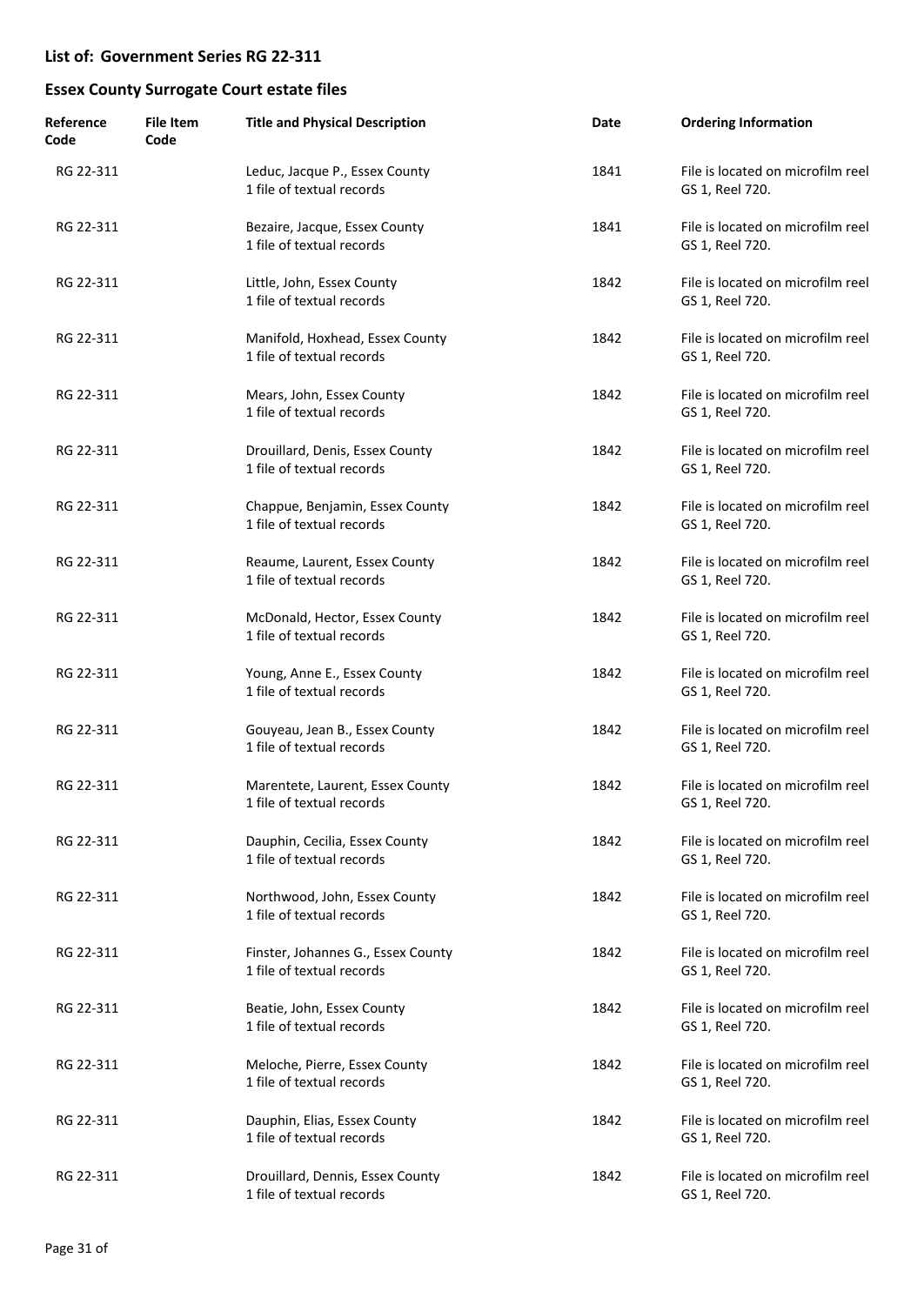## List of: Government Series RG 22-311

## Essex County Surrogate Court estate files

| Reference Code | File Item Code | Title and Physical Description | Date | Ordering Information |
|---|---|---|---|---|
| RG 22-311 | | Leduc, Jacque P., Essex County<br>1 file of textual records | 1841 | File is located on microfilm reel GS 1, Reel 720. |
| RG 22-311 | | Bezaire, Jacque, Essex County<br>1 file of textual records | 1841 | File is located on microfilm reel GS 1, Reel 720. |
| RG 22-311 | | Little, John, Essex County<br>1 file of textual records | 1842 | File is located on microfilm reel GS 1, Reel 720. |
| RG 22-311 | | Manifold, Hoxhead, Essex County<br>1 file of textual records | 1842 | File is located on microfilm reel GS 1, Reel 720. |
| RG 22-311 | | Mears, John, Essex County<br>1 file of textual records | 1842 | File is located on microfilm reel GS 1, Reel 720. |
| RG 22-311 | | Drouillard, Denis, Essex County<br>1 file of textual records | 1842 | File is located on microfilm reel GS 1, Reel 720. |
| RG 22-311 | | Chappue, Benjamin, Essex County<br>1 file of textual records | 1842 | File is located on microfilm reel GS 1, Reel 720. |
| RG 22-311 | | Reaume, Laurent, Essex County<br>1 file of textual records | 1842 | File is located on microfilm reel GS 1, Reel 720. |
| RG 22-311 | | McDonald, Hector, Essex County<br>1 file of textual records | 1842 | File is located on microfilm reel GS 1, Reel 720. |
| RG 22-311 | | Young, Anne E., Essex County<br>1 file of textual records | 1842 | File is located on microfilm reel GS 1, Reel 720. |
| RG 22-311 | | Gouyeau, Jean B., Essex County<br>1 file of textual records | 1842 | File is located on microfilm reel GS 1, Reel 720. |
| RG 22-311 | | Marentete, Laurent, Essex County<br>1 file of textual records | 1842 | File is located on microfilm reel GS 1, Reel 720. |
| RG 22-311 | | Dauphin, Cecilia, Essex County<br>1 file of textual records | 1842 | File is located on microfilm reel GS 1, Reel 720. |
| RG 22-311 | | Northwood, John, Essex County<br>1 file of textual records | 1842 | File is located on microfilm reel GS 1, Reel 720. |
| RG 22-311 | | Finster, Johannes G., Essex County<br>1 file of textual records | 1842 | File is located on microfilm reel GS 1, Reel 720. |
| RG 22-311 | | Beatie, John, Essex County<br>1 file of textual records | 1842 | File is located on microfilm reel GS 1, Reel 720. |
| RG 22-311 | | Meloche, Pierre, Essex County<br>1 file of textual records | 1842 | File is located on microfilm reel GS 1, Reel 720. |
| RG 22-311 | | Dauphin, Elias, Essex County<br>1 file of textual records | 1842 | File is located on microfilm reel GS 1, Reel 720. |
| RG 22-311 | | Drouillard, Dennis, Essex County<br>1 file of textual records | 1842 | File is located on microfilm reel GS 1, Reel 720. |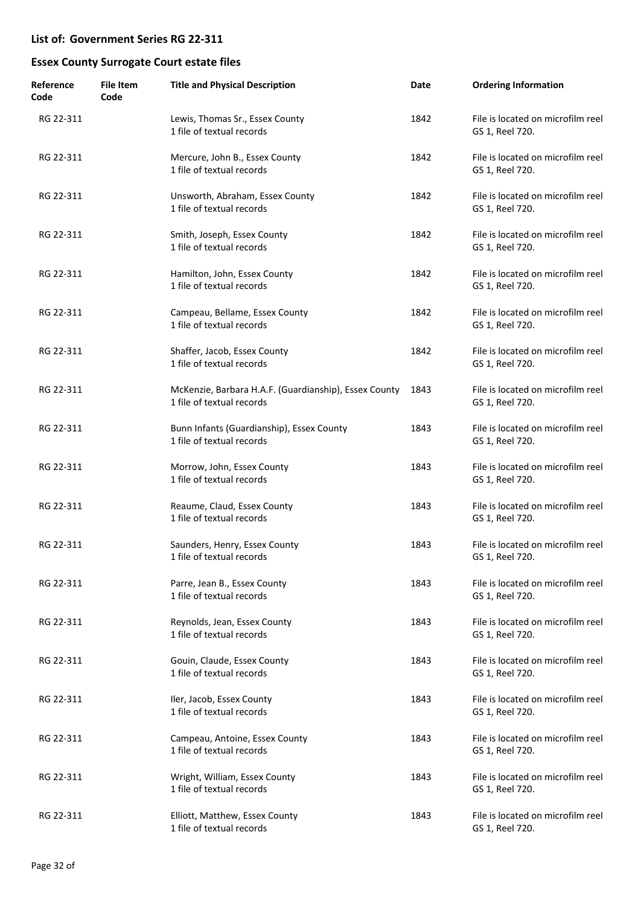## List of: Government Series RG 22-311

## Essex County Surrogate Court estate files

| Reference Code | File Item Code | Title and Physical Description | Date | Ordering Information |
|---|---|---|---|---|
| RG 22-311 | | Lewis, Thomas Sr., Essex County<br>1 file of textual records | 1842 | File is located on microfilm reel GS 1, Reel 720. |
| RG 22-311 | | Mercure, John B., Essex County<br>1 file of textual records | 1842 | File is located on microfilm reel GS 1, Reel 720. |
| RG 22-311 | | Unsworth, Abraham, Essex County<br>1 file of textual records | 1842 | File is located on microfilm reel GS 1, Reel 720. |
| RG 22-311 | | Smith, Joseph, Essex County<br>1 file of textual records | 1842 | File is located on microfilm reel GS 1, Reel 720. |
| RG 22-311 | | Hamilton, John, Essex County<br>1 file of textual records | 1842 | File is located on microfilm reel GS 1, Reel 720. |
| RG 22-311 | | Campeau, Bellame, Essex County<br>1 file of textual records | 1842 | File is located on microfilm reel GS 1, Reel 720. |
| RG 22-311 | | Shaffer, Jacob, Essex County<br>1 file of textual records | 1842 | File is located on microfilm reel GS 1, Reel 720. |
| RG 22-311 | | McKenzie, Barbara H.A.F. (Guardianship), Essex County<br>1 file of textual records | 1843 | File is located on microfilm reel GS 1, Reel 720. |
| RG 22-311 | | Bunn Infants (Guardianship), Essex County<br>1 file of textual records | 1843 | File is located on microfilm reel GS 1, Reel 720. |
| RG 22-311 | | Morrow, John, Essex County<br>1 file of textual records | 1843 | File is located on microfilm reel GS 1, Reel 720. |
| RG 22-311 | | Reaume, Claud, Essex County<br>1 file of textual records | 1843 | File is located on microfilm reel GS 1, Reel 720. |
| RG 22-311 | | Saunders, Henry, Essex County<br>1 file of textual records | 1843 | File is located on microfilm reel GS 1, Reel 720. |
| RG 22-311 | | Parre, Jean B., Essex County<br>1 file of textual records | 1843 | File is located on microfilm reel GS 1, Reel 720. |
| RG 22-311 | | Reynolds, Jean, Essex County<br>1 file of textual records | 1843 | File is located on microfilm reel GS 1, Reel 720. |
| RG 22-311 | | Gouin, Claude, Essex County<br>1 file of textual records | 1843 | File is located on microfilm reel GS 1, Reel 720. |
| RG 22-311 | | Iler, Jacob, Essex County<br>1 file of textual records | 1843 | File is located on microfilm reel GS 1, Reel 720. |
| RG 22-311 | | Campeau, Antoine, Essex County<br>1 file of textual records | 1843 | File is located on microfilm reel GS 1, Reel 720. |
| RG 22-311 | | Wright, William, Essex County<br>1 file of textual records | 1843 | File is located on microfilm reel GS 1, Reel 720. |
| RG 22-311 | | Elliott, Matthew, Essex County<br>1 file of textual records | 1843 | File is located on microfilm reel GS 1, Reel 720. |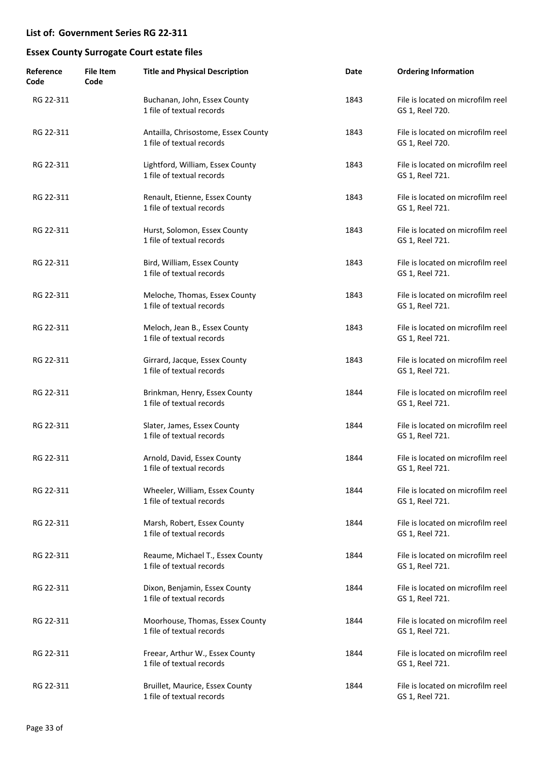## List of: Government Series RG 22-311

## Essex County Surrogate Court estate files

| Reference Code | File Item Code | Title and Physical Description | Date | Ordering Information |
|---|---|---|---|---|
| RG 22-311 | | Buchanan, John, Essex County<br>1 file of textual records | 1843 | File is located on microfilm reel GS 1, Reel 720. |
| RG 22-311 | | Antailla, Chrisostome, Essex County<br>1 file of textual records | 1843 | File is located on microfilm reel GS 1, Reel 720. |
| RG 22-311 | | Lightford, William, Essex County<br>1 file of textual records | 1843 | File is located on microfilm reel GS 1, Reel 721. |
| RG 22-311 | | Renault, Etienne, Essex County<br>1 file of textual records | 1843 | File is located on microfilm reel GS 1, Reel 721. |
| RG 22-311 | | Hurst, Solomon, Essex County<br>1 file of textual records | 1843 | File is located on microfilm reel GS 1, Reel 721. |
| RG 22-311 | | Bird, William, Essex County<br>1 file of textual records | 1843 | File is located on microfilm reel GS 1, Reel 721. |
| RG 22-311 | | Meloche, Thomas, Essex County<br>1 file of textual records | 1843 | File is located on microfilm reel GS 1, Reel 721. |
| RG 22-311 | | Meloch, Jean B., Essex County<br>1 file of textual records | 1843 | File is located on microfilm reel GS 1, Reel 721. |
| RG 22-311 | | Girrard, Jacque, Essex County<br>1 file of textual records | 1843 | File is located on microfilm reel GS 1, Reel 721. |
| RG 22-311 | | Brinkman, Henry, Essex County<br>1 file of textual records | 1844 | File is located on microfilm reel GS 1, Reel 721. |
| RG 22-311 | | Slater, James, Essex County<br>1 file of textual records | 1844 | File is located on microfilm reel GS 1, Reel 721. |
| RG 22-311 | | Arnold, David, Essex County<br>1 file of textual records | 1844 | File is located on microfilm reel GS 1, Reel 721. |
| RG 22-311 | | Wheeler, William, Essex County<br>1 file of textual records | 1844 | File is located on microfilm reel GS 1, Reel 721. |
| RG 22-311 | | Marsh, Robert, Essex County<br>1 file of textual records | 1844 | File is located on microfilm reel GS 1, Reel 721. |
| RG 22-311 | | Reaume, Michael T., Essex County<br>1 file of textual records | 1844 | File is located on microfilm reel GS 1, Reel 721. |
| RG 22-311 | | Dixon, Benjamin, Essex County<br>1 file of textual records | 1844 | File is located on microfilm reel GS 1, Reel 721. |
| RG 22-311 | | Moorhouse, Thomas, Essex County<br>1 file of textual records | 1844 | File is located on microfilm reel GS 1, Reel 721. |
| RG 22-311 | | Freear, Arthur W., Essex County<br>1 file of textual records | 1844 | File is located on microfilm reel GS 1, Reel 721. |
| RG 22-311 | | Bruillet, Maurice, Essex County<br>1 file of textual records | 1844 | File is located on microfilm reel GS 1, Reel 721. |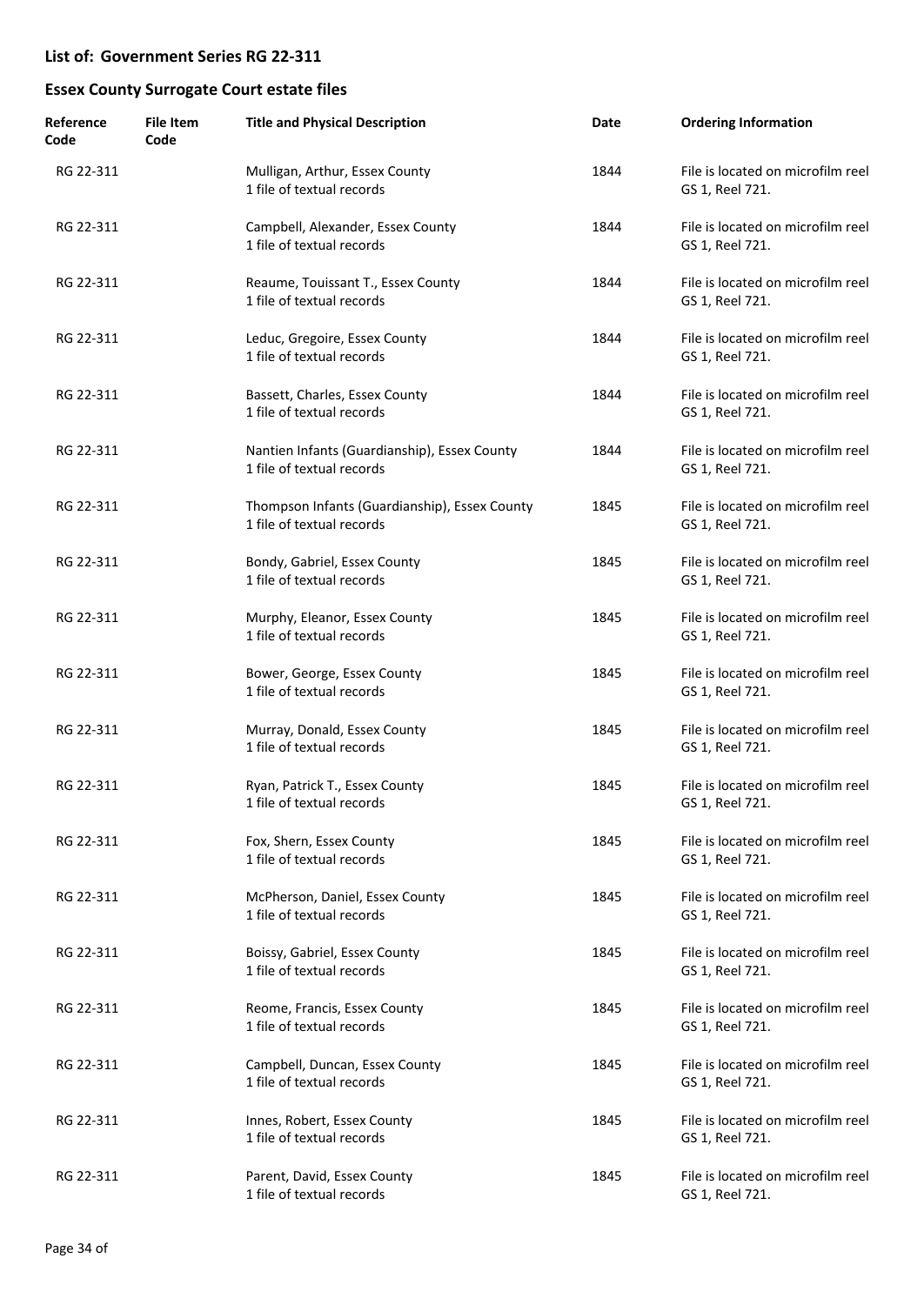## List of: Government Series RG 22-311

## Essex County Surrogate Court estate files

| Reference Code | File Item Code | Title and Physical Description | Date | Ordering Information |
| --- | --- | --- | --- | --- |
| RG 22-311 | | Mulligan, Arthur, Essex County<br>1 file of textual records | 1844 | File is located on microfilm reel GS 1, Reel 721. |
| RG 22-311 | | Campbell, Alexander, Essex County<br>1 file of textual records | 1844 | File is located on microfilm reel GS 1, Reel 721. |
| RG 22-311 | | Reaume, Touissant T., Essex County<br>1 file of textual records | 1844 | File is located on microfilm reel GS 1, Reel 721. |
| RG 22-311 | | Leduc, Gregoire, Essex County<br>1 file of textual records | 1844 | File is located on microfilm reel GS 1, Reel 721. |
| RG 22-311 | | Bassett, Charles, Essex County<br>1 file of textual records | 1844 | File is located on microfilm reel GS 1, Reel 721. |
| RG 22-311 | | Nantien Infants (Guardianship), Essex County<br>1 file of textual records | 1844 | File is located on microfilm reel GS 1, Reel 721. |
| RG 22-311 | | Thompson Infants (Guardianship), Essex County<br>1 file of textual records | 1845 | File is located on microfilm reel GS 1, Reel 721. |
| RG 22-311 | | Bondy, Gabriel, Essex County<br>1 file of textual records | 1845 | File is located on microfilm reel GS 1, Reel 721. |
| RG 22-311 | | Murphy, Eleanor, Essex County<br>1 file of textual records | 1845 | File is located on microfilm reel GS 1, Reel 721. |
| RG 22-311 | | Bower, George, Essex County<br>1 file of textual records | 1845 | File is located on microfilm reel GS 1, Reel 721. |
| RG 22-311 | | Murray, Donald, Essex County<br>1 file of textual records | 1845 | File is located on microfilm reel GS 1, Reel 721. |
| RG 22-311 | | Ryan, Patrick T., Essex County<br>1 file of textual records | 1845 | File is located on microfilm reel GS 1, Reel 721. |
| RG 22-311 | | Fox, Shern, Essex County<br>1 file of textual records | 1845 | File is located on microfilm reel GS 1, Reel 721. |
| RG 22-311 | | McPherson, Daniel, Essex County<br>1 file of textual records | 1845 | File is located on microfilm reel GS 1, Reel 721. |
| RG 22-311 | | Boissy, Gabriel, Essex County<br>1 file of textual records | 1845 | File is located on microfilm reel GS 1, Reel 721. |
| RG 22-311 | | Reome, Francis, Essex County<br>1 file of textual records | 1845 | File is located on microfilm reel GS 1, Reel 721. |
| RG 22-311 | | Campbell, Duncan, Essex County<br>1 file of textual records | 1845 | File is located on microfilm reel GS 1, Reel 721. |
| RG 22-311 | | Innes, Robert, Essex County<br>1 file of textual records | 1845 | File is located on microfilm reel GS 1, Reel 721. |
| RG 22-311 | | Parent, David, Essex County<br>1 file of textual records | 1845 | File is located on microfilm reel GS 1, Reel 721. |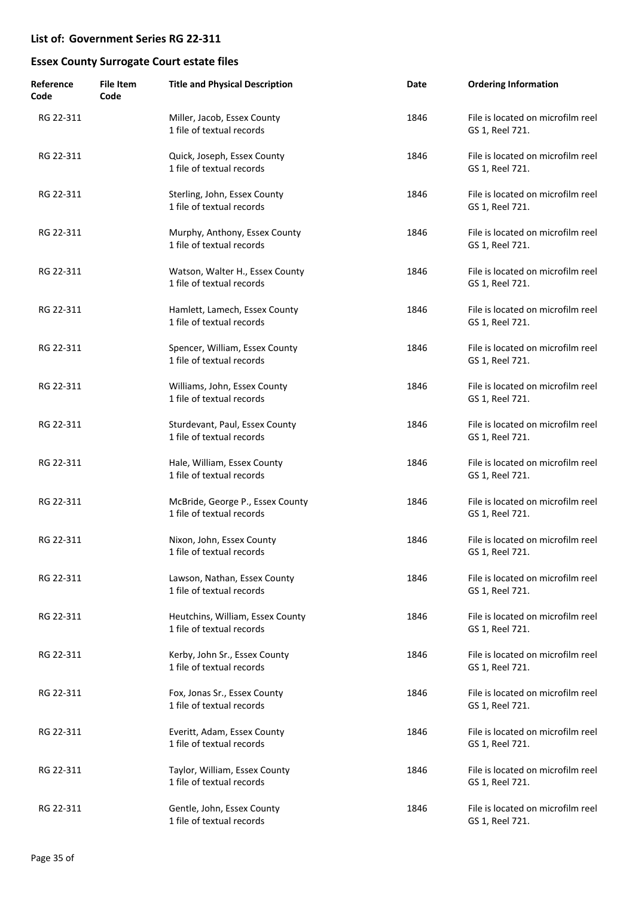## List of: Government Series RG 22-311

## Essex County Surrogate Court estate files

| Reference Code | File Item Code | Title and Physical Description | Date | Ordering Information |
|---|---|---|---|---|
| RG 22-311 | | Miller, Jacob, Essex County<br>1 file of textual records | 1846 | File is located on microfilm reel GS 1, Reel 721. |
| RG 22-311 | | Quick, Joseph, Essex County<br>1 file of textual records | 1846 | File is located on microfilm reel GS 1, Reel 721. |
| RG 22-311 | | Sterling, John, Essex County<br>1 file of textual records | 1846 | File is located on microfilm reel GS 1, Reel 721. |
| RG 22-311 | | Murphy, Anthony, Essex County<br>1 file of textual records | 1846 | File is located on microfilm reel GS 1, Reel 721. |
| RG 22-311 | | Watson, Walter H., Essex County<br>1 file of textual records | 1846 | File is located on microfilm reel GS 1, Reel 721. |
| RG 22-311 | | Hamlett, Lamech, Essex County<br>1 file of textual records | 1846 | File is located on microfilm reel GS 1, Reel 721. |
| RG 22-311 | | Spencer, William, Essex County<br>1 file of textual records | 1846 | File is located on microfilm reel GS 1, Reel 721. |
| RG 22-311 | | Williams, John, Essex County<br>1 file of textual records | 1846 | File is located on microfilm reel GS 1, Reel 721. |
| RG 22-311 | | Sturdevant, Paul, Essex County<br>1 file of textual records | 1846 | File is located on microfilm reel GS 1, Reel 721. |
| RG 22-311 | | Hale, William, Essex County<br>1 file of textual records | 1846 | File is located on microfilm reel GS 1, Reel 721. |
| RG 22-311 | | McBride, George P., Essex County<br>1 file of textual records | 1846 | File is located on microfilm reel GS 1, Reel 721. |
| RG 22-311 | | Nixon, John, Essex County<br>1 file of textual records | 1846 | File is located on microfilm reel GS 1, Reel 721. |
| RG 22-311 | | Lawson, Nathan, Essex County<br>1 file of textual records | 1846 | File is located on microfilm reel GS 1, Reel 721. |
| RG 22-311 | | Heutchins, William, Essex County<br>1 file of textual records | 1846 | File is located on microfilm reel GS 1, Reel 721. |
| RG 22-311 | | Kerby, John Sr., Essex County<br>1 file of textual records | 1846 | File is located on microfilm reel GS 1, Reel 721. |
| RG 22-311 | | Fox, Jonas Sr., Essex County<br>1 file of textual records | 1846 | File is located on microfilm reel GS 1, Reel 721. |
| RG 22-311 | | Everitt, Adam, Essex County<br>1 file of textual records | 1846 | File is located on microfilm reel GS 1, Reel 721. |
| RG 22-311 | | Taylor, William, Essex County<br>1 file of textual records | 1846 | File is located on microfilm reel GS 1, Reel 721. |
| RG 22-311 | | Gentle, John, Essex County<br>1 file of textual records | 1846 | File is located on microfilm reel GS 1, Reel 721. |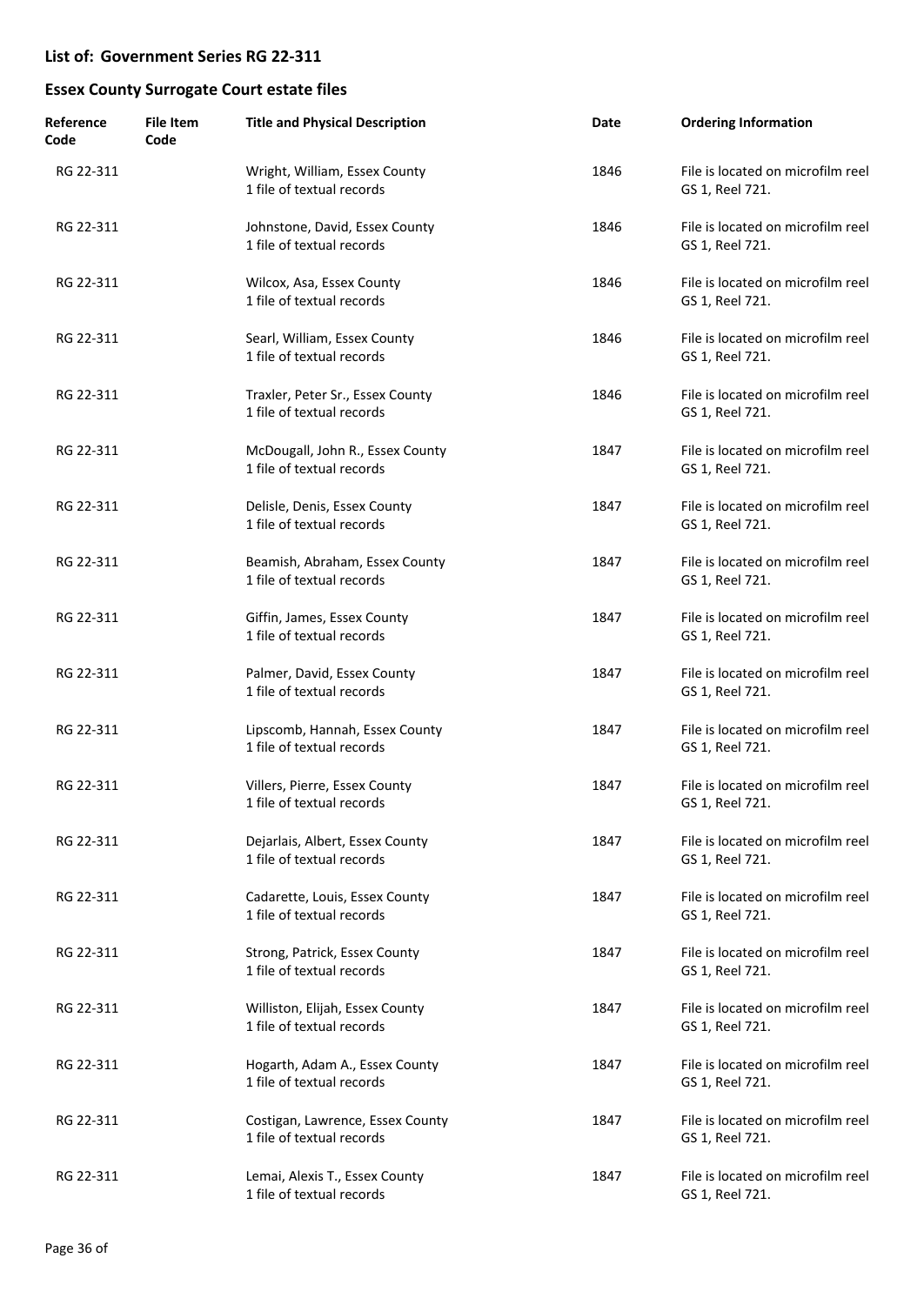## List of: Government Series RG 22-311

## Essex County Surrogate Court estate files

| Reference Code | File Item Code | Title and Physical Description | Date | Ordering Information |
|---|---|---|---|---|
| RG 22-311 | | Wright, William, Essex County<br>1 file of textual records | 1846 | File is located on microfilm reel GS 1, Reel 721. |
| RG 22-311 | | Johnstone, David, Essex County<br>1 file of textual records | 1846 | File is located on microfilm reel GS 1, Reel 721. |
| RG 22-311 | | Wilcox, Asa, Essex County<br>1 file of textual records | 1846 | File is located on microfilm reel GS 1, Reel 721. |
| RG 22-311 | | Searl, William, Essex County<br>1 file of textual records | 1846 | File is located on microfilm reel GS 1, Reel 721. |
| RG 22-311 | | Traxler, Peter Sr., Essex County<br>1 file of textual records | 1846 | File is located on microfilm reel GS 1, Reel 721. |
| RG 22-311 | | McDougall, John R., Essex County<br>1 file of textual records | 1847 | File is located on microfilm reel GS 1, Reel 721. |
| RG 22-311 | | Delisle, Denis, Essex County<br>1 file of textual records | 1847 | File is located on microfilm reel GS 1, Reel 721. |
| RG 22-311 | | Beamish, Abraham, Essex County<br>1 file of textual records | 1847 | File is located on microfilm reel GS 1, Reel 721. |
| RG 22-311 | | Giffin, James, Essex County<br>1 file of textual records | 1847 | File is located on microfilm reel GS 1, Reel 721. |
| RG 22-311 | | Palmer, David, Essex County<br>1 file of textual records | 1847 | File is located on microfilm reel GS 1, Reel 721. |
| RG 22-311 | | Lipscomb, Hannah, Essex County<br>1 file of textual records | 1847 | File is located on microfilm reel GS 1, Reel 721. |
| RG 22-311 | | Villers, Pierre, Essex County<br>1 file of textual records | 1847 | File is located on microfilm reel GS 1, Reel 721. |
| RG 22-311 | | Dejarlais, Albert, Essex County<br>1 file of textual records | 1847 | File is located on microfilm reel GS 1, Reel 721. |
| RG 22-311 | | Cadarette, Louis, Essex County<br>1 file of textual records | 1847 | File is located on microfilm reel GS 1, Reel 721. |
| RG 22-311 | | Strong, Patrick, Essex County<br>1 file of textual records | 1847 | File is located on microfilm reel GS 1, Reel 721. |
| RG 22-311 | | Williston, Elijah, Essex County<br>1 file of textual records | 1847 | File is located on microfilm reel GS 1, Reel 721. |
| RG 22-311 | | Hogarth, Adam A., Essex County<br>1 file of textual records | 1847 | File is located on microfilm reel GS 1, Reel 721. |
| RG 22-311 | | Costigan, Lawrence, Essex County<br>1 file of textual records | 1847 | File is located on microfilm reel GS 1, Reel 721. |
| RG 22-311 | | Lemai, Alexis T., Essex County<br>1 file of textual records | 1847 | File is located on microfilm reel GS 1, Reel 721. |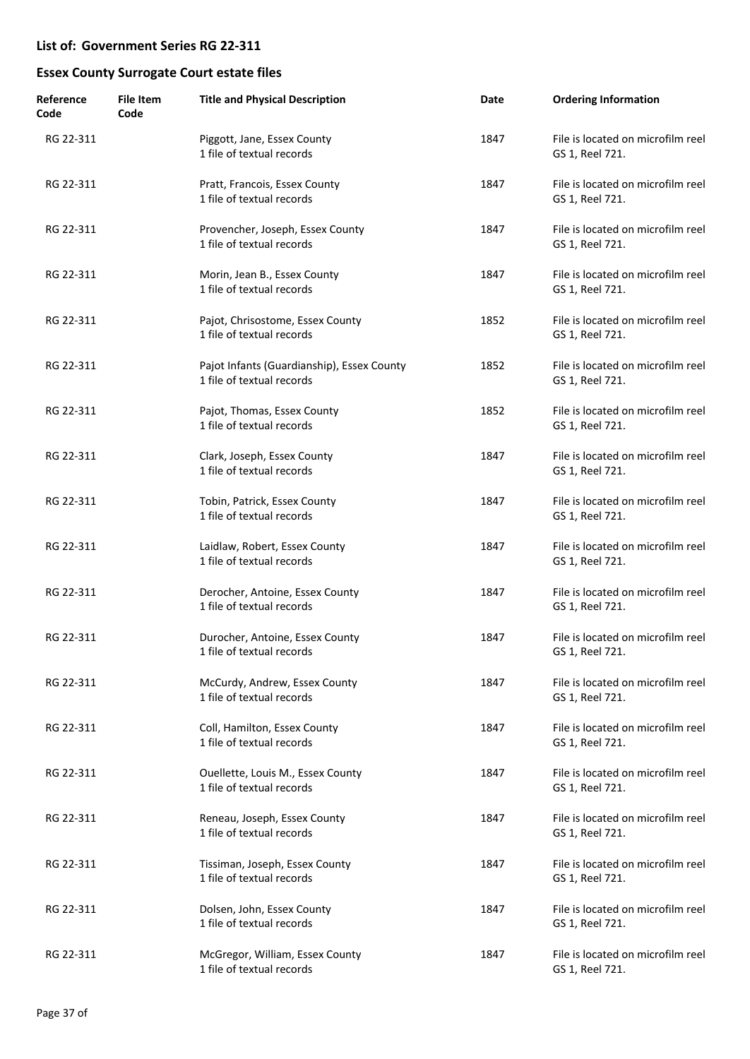## List of: Government Series RG 22-311

## Essex County Surrogate Court estate files

| Reference Code | File Item Code | Title and Physical Description | Date | Ordering Information |
|---|---|---|---|---|
| RG 22-311 | | Piggott, Jane, Essex County<br>1 file of textual records | 1847 | File is located on microfilm reel GS 1, Reel 721. |
| RG 22-311 | | Pratt, Francois, Essex County<br>1 file of textual records | 1847 | File is located on microfilm reel GS 1, Reel 721. |
| RG 22-311 | | Provencher, Joseph, Essex County<br>1 file of textual records | 1847 | File is located on microfilm reel GS 1, Reel 721. |
| RG 22-311 | | Morin, Jean B., Essex County<br>1 file of textual records | 1847 | File is located on microfilm reel GS 1, Reel 721. |
| RG 22-311 | | Pajot, Chrisostome, Essex County<br>1 file of textual records | 1852 | File is located on microfilm reel GS 1, Reel 721. |
| RG 22-311 | | Pajot Infants (Guardianship), Essex County<br>1 file of textual records | 1852 | File is located on microfilm reel GS 1, Reel 721. |
| RG 22-311 | | Pajot, Thomas, Essex County<br>1 file of textual records | 1852 | File is located on microfilm reel GS 1, Reel 721. |
| RG 22-311 | | Clark, Joseph, Essex County<br>1 file of textual records | 1847 | File is located on microfilm reel GS 1, Reel 721. |
| RG 22-311 | | Tobin, Patrick, Essex County<br>1 file of textual records | 1847 | File is located on microfilm reel GS 1, Reel 721. |
| RG 22-311 | | Laidlaw, Robert, Essex County<br>1 file of textual records | 1847 | File is located on microfilm reel GS 1, Reel 721. |
| RG 22-311 | | Derocher, Antoine, Essex County<br>1 file of textual records | 1847 | File is located on microfilm reel GS 1, Reel 721. |
| RG 22-311 | | Durocher, Antoine, Essex County<br>1 file of textual records | 1847 | File is located on microfilm reel GS 1, Reel 721. |
| RG 22-311 | | McCurdy, Andrew, Essex County<br>1 file of textual records | 1847 | File is located on microfilm reel GS 1, Reel 721. |
| RG 22-311 | | Coll, Hamilton, Essex County<br>1 file of textual records | 1847 | File is located on microfilm reel GS 1, Reel 721. |
| RG 22-311 | | Ouellette, Louis M., Essex County<br>1 file of textual records | 1847 | File is located on microfilm reel GS 1, Reel 721. |
| RG 22-311 | | Reneau, Joseph, Essex County<br>1 file of textual records | 1847 | File is located on microfilm reel GS 1, Reel 721. |
| RG 22-311 | | Tissiman, Joseph, Essex County<br>1 file of textual records | 1847 | File is located on microfilm reel GS 1, Reel 721. |
| RG 22-311 | | Dolsen, John, Essex County<br>1 file of textual records | 1847 | File is located on microfilm reel GS 1, Reel 721. |
| RG 22-311 | | McGregor, William, Essex County<br>1 file of textual records | 1847 | File is located on microfilm reel GS 1, Reel 721. |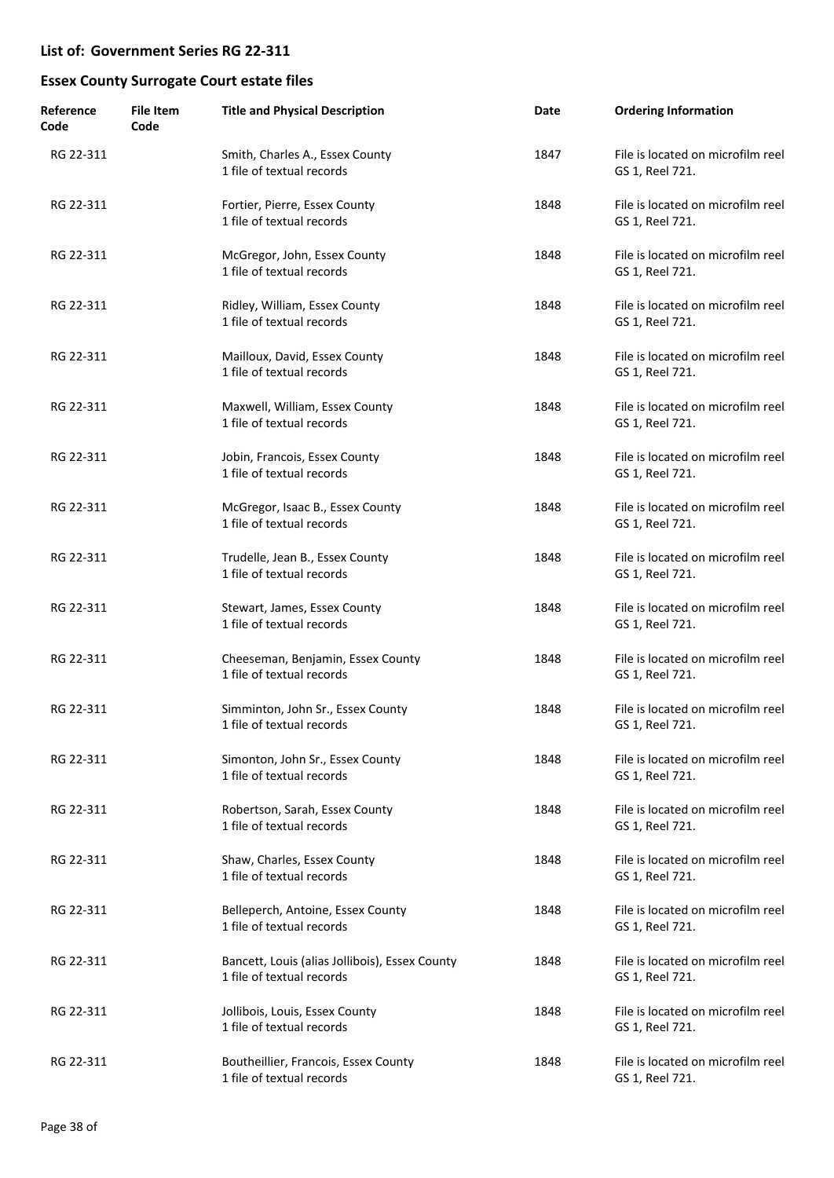## List of: Government Series RG 22-311

## Essex County Surrogate Court estate files

| Reference Code | File Item Code | Title and Physical Description | Date | Ordering Information |
|---|---|---|---|---|
| RG 22-311 | | Smith, Charles A., Essex County<br>1 file of textual records | 1847 | File is located on microfilm reel GS 1, Reel 721. |
| RG 22-311 | | Fortier, Pierre, Essex County<br>1 file of textual records | 1848 | File is located on microfilm reel GS 1, Reel 721. |
| RG 22-311 | | McGregor, John, Essex County<br>1 file of textual records | 1848 | File is located on microfilm reel GS 1, Reel 721. |
| RG 22-311 | | Ridley, William, Essex County<br>1 file of textual records | 1848 | File is located on microfilm reel GS 1, Reel 721. |
| RG 22-311 | | Mailloux, David, Essex County<br>1 file of textual records | 1848 | File is located on microfilm reel GS 1, Reel 721. |
| RG 22-311 | | Maxwell, William, Essex County<br>1 file of textual records | 1848 | File is located on microfilm reel GS 1, Reel 721. |
| RG 22-311 | | Jobin, Francois, Essex County<br>1 file of textual records | 1848 | File is located on microfilm reel GS 1, Reel 721. |
| RG 22-311 | | McGregor, Isaac B., Essex County<br>1 file of textual records | 1848 | File is located on microfilm reel GS 1, Reel 721. |
| RG 22-311 | | Trudelle, Jean B., Essex County<br>1 file of textual records | 1848 | File is located on microfilm reel GS 1, Reel 721. |
| RG 22-311 | | Stewart, James, Essex County<br>1 file of textual records | 1848 | File is located on microfilm reel GS 1, Reel 721. |
| RG 22-311 | | Cheeseman, Benjamin, Essex County<br>1 file of textual records | 1848 | File is located on microfilm reel GS 1, Reel 721. |
| RG 22-311 | | Simminton, John Sr., Essex County<br>1 file of textual records | 1848 | File is located on microfilm reel GS 1, Reel 721. |
| RG 22-311 | | Simonton, John Sr., Essex County<br>1 file of textual records | 1848 | File is located on microfilm reel GS 1, Reel 721. |
| RG 22-311 | | Robertson, Sarah, Essex County<br>1 file of textual records | 1848 | File is located on microfilm reel GS 1, Reel 721. |
| RG 22-311 | | Shaw, Charles, Essex County<br>1 file of textual records | 1848 | File is located on microfilm reel GS 1, Reel 721. |
| RG 22-311 | | Belleperch, Antoine, Essex County<br>1 file of textual records | 1848 | File is located on microfilm reel GS 1, Reel 721. |
| RG 22-311 | | Bancett, Louis (alias Jollibois), Essex County<br>1 file of textual records | 1848 | File is located on microfilm reel GS 1, Reel 721. |
| RG 22-311 | | Jollibois, Louis, Essex County<br>1 file of textual records | 1848 | File is located on microfilm reel GS 1, Reel 721. |
| RG 22-311 | | Boutheillier, Francois, Essex County<br>1 file of textual records | 1848 | File is located on microfilm reel GS 1, Reel 721. |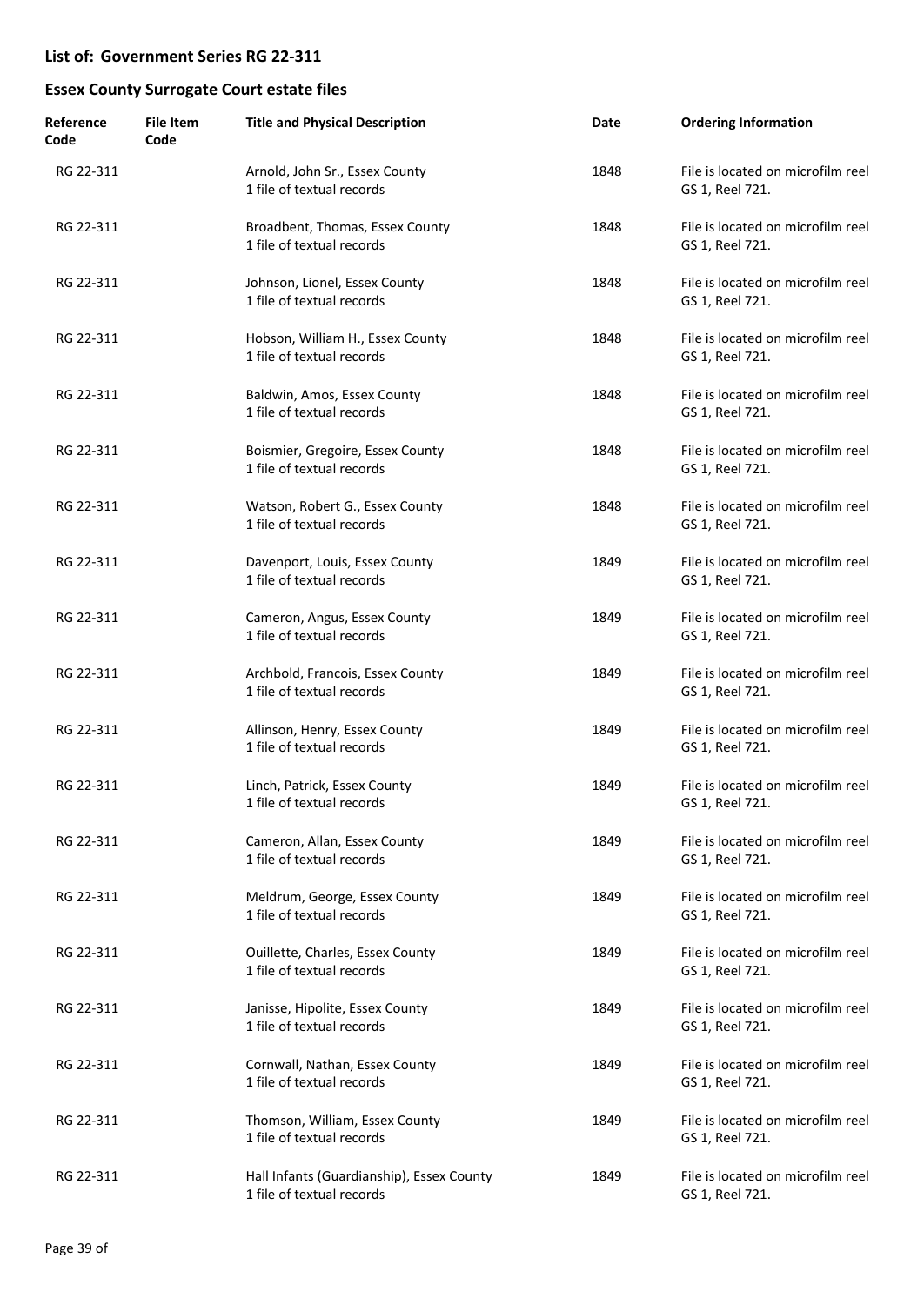## List of: Government Series RG 22-311

## Essex County Surrogate Court estate files

| Reference Code | File Item Code | Title and Physical Description | Date | Ordering Information |
|---|---|---|---|---|
| RG 22-311 | | Arnold, John Sr., Essex County<br>1 file of textual records | 1848 | File is located on microfilm reel GS 1, Reel 721. |
| RG 22-311 | | Broadbent, Thomas, Essex County<br>1 file of textual records | 1848 | File is located on microfilm reel GS 1, Reel 721. |
| RG 22-311 | | Johnson, Lionel, Essex County<br>1 file of textual records | 1848 | File is located on microfilm reel GS 1, Reel 721. |
| RG 22-311 | | Hobson, William H., Essex County<br>1 file of textual records | 1848 | File is located on microfilm reel GS 1, Reel 721. |
| RG 22-311 | | Baldwin, Amos, Essex County<br>1 file of textual records | 1848 | File is located on microfilm reel GS 1, Reel 721. |
| RG 22-311 | | Boismier, Gregoire, Essex County<br>1 file of textual records | 1848 | File is located on microfilm reel GS 1, Reel 721. |
| RG 22-311 | | Watson, Robert G., Essex County<br>1 file of textual records | 1848 | File is located on microfilm reel GS 1, Reel 721. |
| RG 22-311 | | Davenport, Louis, Essex County<br>1 file of textual records | 1849 | File is located on microfilm reel GS 1, Reel 721. |
| RG 22-311 | | Cameron, Angus, Essex County<br>1 file of textual records | 1849 | File is located on microfilm reel GS 1, Reel 721. |
| RG 22-311 | | Archbold, Francois, Essex County<br>1 file of textual records | 1849 | File is located on microfilm reel GS 1, Reel 721. |
| RG 22-311 | | Allinson, Henry, Essex County<br>1 file of textual records | 1849 | File is located on microfilm reel GS 1, Reel 721. |
| RG 22-311 | | Linch, Patrick, Essex County<br>1 file of textual records | 1849 | File is located on microfilm reel GS 1, Reel 721. |
| RG 22-311 | | Cameron, Allan, Essex County<br>1 file of textual records | 1849 | File is located on microfilm reel GS 1, Reel 721. |
| RG 22-311 | | Meldrum, George, Essex County<br>1 file of textual records | 1849 | File is located on microfilm reel GS 1, Reel 721. |
| RG 22-311 | | Ouillette, Charles, Essex County<br>1 file of textual records | 1849 | File is located on microfilm reel GS 1, Reel 721. |
| RG 22-311 | | Janisse, Hipolite, Essex County<br>1 file of textual records | 1849 | File is located on microfilm reel GS 1, Reel 721. |
| RG 22-311 | | Cornwall, Nathan, Essex County<br>1 file of textual records | 1849 | File is located on microfilm reel GS 1, Reel 721. |
| RG 22-311 | | Thomson, William, Essex County<br>1 file of textual records | 1849 | File is located on microfilm reel GS 1, Reel 721. |
| RG 22-311 | | Hall Infants (Guardianship), Essex County<br>1 file of textual records | 1849 | File is located on microfilm reel GS 1, Reel 721. |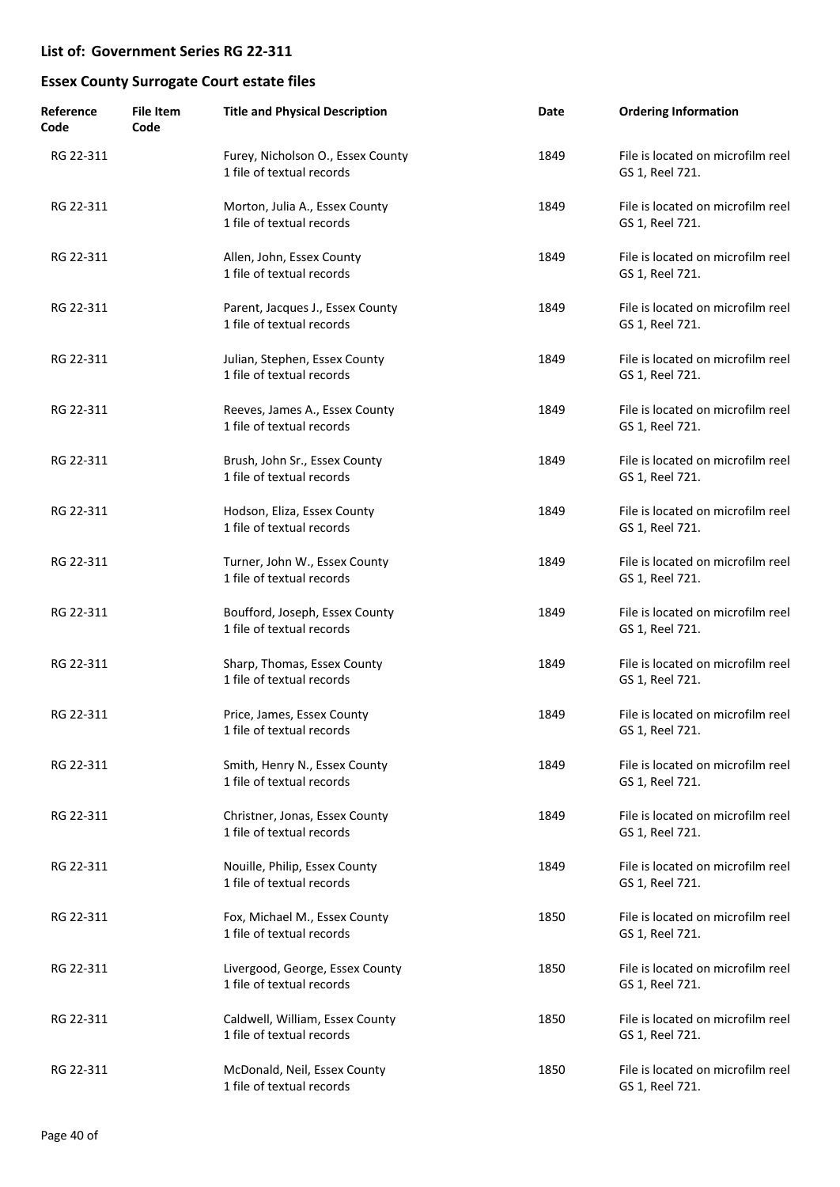**List of: Government Series RG 22-311**

**Essex County Surrogate Court estate files**

| Reference Code | File Item Code | Title and Physical Description | Date | Ordering Information |
|---|---|---|---|---|
| RG 22-311 | | Furey, Nicholson O., Essex County<br>1 file of textual records | 1849 | File is located on microfilm reel GS 1, Reel 721. |
| RG 22-311 | | Morton, Julia A., Essex County<br>1 file of textual records | 1849 | File is located on microfilm reel GS 1, Reel 721. |
| RG 22-311 | | Allen, John, Essex County<br>1 file of textual records | 1849 | File is located on microfilm reel GS 1, Reel 721. |
| RG 22-311 | | Parent, Jacques J., Essex County<br>1 file of textual records | 1849 | File is located on microfilm reel GS 1, Reel 721. |
| RG 22-311 | | Julian, Stephen, Essex County<br>1 file of textual records | 1849 | File is located on microfilm reel GS 1, Reel 721. |
| RG 22-311 | | Reeves, James A., Essex County<br>1 file of textual records | 1849 | File is located on microfilm reel GS 1, Reel 721. |
| RG 22-311 | | Brush, John Sr., Essex County<br>1 file of textual records | 1849 | File is located on microfilm reel GS 1, Reel 721. |
| RG 22-311 | | Hodson, Eliza, Essex County<br>1 file of textual records | 1849 | File is located on microfilm reel GS 1, Reel 721. |
| RG 22-311 | | Turner, John W., Essex County<br>1 file of textual records | 1849 | File is located on microfilm reel GS 1, Reel 721. |
| RG 22-311 | | Boufford, Joseph, Essex County<br>1 file of textual records | 1849 | File is located on microfilm reel GS 1, Reel 721. |
| RG 22-311 | | Sharp, Thomas, Essex County<br>1 file of textual records | 1849 | File is located on microfilm reel GS 1, Reel 721. |
| RG 22-311 | | Price, James, Essex County<br>1 file of textual records | 1849 | File is located on microfilm reel GS 1, Reel 721. |
| RG 22-311 | | Smith, Henry N., Essex County<br>1 file of textual records | 1849 | File is located on microfilm reel GS 1, Reel 721. |
| RG 22-311 | | Christner, Jonas, Essex County<br>1 file of textual records | 1849 | File is located on microfilm reel GS 1, Reel 721. |
| RG 22-311 | | Nouille, Philip, Essex County<br>1 file of textual records | 1849 | File is located on microfilm reel GS 1, Reel 721. |
| RG 22-311 | | Fox, Michael M., Essex County<br>1 file of textual records | 1850 | File is located on microfilm reel GS 1, Reel 721. |
| RG 22-311 | | Livergood, George, Essex County<br>1 file of textual records | 1850 | File is located on microfilm reel GS 1, Reel 721. |
| RG 22-311 | | Caldwell, William, Essex County<br>1 file of textual records | 1850 | File is located on microfilm reel GS 1, Reel 721. |
| RG 22-311 | | McDonald, Neil, Essex County<br>1 file of textual records | 1850 | File is located on microfilm reel GS 1, Reel 721. |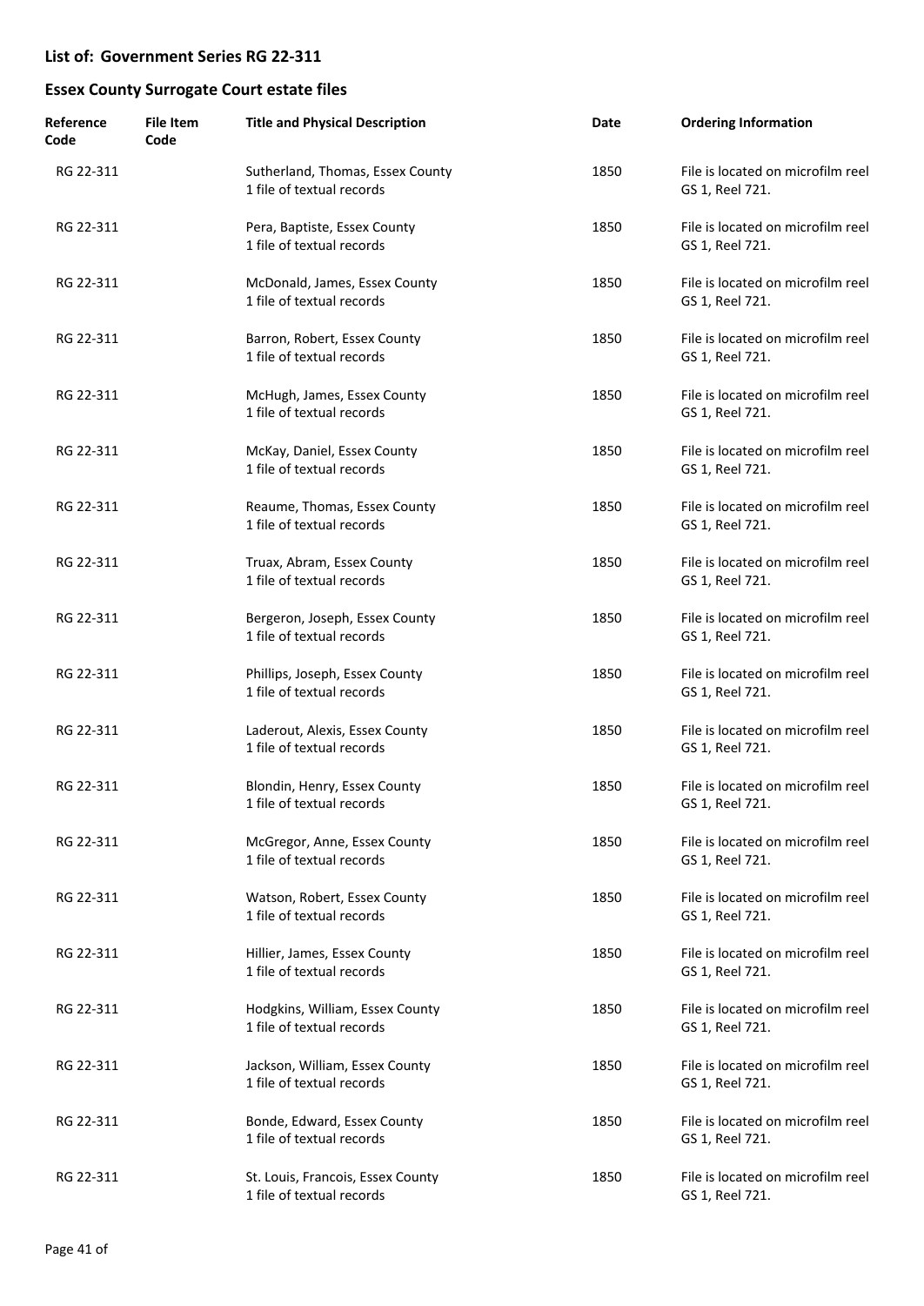## List of: Government Series RG 22-311

## Essex County Surrogate Court estate files

| Reference Code | File Item Code | Title and Physical Description | Date | Ordering Information |
|---|---|---|---|---|
| RG 22-311 | | Sutherland, Thomas, Essex County<br>1 file of textual records | 1850 | File is located on microfilm reel GS 1, Reel 721. |
| RG 22-311 | | Pera, Baptiste, Essex County<br>1 file of textual records | 1850 | File is located on microfilm reel GS 1, Reel 721. |
| RG 22-311 | | McDonald, James, Essex County<br>1 file of textual records | 1850 | File is located on microfilm reel GS 1, Reel 721. |
| RG 22-311 | | Barron, Robert, Essex County<br>1 file of textual records | 1850 | File is located on microfilm reel GS 1, Reel 721. |
| RG 22-311 | | McHugh, James, Essex County<br>1 file of textual records | 1850 | File is located on microfilm reel GS 1, Reel 721. |
| RG 22-311 | | McKay, Daniel, Essex County<br>1 file of textual records | 1850 | File is located on microfilm reel GS 1, Reel 721. |
| RG 22-311 | | Reaume, Thomas, Essex County<br>1 file of textual records | 1850 | File is located on microfilm reel GS 1, Reel 721. |
| RG 22-311 | | Truax, Abram, Essex County<br>1 file of textual records | 1850 | File is located on microfilm reel GS 1, Reel 721. |
| RG 22-311 | | Bergeron, Joseph, Essex County<br>1 file of textual records | 1850 | File is located on microfilm reel GS 1, Reel 721. |
| RG 22-311 | | Phillips, Joseph, Essex County<br>1 file of textual records | 1850 | File is located on microfilm reel GS 1, Reel 721. |
| RG 22-311 | | Laderout, Alexis, Essex County<br>1 file of textual records | 1850 | File is located on microfilm reel GS 1, Reel 721. |
| RG 22-311 | | Blondin, Henry, Essex County<br>1 file of textual records | 1850 | File is located on microfilm reel GS 1, Reel 721. |
| RG 22-311 | | McGregor, Anne, Essex County<br>1 file of textual records | 1850 | File is located on microfilm reel GS 1, Reel 721. |
| RG 22-311 | | Watson, Robert, Essex County<br>1 file of textual records | 1850 | File is located on microfilm reel GS 1, Reel 721. |
| RG 22-311 | | Hillier, James, Essex County<br>1 file of textual records | 1850 | File is located on microfilm reel GS 1, Reel 721. |
| RG 22-311 | | Hodgkins, William, Essex County<br>1 file of textual records | 1850 | File is located on microfilm reel GS 1, Reel 721. |
| RG 22-311 | | Jackson, William, Essex County<br>1 file of textual records | 1850 | File is located on microfilm reel GS 1, Reel 721. |
| RG 22-311 | | Bonde, Edward, Essex County<br>1 file of textual records | 1850 | File is located on microfilm reel GS 1, Reel 721. |
| RG 22-311 | | St. Louis, Francois, Essex County<br>1 file of textual records | 1850 | File is located on microfilm reel GS 1, Reel 721. |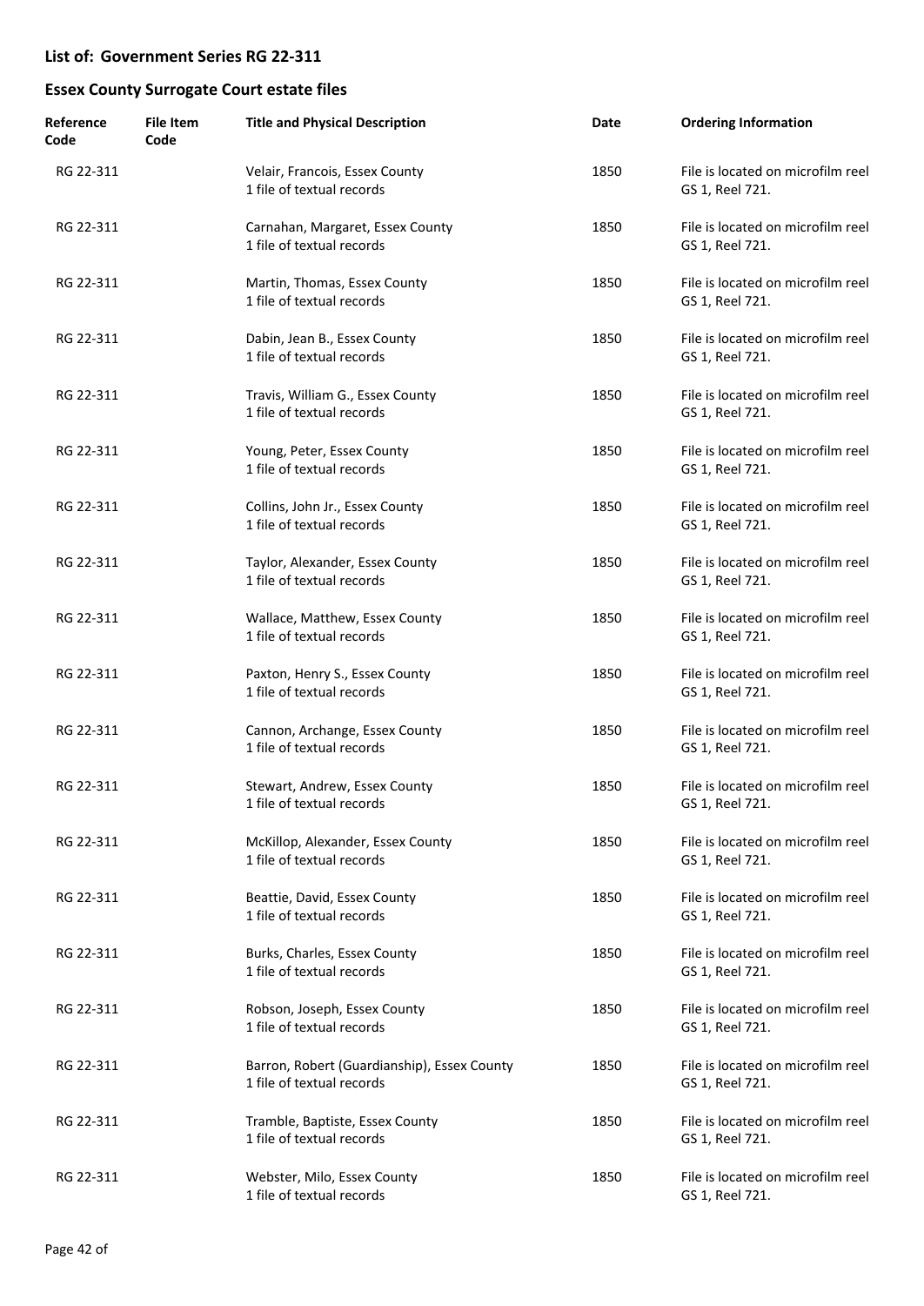## List of: Government Series RG 22-311

## Essex County Surrogate Court estate files

| Reference Code | File Item Code | Title and Physical Description | Date | Ordering Information |
|---|---|---|---|---|
| RG 22-311 | | Velair, Francois, Essex County<br>1 file of textual records | 1850 | File is located on microfilm reel GS 1, Reel 721. |
| RG 22-311 | | Carnahan, Margaret, Essex County<br>1 file of textual records | 1850 | File is located on microfilm reel GS 1, Reel 721. |
| RG 22-311 | | Martin, Thomas, Essex County<br>1 file of textual records | 1850 | File is located on microfilm reel GS 1, Reel 721. |
| RG 22-311 | | Dabin, Jean B., Essex County<br>1 file of textual records | 1850 | File is located on microfilm reel GS 1, Reel 721. |
| RG 22-311 | | Travis, William G., Essex County<br>1 file of textual records | 1850 | File is located on microfilm reel GS 1, Reel 721. |
| RG 22-311 | | Young, Peter, Essex County<br>1 file of textual records | 1850 | File is located on microfilm reel GS 1, Reel 721. |
| RG 22-311 | | Collins, John Jr., Essex County<br>1 file of textual records | 1850 | File is located on microfilm reel GS 1, Reel 721. |
| RG 22-311 | | Taylor, Alexander, Essex County<br>1 file of textual records | 1850 | File is located on microfilm reel GS 1, Reel 721. |
| RG 22-311 | | Wallace, Matthew, Essex County<br>1 file of textual records | 1850 | File is located on microfilm reel GS 1, Reel 721. |
| RG 22-311 | | Paxton, Henry S., Essex County<br>1 file of textual records | 1850 | File is located on microfilm reel GS 1, Reel 721. |
| RG 22-311 | | Cannon, Archange, Essex County<br>1 file of textual records | 1850 | File is located on microfilm reel GS 1, Reel 721. |
| RG 22-311 | | Stewart, Andrew, Essex County<br>1 file of textual records | 1850 | File is located on microfilm reel GS 1, Reel 721. |
| RG 22-311 | | McKillop, Alexander, Essex County<br>1 file of textual records | 1850 | File is located on microfilm reel GS 1, Reel 721. |
| RG 22-311 | | Beattie, David, Essex County<br>1 file of textual records | 1850 | File is located on microfilm reel GS 1, Reel 721. |
| RG 22-311 | | Burks, Charles, Essex County<br>1 file of textual records | 1850 | File is located on microfilm reel GS 1, Reel 721. |
| RG 22-311 | | Robson, Joseph, Essex County<br>1 file of textual records | 1850 | File is located on microfilm reel GS 1, Reel 721. |
| RG 22-311 | | Barron, Robert (Guardianship), Essex County<br>1 file of textual records | 1850 | File is located on microfilm reel GS 1, Reel 721. |
| RG 22-311 | | Tramble, Baptiste, Essex County<br>1 file of textual records | 1850 | File is located on microfilm reel GS 1, Reel 721. |
| RG 22-311 | | Webster, Milo, Essex County<br>1 file of textual records | 1850 | File is located on microfilm reel GS 1, Reel 721. |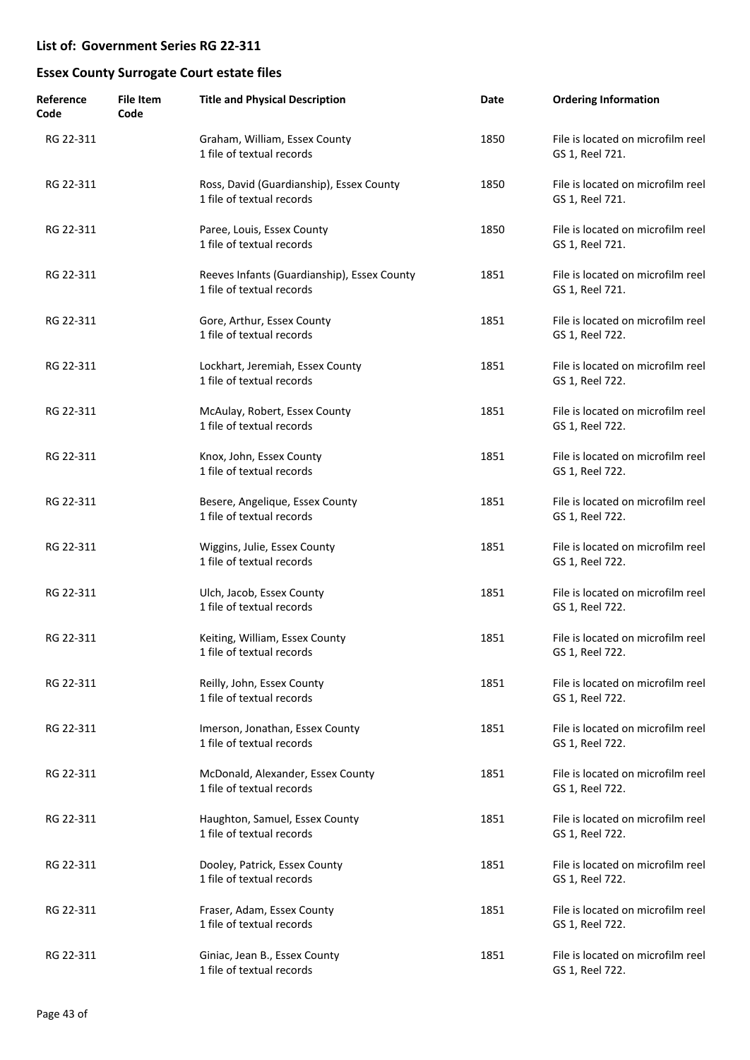## List of: Government Series RG 22-311

## Essex County Surrogate Court estate files

| Reference Code | File Item Code | Title and Physical Description | Date | Ordering Information |
|---|---|---|---|---|
| RG 22-311 | | Graham, William, Essex County<br>1 file of textual records | 1850 | File is located on microfilm reel GS 1, Reel 721. |
| RG 22-311 | | Ross, David (Guardianship), Essex County<br>1 file of textual records | 1850 | File is located on microfilm reel GS 1, Reel 721. |
| RG 22-311 | | Paree, Louis, Essex County<br>1 file of textual records | 1850 | File is located on microfilm reel GS 1, Reel 721. |
| RG 22-311 | | Reeves Infants (Guardianship), Essex County<br>1 file of textual records | 1851 | File is located on microfilm reel GS 1, Reel 721. |
| RG 22-311 | | Gore, Arthur, Essex County<br>1 file of textual records | 1851 | File is located on microfilm reel GS 1, Reel 722. |
| RG 22-311 | | Lockhart, Jeremiah, Essex County<br>1 file of textual records | 1851 | File is located on microfilm reel GS 1, Reel 722. |
| RG 22-311 | | McAulay, Robert, Essex County<br>1 file of textual records | 1851 | File is located on microfilm reel GS 1, Reel 722. |
| RG 22-311 | | Knox, John, Essex County<br>1 file of textual records | 1851 | File is located on microfilm reel GS 1, Reel 722. |
| RG 22-311 | | Besere, Angelique, Essex County<br>1 file of textual records | 1851 | File is located on microfilm reel GS 1, Reel 722. |
| RG 22-311 | | Wiggins, Julie, Essex County<br>1 file of textual records | 1851 | File is located on microfilm reel GS 1, Reel 722. |
| RG 22-311 | | Ulch, Jacob, Essex County<br>1 file of textual records | 1851 | File is located on microfilm reel GS 1, Reel 722. |
| RG 22-311 | | Keiting, William, Essex County<br>1 file of textual records | 1851 | File is located on microfilm reel GS 1, Reel 722. |
| RG 22-311 | | Reilly, John, Essex County<br>1 file of textual records | 1851 | File is located on microfilm reel GS 1, Reel 722. |
| RG 22-311 | | Imerson, Jonathan, Essex County<br>1 file of textual records | 1851 | File is located on microfilm reel GS 1, Reel 722. |
| RG 22-311 | | McDonald, Alexander, Essex County<br>1 file of textual records | 1851 | File is located on microfilm reel GS 1, Reel 722. |
| RG 22-311 | | Haughton, Samuel, Essex County<br>1 file of textual records | 1851 | File is located on microfilm reel GS 1, Reel 722. |
| RG 22-311 | | Dooley, Patrick, Essex County<br>1 file of textual records | 1851 | File is located on microfilm reel GS 1, Reel 722. |
| RG 22-311 | | Fraser, Adam, Essex County<br>1 file of textual records | 1851 | File is located on microfilm reel GS 1, Reel 722. |
| RG 22-311 | | Giniac, Jean B., Essex County<br>1 file of textual records | 1851 | File is located on microfilm reel GS 1, Reel 722. |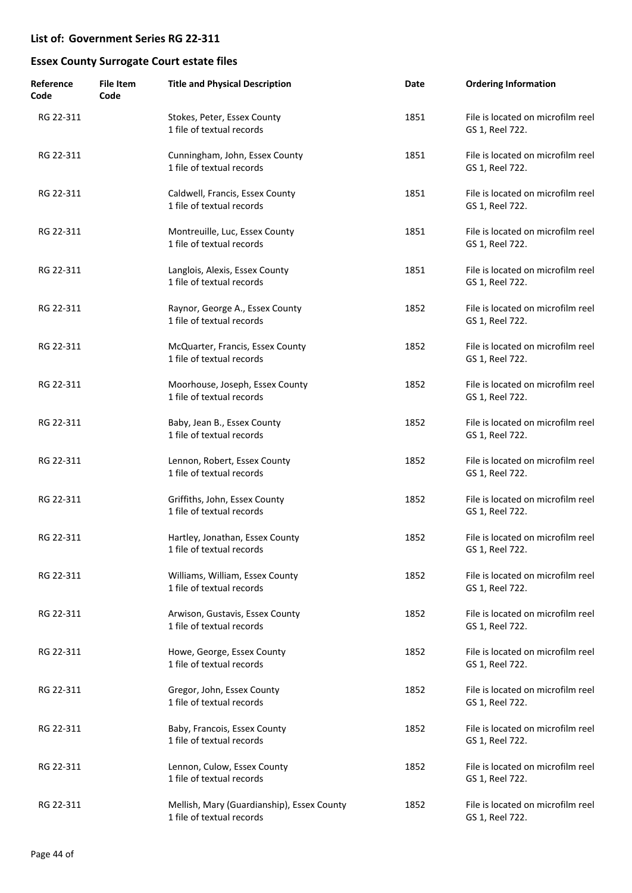## List of: Government Series RG 22-311

## Essex County Surrogate Court estate files

| Reference Code | File Item Code | Title and Physical Description | Date | Ordering Information |
|---|---|---|---|---|
| RG 22-311 | | Stokes, Peter, Essex County<br>1 file of textual records | 1851 | File is located on microfilm reel GS 1, Reel 722. |
| RG 22-311 | | Cunningham, John, Essex County<br>1 file of textual records | 1851 | File is located on microfilm reel GS 1, Reel 722. |
| RG 22-311 | | Caldwell, Francis, Essex County<br>1 file of textual records | 1851 | File is located on microfilm reel GS 1, Reel 722. |
| RG 22-311 | | Montreuille, Luc, Essex County<br>1 file of textual records | 1851 | File is located on microfilm reel GS 1, Reel 722. |
| RG 22-311 | | Langlois, Alexis, Essex County<br>1 file of textual records | 1851 | File is located on microfilm reel GS 1, Reel 722. |
| RG 22-311 | | Raynor, George A., Essex County<br>1 file of textual records | 1852 | File is located on microfilm reel GS 1, Reel 722. |
| RG 22-311 | | McQuarter, Francis, Essex County<br>1 file of textual records | 1852 | File is located on microfilm reel GS 1, Reel 722. |
| RG 22-311 | | Moorhouse, Joseph, Essex County<br>1 file of textual records | 1852 | File is located on microfilm reel GS 1, Reel 722. |
| RG 22-311 | | Baby, Jean B., Essex County<br>1 file of textual records | 1852 | File is located on microfilm reel GS 1, Reel 722. |
| RG 22-311 | | Lennon, Robert, Essex County<br>1 file of textual records | 1852 | File is located on microfilm reel GS 1, Reel 722. |
| RG 22-311 | | Griffiths, John, Essex County<br>1 file of textual records | 1852 | File is located on microfilm reel GS 1, Reel 722. |
| RG 22-311 | | Hartley, Jonathan, Essex County<br>1 file of textual records | 1852 | File is located on microfilm reel GS 1, Reel 722. |
| RG 22-311 | | Williams, William, Essex County<br>1 file of textual records | 1852 | File is located on microfilm reel GS 1, Reel 722. |
| RG 22-311 | | Arwison, Gustavis, Essex County<br>1 file of textual records | 1852 | File is located on microfilm reel GS 1, Reel 722. |
| RG 22-311 | | Howe, George, Essex County<br>1 file of textual records | 1852 | File is located on microfilm reel GS 1, Reel 722. |
| RG 22-311 | | Gregor, John, Essex County<br>1 file of textual records | 1852 | File is located on microfilm reel GS 1, Reel 722. |
| RG 22-311 | | Baby, Francois, Essex County<br>1 file of textual records | 1852 | File is located on microfilm reel GS 1, Reel 722. |
| RG 22-311 | | Lennon, Culow, Essex County<br>1 file of textual records | 1852 | File is located on microfilm reel GS 1, Reel 722. |
| RG 22-311 | | Mellish, Mary (Guardianship), Essex County<br>1 file of textual records | 1852 | File is located on microfilm reel GS 1, Reel 722. |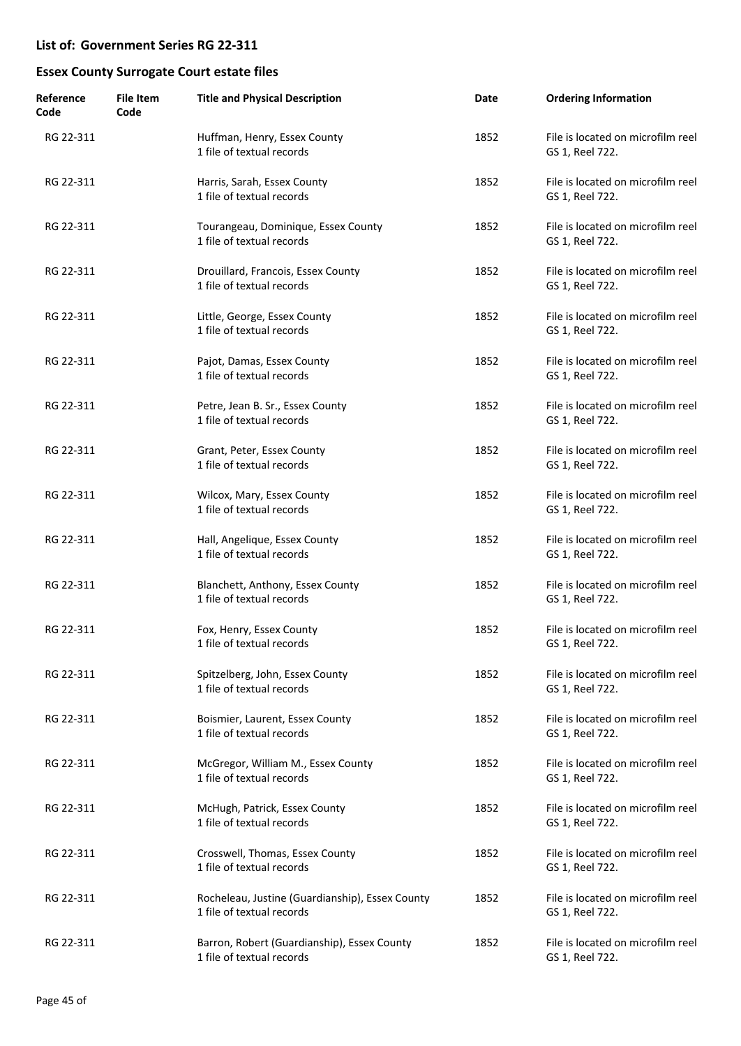## List of: Government Series RG 22-311

## Essex County Surrogate Court estate files

| Reference Code | File Item Code | Title and Physical Description | Date | Ordering Information |
|---|---|---|---|---|
| RG 22-311 | | Huffman, Henry, Essex County<br>1 file of textual records | 1852 | File is located on microfilm reel GS 1, Reel 722. |
| RG 22-311 | | Harris, Sarah, Essex County<br>1 file of textual records | 1852 | File is located on microfilm reel GS 1, Reel 722. |
| RG 22-311 | | Tourangeau, Dominique, Essex County<br>1 file of textual records | 1852 | File is located on microfilm reel GS 1, Reel 722. |
| RG 22-311 | | Drouillard, Francois, Essex County<br>1 file of textual records | 1852 | File is located on microfilm reel GS 1, Reel 722. |
| RG 22-311 | | Little, George, Essex County<br>1 file of textual records | 1852 | File is located on microfilm reel GS 1, Reel 722. |
| RG 22-311 | | Pajot, Damas, Essex County<br>1 file of textual records | 1852 | File is located on microfilm reel GS 1, Reel 722. |
| RG 22-311 | | Petre, Jean B. Sr., Essex County<br>1 file of textual records | 1852 | File is located on microfilm reel GS 1, Reel 722. |
| RG 22-311 | | Grant, Peter, Essex County<br>1 file of textual records | 1852 | File is located on microfilm reel GS 1, Reel 722. |
| RG 22-311 | | Wilcox, Mary, Essex County<br>1 file of textual records | 1852 | File is located on microfilm reel GS 1, Reel 722. |
| RG 22-311 | | Hall, Angelique, Essex County<br>1 file of textual records | 1852 | File is located on microfilm reel GS 1, Reel 722. |
| RG 22-311 | | Blanchett, Anthony, Essex County<br>1 file of textual records | 1852 | File is located on microfilm reel GS 1, Reel 722. |
| RG 22-311 | | Fox, Henry, Essex County<br>1 file of textual records | 1852 | File is located on microfilm reel GS 1, Reel 722. |
| RG 22-311 | | Spitzelberg, John, Essex County<br>1 file of textual records | 1852 | File is located on microfilm reel GS 1, Reel 722. |
| RG 22-311 | | Boismier, Laurent, Essex County<br>1 file of textual records | 1852 | File is located on microfilm reel GS 1, Reel 722. |
| RG 22-311 | | McGregor, William M., Essex County<br>1 file of textual records | 1852 | File is located on microfilm reel GS 1, Reel 722. |
| RG 22-311 | | McHugh, Patrick, Essex County<br>1 file of textual records | 1852 | File is located on microfilm reel GS 1, Reel 722. |
| RG 22-311 | | Crosswell, Thomas, Essex County<br>1 file of textual records | 1852 | File is located on microfilm reel GS 1, Reel 722. |
| RG 22-311 | | Rocheleau, Justine (Guardianship), Essex County<br>1 file of textual records | 1852 | File is located on microfilm reel GS 1, Reel 722. |
| RG 22-311 | | Barron, Robert (Guardianship), Essex County<br>1 file of textual records | 1852 | File is located on microfilm reel GS 1, Reel 722. |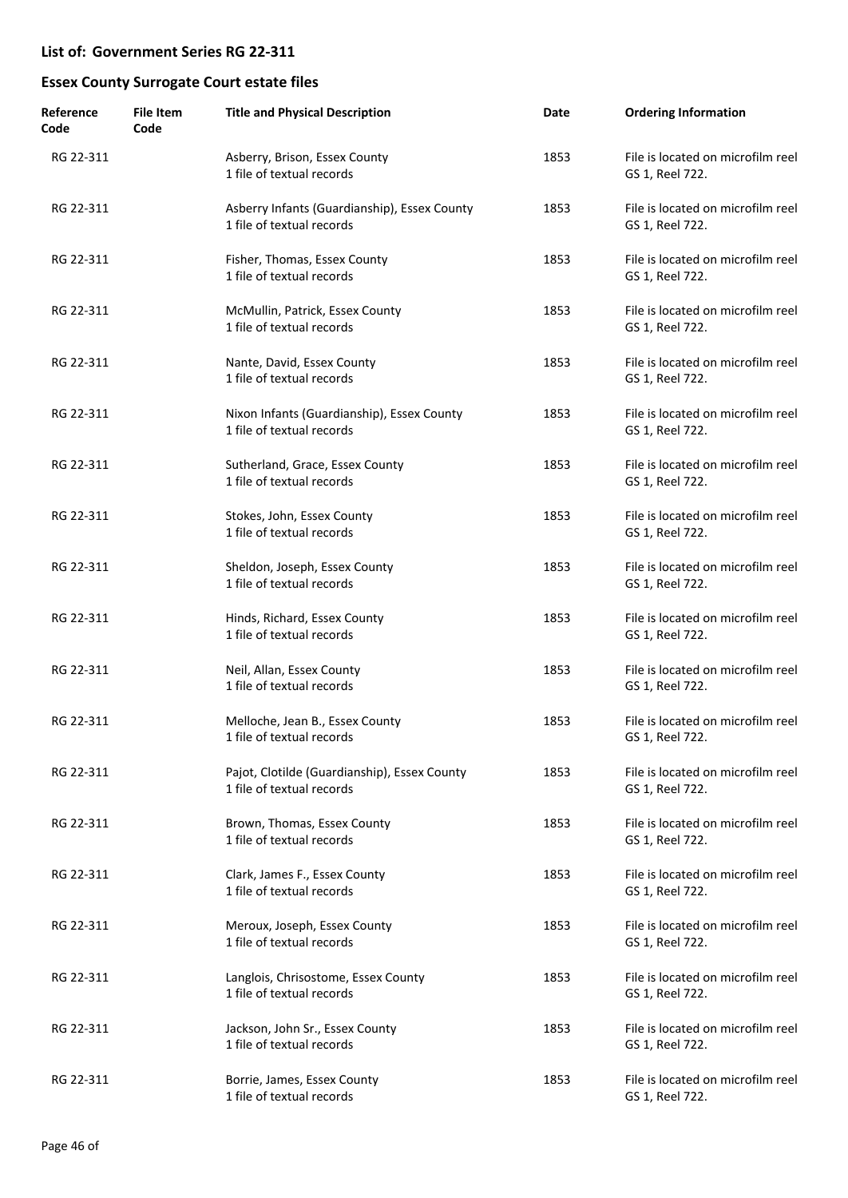## List of: Government Series RG 22-311

## Essex County Surrogate Court estate files

| Reference Code | File Item Code | Title and Physical Description | Date | Ordering Information |
|---|---|---|---|---|
| RG 22-311 | | Asberry, Brison, Essex County<br>1 file of textual records | 1853 | File is located on microfilm reel GS 1, Reel 722. |
| RG 22-311 | | Asberry Infants (Guardianship), Essex County<br>1 file of textual records | 1853 | File is located on microfilm reel GS 1, Reel 722. |
| RG 22-311 | | Fisher, Thomas, Essex County<br>1 file of textual records | 1853 | File is located on microfilm reel GS 1, Reel 722. |
| RG 22-311 | | McMullin, Patrick, Essex County<br>1 file of textual records | 1853 | File is located on microfilm reel GS 1, Reel 722. |
| RG 22-311 | | Nante, David, Essex County<br>1 file of textual records | 1853 | File is located on microfilm reel GS 1, Reel 722. |
| RG 22-311 | | Nixon Infants (Guardianship), Essex County<br>1 file of textual records | 1853 | File is located on microfilm reel GS 1, Reel 722. |
| RG 22-311 | | Sutherland, Grace, Essex County<br>1 file of textual records | 1853 | File is located on microfilm reel GS 1, Reel 722. |
| RG 22-311 | | Stokes, John, Essex County<br>1 file of textual records | 1853 | File is located on microfilm reel GS 1, Reel 722. |
| RG 22-311 | | Sheldon, Joseph, Essex County<br>1 file of textual records | 1853 | File is located on microfilm reel GS 1, Reel 722. |
| RG 22-311 | | Hinds, Richard, Essex County<br>1 file of textual records | 1853 | File is located on microfilm reel GS 1, Reel 722. |
| RG 22-311 | | Neil, Allan, Essex County<br>1 file of textual records | 1853 | File is located on microfilm reel GS 1, Reel 722. |
| RG 22-311 | | Melloche, Jean B., Essex County<br>1 file of textual records | 1853 | File is located on microfilm reel GS 1, Reel 722. |
| RG 22-311 | | Pajot, Clotilde (Guardianship), Essex County<br>1 file of textual records | 1853 | File is located on microfilm reel GS 1, Reel 722. |
| RG 22-311 | | Brown, Thomas, Essex County<br>1 file of textual records | 1853 | File is located on microfilm reel GS 1, Reel 722. |
| RG 22-311 | | Clark, James F., Essex County<br>1 file of textual records | 1853 | File is located on microfilm reel GS 1, Reel 722. |
| RG 22-311 | | Meroux, Joseph, Essex County<br>1 file of textual records | 1853 | File is located on microfilm reel GS 1, Reel 722. |
| RG 22-311 | | Langlois, Chrisostome, Essex County<br>1 file of textual records | 1853 | File is located on microfilm reel GS 1, Reel 722. |
| RG 22-311 | | Jackson, John Sr., Essex County<br>1 file of textual records | 1853 | File is located on microfilm reel GS 1, Reel 722. |
| RG 22-311 | | Borrie, James, Essex County<br>1 file of textual records | 1853 | File is located on microfilm reel GS 1, Reel 722. |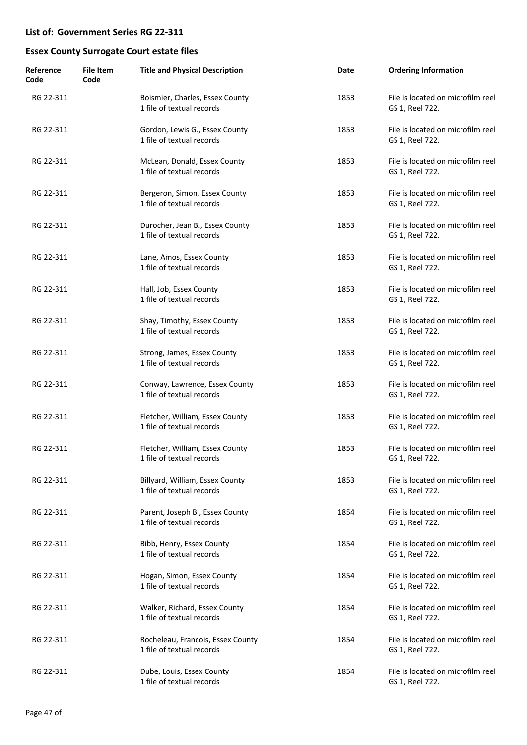## List of: Government Series RG 22-311

## Essex County Surrogate Court estate files

| Reference Code | File Item Code | Title and Physical Description | Date | Ordering Information |
|---|---|---|---|---|
| RG 22-311 | | Boismier, Charles, Essex County<br>1 file of textual records | 1853 | File is located on microfilm reel GS 1, Reel 722. |
| RG 22-311 | | Gordon, Lewis G., Essex County<br>1 file of textual records | 1853 | File is located on microfilm reel GS 1, Reel 722. |
| RG 22-311 | | McLean, Donald, Essex County<br>1 file of textual records | 1853 | File is located on microfilm reel GS 1, Reel 722. |
| RG 22-311 | | Bergeron, Simon, Essex County<br>1 file of textual records | 1853 | File is located on microfilm reel GS 1, Reel 722. |
| RG 22-311 | | Durocher, Jean B., Essex County<br>1 file of textual records | 1853 | File is located on microfilm reel GS 1, Reel 722. |
| RG 22-311 | | Lane, Amos, Essex County<br>1 file of textual records | 1853 | File is located on microfilm reel GS 1, Reel 722. |
| RG 22-311 | | Hall, Job, Essex County<br>1 file of textual records | 1853 | File is located on microfilm reel GS 1, Reel 722. |
| RG 22-311 | | Shay, Timothy, Essex County<br>1 file of textual records | 1853 | File is located on microfilm reel GS 1, Reel 722. |
| RG 22-311 | | Strong, James, Essex County<br>1 file of textual records | 1853 | File is located on microfilm reel GS 1, Reel 722. |
| RG 22-311 | | Conway, Lawrence, Essex County<br>1 file of textual records | 1853 | File is located on microfilm reel GS 1, Reel 722. |
| RG 22-311 | | Fletcher, William, Essex County<br>1 file of textual records | 1853 | File is located on microfilm reel GS 1, Reel 722. |
| RG 22-311 | | Fletcher, William, Essex County<br>1 file of textual records | 1853 | File is located on microfilm reel GS 1, Reel 722. |
| RG 22-311 | | Billyard, William, Essex County<br>1 file of textual records | 1853 | File is located on microfilm reel GS 1, Reel 722. |
| RG 22-311 | | Parent, Joseph B., Essex County<br>1 file of textual records | 1854 | File is located on microfilm reel GS 1, Reel 722. |
| RG 22-311 | | Bibb, Henry, Essex County<br>1 file of textual records | 1854 | File is located on microfilm reel GS 1, Reel 722. |
| RG 22-311 | | Hogan, Simon, Essex County<br>1 file of textual records | 1854 | File is located on microfilm reel GS 1, Reel 722. |
| RG 22-311 | | Walker, Richard, Essex County<br>1 file of textual records | 1854 | File is located on microfilm reel GS 1, Reel 722. |
| RG 22-311 | | Rocheleau, Francois, Essex County<br>1 file of textual records | 1854 | File is located on microfilm reel GS 1, Reel 722. |
| RG 22-311 | | Dube, Louis, Essex County<br>1 file of textual records | 1854 | File is located on microfilm reel GS 1, Reel 722. |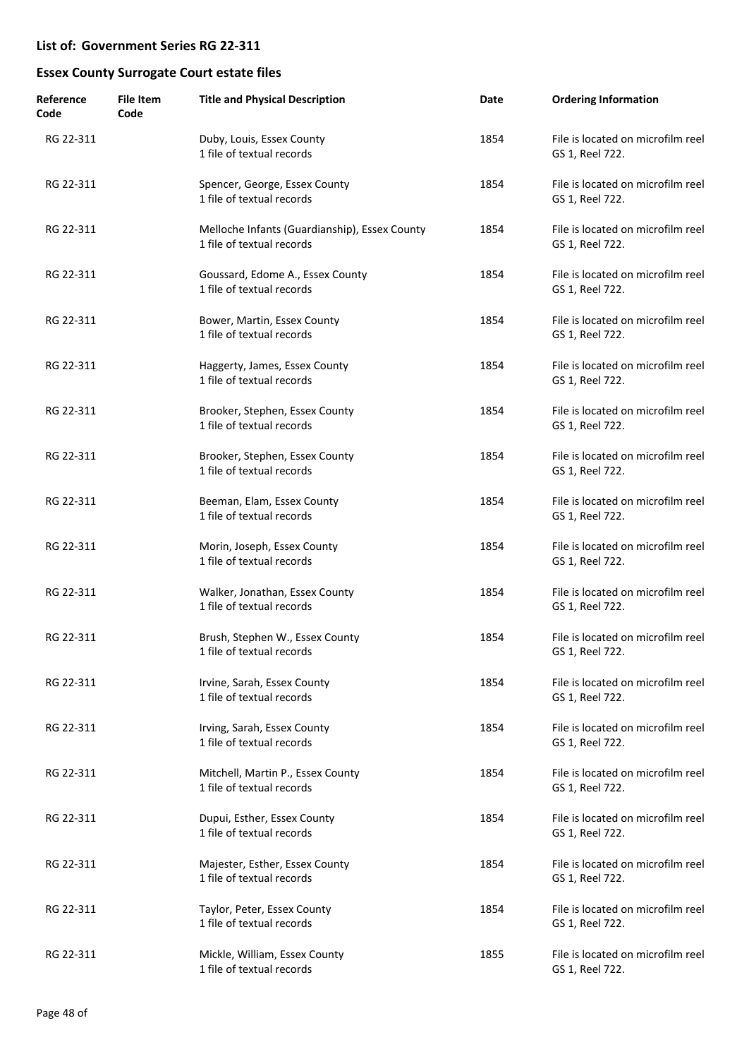## List of: Government Series RG 22-311

## Essex County Surrogate Court estate files

| Reference Code | File Item Code | Title and Physical Description | Date | Ordering Information |
|---|---|---|---|---|
| RG 22-311 | | Duby, Louis, Essex County<br>1 file of textual records | 1854 | File is located on microfilm reel GS 1, Reel 722. |
| RG 22-311 | | Spencer, George, Essex County<br>1 file of textual records | 1854 | File is located on microfilm reel GS 1, Reel 722. |
| RG 22-311 | | Melloche Infants (Guardianship), Essex County<br>1 file of textual records | 1854 | File is located on microfilm reel GS 1, Reel 722. |
| RG 22-311 | | Goussard, Edome A., Essex County<br>1 file of textual records | 1854 | File is located on microfilm reel GS 1, Reel 722. |
| RG 22-311 | | Bower, Martin, Essex County<br>1 file of textual records | 1854 | File is located on microfilm reel GS 1, Reel 722. |
| RG 22-311 | | Haggerty, James, Essex County<br>1 file of textual records | 1854 | File is located on microfilm reel GS 1, Reel 722. |
| RG 22-311 | | Brooker, Stephen, Essex County<br>1 file of textual records | 1854 | File is located on microfilm reel GS 1, Reel 722. |
| RG 22-311 | | Brooker, Stephen, Essex County<br>1 file of textual records | 1854 | File is located on microfilm reel GS 1, Reel 722. |
| RG 22-311 | | Beeman, Elam, Essex County<br>1 file of textual records | 1854 | File is located on microfilm reel GS 1, Reel 722. |
| RG 22-311 | | Morin, Joseph, Essex County<br>1 file of textual records | 1854 | File is located on microfilm reel GS 1, Reel 722. |
| RG 22-311 | | Walker, Jonathan, Essex County<br>1 file of textual records | 1854 | File is located on microfilm reel GS 1, Reel 722. |
| RG 22-311 | | Brush, Stephen W., Essex County<br>1 file of textual records | 1854 | File is located on microfilm reel GS 1, Reel 722. |
| RG 22-311 | | Irvine, Sarah, Essex County<br>1 file of textual records | 1854 | File is located on microfilm reel GS 1, Reel 722. |
| RG 22-311 | | Irving, Sarah, Essex County<br>1 file of textual records | 1854 | File is located on microfilm reel GS 1, Reel 722. |
| RG 22-311 | | Mitchell, Martin P., Essex County<br>1 file of textual records | 1854 | File is located on microfilm reel GS 1, Reel 722. |
| RG 22-311 | | Dupui, Esther, Essex County<br>1 file of textual records | 1854 | File is located on microfilm reel GS 1, Reel 722. |
| RG 22-311 | | Majester, Esther, Essex County<br>1 file of textual records | 1854 | File is located on microfilm reel GS 1, Reel 722. |
| RG 22-311 | | Taylor, Peter, Essex County<br>1 file of textual records | 1854 | File is located on microfilm reel GS 1, Reel 722. |
| RG 22-311 | | Mickle, William, Essex County<br>1 file of textual records | 1855 | File is located on microfilm reel GS 1, Reel 722. |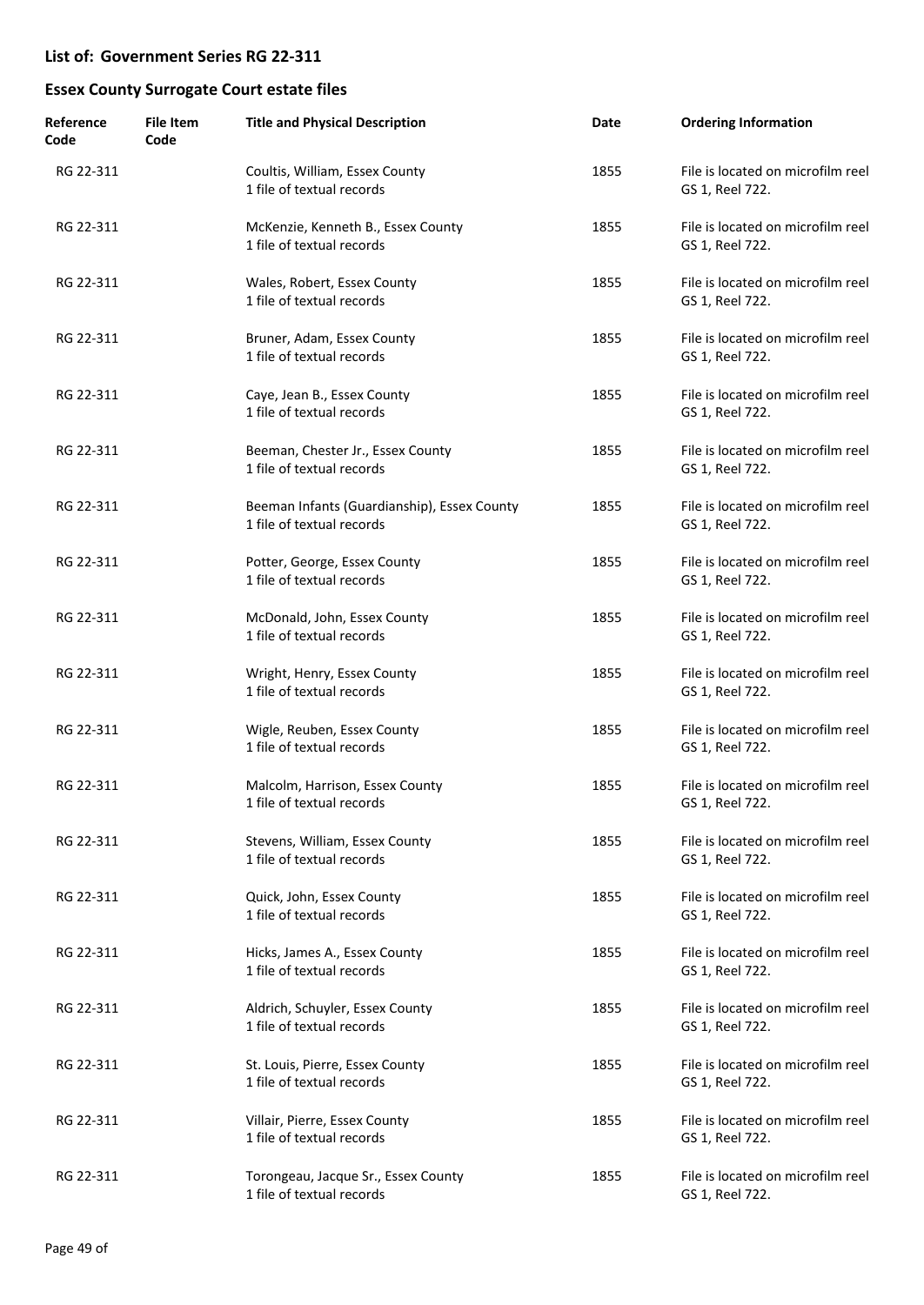## List of: Government Series RG 22-311

## Essex County Surrogate Court estate files

| Reference Code | File Item Code | Title and Physical Description | Date | Ordering Information |
|---|---|---|---|---|
| RG 22-311 | | Coultis, William, Essex County<br>1 file of textual records | 1855 | File is located on microfilm reel GS 1, Reel 722. |
| RG 22-311 | | McKenzie, Kenneth B., Essex County<br>1 file of textual records | 1855 | File is located on microfilm reel GS 1, Reel 722. |
| RG 22-311 | | Wales, Robert, Essex County<br>1 file of textual records | 1855 | File is located on microfilm reel GS 1, Reel 722. |
| RG 22-311 | | Bruner, Adam, Essex County<br>1 file of textual records | 1855 | File is located on microfilm reel GS 1, Reel 722. |
| RG 22-311 | | Caye, Jean B., Essex County<br>1 file of textual records | 1855 | File is located on microfilm reel GS 1, Reel 722. |
| RG 22-311 | | Beeman, Chester Jr., Essex County<br>1 file of textual records | 1855 | File is located on microfilm reel GS 1, Reel 722. |
| RG 22-311 | | Beeman Infants (Guardianship), Essex County<br>1 file of textual records | 1855 | File is located on microfilm reel GS 1, Reel 722. |
| RG 22-311 | | Potter, George, Essex County<br>1 file of textual records | 1855 | File is located on microfilm reel GS 1, Reel 722. |
| RG 22-311 | | McDonald, John, Essex County<br>1 file of textual records | 1855 | File is located on microfilm reel GS 1, Reel 722. |
| RG 22-311 | | Wright, Henry, Essex County<br>1 file of textual records | 1855 | File is located on microfilm reel GS 1, Reel 722. |
| RG 22-311 | | Wigle, Reuben, Essex County<br>1 file of textual records | 1855 | File is located on microfilm reel GS 1, Reel 722. |
| RG 22-311 | | Malcolm, Harrison, Essex County<br>1 file of textual records | 1855 | File is located on microfilm reel GS 1, Reel 722. |
| RG 22-311 | | Stevens, William, Essex County<br>1 file of textual records | 1855 | File is located on microfilm reel GS 1, Reel 722. |
| RG 22-311 | | Quick, John, Essex County<br>1 file of textual records | 1855 | File is located on microfilm reel GS 1, Reel 722. |
| RG 22-311 | | Hicks, James A., Essex County<br>1 file of textual records | 1855 | File is located on microfilm reel GS 1, Reel 722. |
| RG 22-311 | | Aldrich, Schuyler, Essex County<br>1 file of textual records | 1855 | File is located on microfilm reel GS 1, Reel 722. |
| RG 22-311 | | St. Louis, Pierre, Essex County<br>1 file of textual records | 1855 | File is located on microfilm reel GS 1, Reel 722. |
| RG 22-311 | | Villair, Pierre, Essex County<br>1 file of textual records | 1855 | File is located on microfilm reel GS 1, Reel 722. |
| RG 22-311 | | Torongeau, Jacque Sr., Essex County<br>1 file of textual records | 1855 | File is located on microfilm reel GS 1, Reel 722. |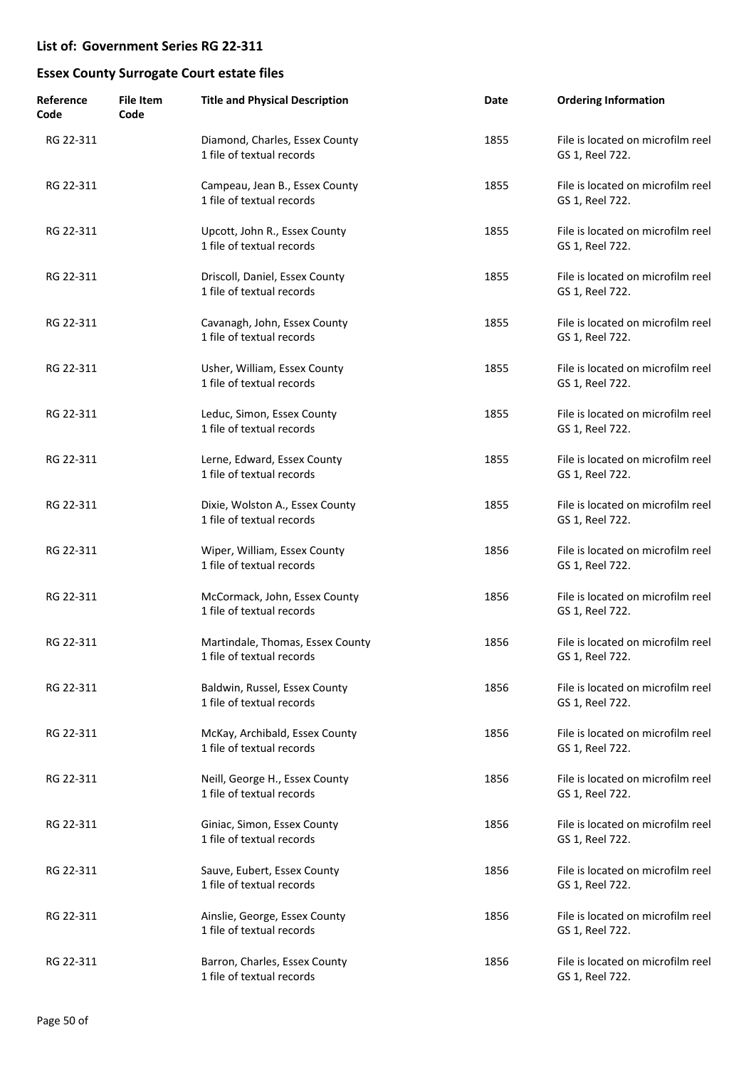## List of: Government Series RG 22-311

## Essex County Surrogate Court estate files

| Reference Code | File Item Code | Title and Physical Description | Date | Ordering Information |
|---|---|---|---|---|
| RG 22-311 | | Diamond, Charles, Essex County<br>1 file of textual records | 1855 | File is located on microfilm reel GS 1, Reel 722. |
| RG 22-311 | | Campeau, Jean B., Essex County<br>1 file of textual records | 1855 | File is located on microfilm reel GS 1, Reel 722. |
| RG 22-311 | | Upcott, John R., Essex County<br>1 file of textual records | 1855 | File is located on microfilm reel GS 1, Reel 722. |
| RG 22-311 | | Driscoll, Daniel, Essex County<br>1 file of textual records | 1855 | File is located on microfilm reel GS 1, Reel 722. |
| RG 22-311 | | Cavanagh, John, Essex County<br>1 file of textual records | 1855 | File is located on microfilm reel GS 1, Reel 722. |
| RG 22-311 | | Usher, William, Essex County<br>1 file of textual records | 1855 | File is located on microfilm reel GS 1, Reel 722. |
| RG 22-311 | | Leduc, Simon, Essex County<br>1 file of textual records | 1855 | File is located on microfilm reel GS 1, Reel 722. |
| RG 22-311 | | Lerne, Edward, Essex County<br>1 file of textual records | 1855 | File is located on microfilm reel GS 1, Reel 722. |
| RG 22-311 | | Dixie, Wolston A., Essex County<br>1 file of textual records | 1855 | File is located on microfilm reel GS 1, Reel 722. |
| RG 22-311 | | Wiper, William, Essex County<br>1 file of textual records | 1856 | File is located on microfilm reel GS 1, Reel 722. |
| RG 22-311 | | McCormack, John, Essex County<br>1 file of textual records | 1856 | File is located on microfilm reel GS 1, Reel 722. |
| RG 22-311 | | Martindale, Thomas, Essex County<br>1 file of textual records | 1856 | File is located on microfilm reel GS 1, Reel 722. |
| RG 22-311 | | Baldwin, Russel, Essex County<br>1 file of textual records | 1856 | File is located on microfilm reel GS 1, Reel 722. |
| RG 22-311 | | McKay, Archibald, Essex County<br>1 file of textual records | 1856 | File is located on microfilm reel GS 1, Reel 722. |
| RG 22-311 | | Neill, George H., Essex County<br>1 file of textual records | 1856 | File is located on microfilm reel GS 1, Reel 722. |
| RG 22-311 | | Giniac, Simon, Essex County<br>1 file of textual records | 1856 | File is located on microfilm reel GS 1, Reel 722. |
| RG 22-311 | | Sauve, Eubert, Essex County<br>1 file of textual records | 1856 | File is located on microfilm reel GS 1, Reel 722. |
| RG 22-311 | | Ainslie, George, Essex County<br>1 file of textual records | 1856 | File is located on microfilm reel GS 1, Reel 722. |
| RG 22-311 | | Barron, Charles, Essex County<br>1 file of textual records | 1856 | File is located on microfilm reel GS 1, Reel 722. |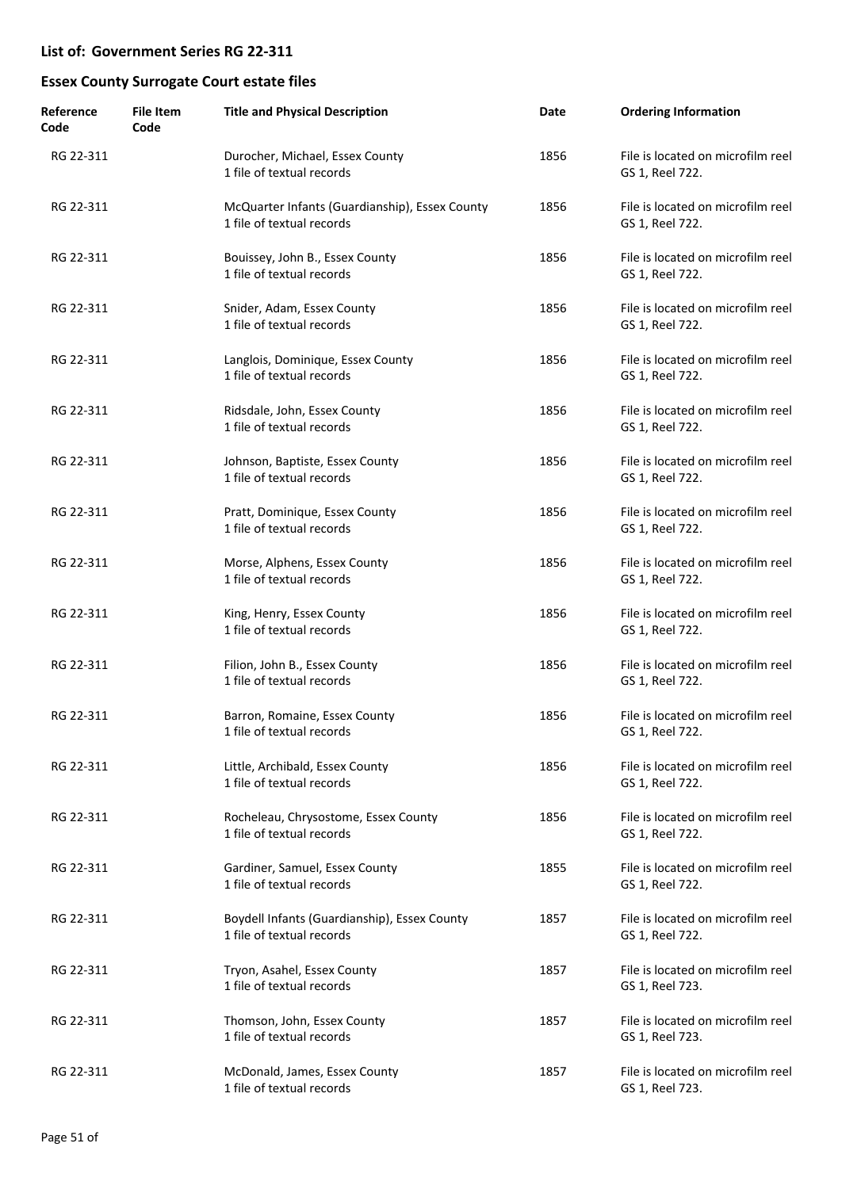## List of: Government Series RG 22-311

## Essex County Surrogate Court estate files

| Reference Code | File Item Code | Title and Physical Description | Date | Ordering Information |
|---|---|---|---|---|
| RG 22-311 | | Durocher, Michael, Essex County<br>1 file of textual records | 1856 | File is located on microfilm reel GS 1, Reel 722. |
| RG 22-311 | | McQuarter Infants (Guardianship), Essex County<br>1 file of textual records | 1856 | File is located on microfilm reel GS 1, Reel 722. |
| RG 22-311 | | Bouissey, John B., Essex County<br>1 file of textual records | 1856 | File is located on microfilm reel GS 1, Reel 722. |
| RG 22-311 | | Snider, Adam, Essex County<br>1 file of textual records | 1856 | File is located on microfilm reel GS 1, Reel 722. |
| RG 22-311 | | Langlois, Dominique, Essex County<br>1 file of textual records | 1856 | File is located on microfilm reel GS 1, Reel 722. |
| RG 22-311 | | Ridsdale, John, Essex County<br>1 file of textual records | 1856 | File is located on microfilm reel GS 1, Reel 722. |
| RG 22-311 | | Johnson, Baptiste, Essex County<br>1 file of textual records | 1856 | File is located on microfilm reel GS 1, Reel 722. |
| RG 22-311 | | Pratt, Dominique, Essex County<br>1 file of textual records | 1856 | File is located on microfilm reel GS 1, Reel 722. |
| RG 22-311 | | Morse, Alphens, Essex County<br>1 file of textual records | 1856 | File is located on microfilm reel GS 1, Reel 722. |
| RG 22-311 | | King, Henry, Essex County<br>1 file of textual records | 1856 | File is located on microfilm reel GS 1, Reel 722. |
| RG 22-311 | | Filion, John B., Essex County<br>1 file of textual records | 1856 | File is located on microfilm reel GS 1, Reel 722. |
| RG 22-311 | | Barron, Romaine, Essex County<br>1 file of textual records | 1856 | File is located on microfilm reel GS 1, Reel 722. |
| RG 22-311 | | Little, Archibald, Essex County<br>1 file of textual records | 1856 | File is located on microfilm reel GS 1, Reel 722. |
| RG 22-311 | | Rocheleau, Chrysostome, Essex County<br>1 file of textual records | 1856 | File is located on microfilm reel GS 1, Reel 722. |
| RG 22-311 | | Gardiner, Samuel, Essex County<br>1 file of textual records | 1855 | File is located on microfilm reel GS 1, Reel 722. |
| RG 22-311 | | Boydell Infants (Guardianship), Essex County<br>1 file of textual records | 1857 | File is located on microfilm reel GS 1, Reel 722. |
| RG 22-311 | | Tryon, Asahel, Essex County<br>1 file of textual records | 1857 | File is located on microfilm reel GS 1, Reel 723. |
| RG 22-311 | | Thomson, John, Essex County<br>1 file of textual records | 1857 | File is located on microfilm reel GS 1, Reel 723. |
| RG 22-311 | | McDonald, James, Essex County<br>1 file of textual records | 1857 | File is located on microfilm reel GS 1, Reel 723. |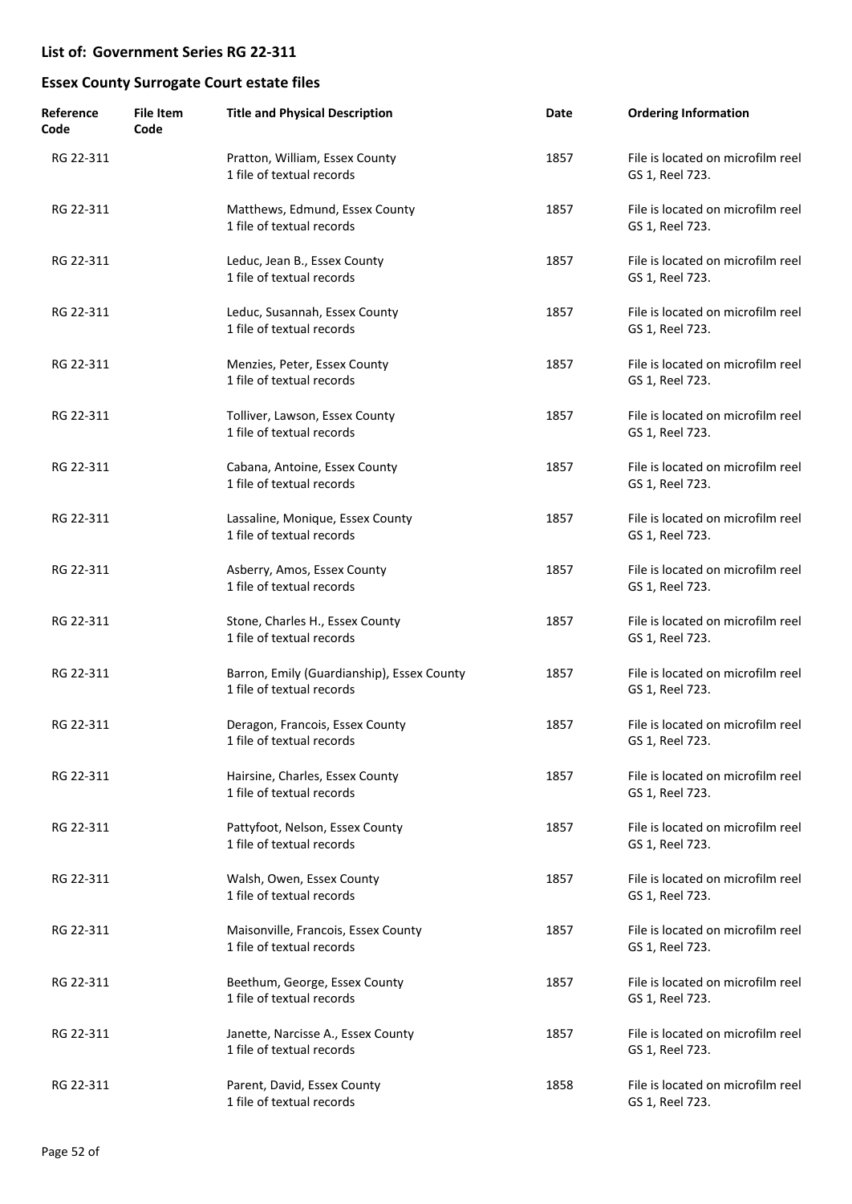## List of: Government Series RG 22-311

## Essex County Surrogate Court estate files

| Reference Code | File Item Code | Title and Physical Description | Date | Ordering Information |
|---|---|---|---|---|
| RG 22-311 | | Pratton, William, Essex County<br>1 file of textual records | 1857 | File is located on microfilm reel GS 1, Reel 723. |
| RG 22-311 | | Matthews, Edmund, Essex County<br>1 file of textual records | 1857 | File is located on microfilm reel GS 1, Reel 723. |
| RG 22-311 | | Leduc, Jean B., Essex County<br>1 file of textual records | 1857 | File is located on microfilm reel GS 1, Reel 723. |
| RG 22-311 | | Leduc, Susannah, Essex County<br>1 file of textual records | 1857 | File is located on microfilm reel GS 1, Reel 723. |
| RG 22-311 | | Menzies, Peter, Essex County<br>1 file of textual records | 1857 | File is located on microfilm reel GS 1, Reel 723. |
| RG 22-311 | | Tolliver, Lawson, Essex County<br>1 file of textual records | 1857 | File is located on microfilm reel GS 1, Reel 723. |
| RG 22-311 | | Cabana, Antoine, Essex County<br>1 file of textual records | 1857 | File is located on microfilm reel GS 1, Reel 723. |
| RG 22-311 | | Lassaline, Monique, Essex County<br>1 file of textual records | 1857 | File is located on microfilm reel GS 1, Reel 723. |
| RG 22-311 | | Asberry, Amos, Essex County<br>1 file of textual records | 1857 | File is located on microfilm reel GS 1, Reel 723. |
| RG 22-311 | | Stone, Charles H., Essex County<br>1 file of textual records | 1857 | File is located on microfilm reel GS 1, Reel 723. |
| RG 22-311 | | Barron, Emily (Guardianship), Essex County<br>1 file of textual records | 1857 | File is located on microfilm reel GS 1, Reel 723. |
| RG 22-311 | | Deragon, Francois, Essex County<br>1 file of textual records | 1857 | File is located on microfilm reel GS 1, Reel 723. |
| RG 22-311 | | Hairsine, Charles, Essex County<br>1 file of textual records | 1857 | File is located on microfilm reel GS 1, Reel 723. |
| RG 22-311 | | Pattyfoot, Nelson, Essex County<br>1 file of textual records | 1857 | File is located on microfilm reel GS 1, Reel 723. |
| RG 22-311 | | Walsh, Owen, Essex County<br>1 file of textual records | 1857 | File is located on microfilm reel GS 1, Reel 723. |
| RG 22-311 | | Maisonville, Francois, Essex County<br>1 file of textual records | 1857 | File is located on microfilm reel GS 1, Reel 723. |
| RG 22-311 | | Beethum, George, Essex County<br>1 file of textual records | 1857 | File is located on microfilm reel GS 1, Reel 723. |
| RG 22-311 | | Janette, Narcisse A., Essex County<br>1 file of textual records | 1857 | File is located on microfilm reel GS 1, Reel 723. |
| RG 22-311 | | Parent, David, Essex County<br>1 file of textual records | 1858 | File is located on microfilm reel GS 1, Reel 723. |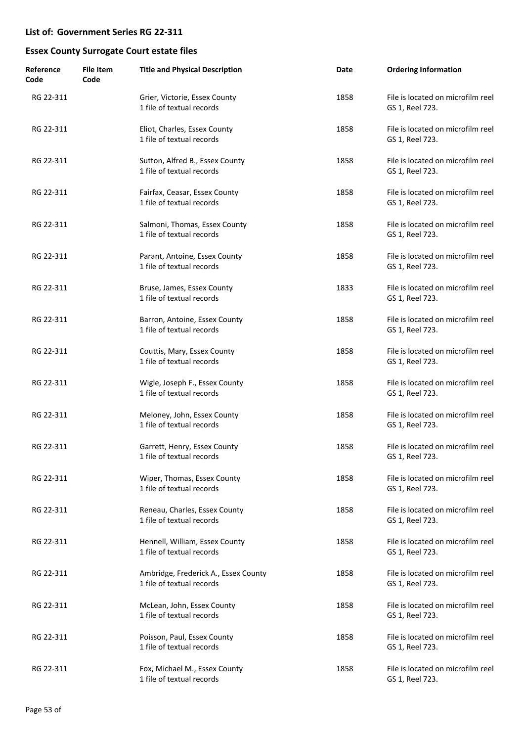## List of: Government Series RG 22-311

## Essex County Surrogate Court estate files

| Reference Code | File Item Code | Title and Physical Description | Date | Ordering Information |
|---|---|---|---|---|
| RG 22-311 | | Grier, Victorie, Essex County<br>1 file of textual records | 1858 | File is located on microfilm reel GS 1, Reel 723. |
| RG 22-311 | | Eliot, Charles, Essex County<br>1 file of textual records | 1858 | File is located on microfilm reel GS 1, Reel 723. |
| RG 22-311 | | Sutton, Alfred B., Essex County<br>1 file of textual records | 1858 | File is located on microfilm reel GS 1, Reel 723. |
| RG 22-311 | | Fairfax, Ceasar, Essex County<br>1 file of textual records | 1858 | File is located on microfilm reel GS 1, Reel 723. |
| RG 22-311 | | Salmoni, Thomas, Essex County<br>1 file of textual records | 1858 | File is located on microfilm reel GS 1, Reel 723. |
| RG 22-311 | | Parant, Antoine, Essex County<br>1 file of textual records | 1858 | File is located on microfilm reel GS 1, Reel 723. |
| RG 22-311 | | Bruse, James, Essex County<br>1 file of textual records | 1833 | File is located on microfilm reel GS 1, Reel 723. |
| RG 22-311 | | Barron, Antoine, Essex County<br>1 file of textual records | 1858 | File is located on microfilm reel GS 1, Reel 723. |
| RG 22-311 | | Couttis, Mary, Essex County<br>1 file of textual records | 1858 | File is located on microfilm reel GS 1, Reel 723. |
| RG 22-311 | | Wigle, Joseph F., Essex County<br>1 file of textual records | 1858 | File is located on microfilm reel GS 1, Reel 723. |
| RG 22-311 | | Meloney, John, Essex County<br>1 file of textual records | 1858 | File is located on microfilm reel GS 1, Reel 723. |
| RG 22-311 | | Garrett, Henry, Essex County<br>1 file of textual records | 1858 | File is located on microfilm reel GS 1, Reel 723. |
| RG 22-311 | | Wiper, Thomas, Essex County<br>1 file of textual records | 1858 | File is located on microfilm reel GS 1, Reel 723. |
| RG 22-311 | | Reneau, Charles, Essex County<br>1 file of textual records | 1858 | File is located on microfilm reel GS 1, Reel 723. |
| RG 22-311 | | Hennell, William, Essex County<br>1 file of textual records | 1858 | File is located on microfilm reel GS 1, Reel 723. |
| RG 22-311 | | Ambridge, Frederick A., Essex County<br>1 file of textual records | 1858 | File is located on microfilm reel GS 1, Reel 723. |
| RG 22-311 | | McLean, John, Essex County<br>1 file of textual records | 1858 | File is located on microfilm reel GS 1, Reel 723. |
| RG 22-311 | | Poisson, Paul, Essex County<br>1 file of textual records | 1858 | File is located on microfilm reel GS 1, Reel 723. |
| RG 22-311 | | Fox, Michael M., Essex County<br>1 file of textual records | 1858 | File is located on microfilm reel GS 1, Reel 723. |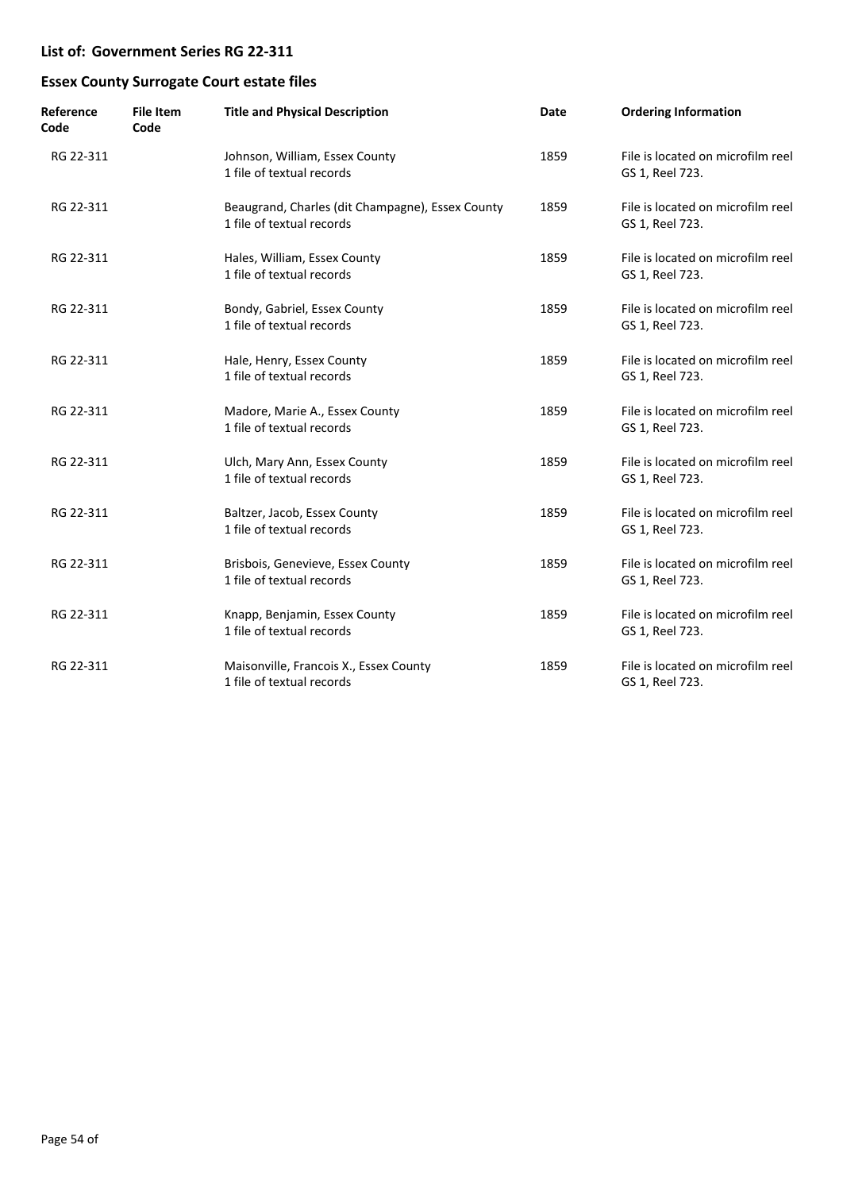## List of: Government Series RG 22-311

## Essex County Surrogate Court estate files

| Reference Code | File Item Code | Title and Physical Description | Date | Ordering Information |
|---|---|---|---|---|
| RG 22-311 | | Johnson, William, Essex County<br>1 file of textual records | 1859 | File is located on microfilm reel GS 1, Reel 723. |
| RG 22-311 | | Beaugrand, Charles (dit Champagne), Essex County<br>1 file of textual records | 1859 | File is located on microfilm reel GS 1, Reel 723. |
| RG 22-311 | | Hales, William, Essex County<br>1 file of textual records | 1859 | File is located on microfilm reel GS 1, Reel 723. |
| RG 22-311 | | Bondy, Gabriel, Essex County<br>1 file of textual records | 1859 | File is located on microfilm reel GS 1, Reel 723. |
| RG 22-311 | | Hale, Henry, Essex County<br>1 file of textual records | 1859 | File is located on microfilm reel GS 1, Reel 723. |
| RG 22-311 | | Madore, Marie A., Essex County<br>1 file of textual records | 1859 | File is located on microfilm reel GS 1, Reel 723. |
| RG 22-311 | | Ulch, Mary Ann, Essex County<br>1 file of textual records | 1859 | File is located on microfilm reel GS 1, Reel 723. |
| RG 22-311 | | Baltzer, Jacob, Essex County<br>1 file of textual records | 1859 | File is located on microfilm reel GS 1, Reel 723. |
| RG 22-311 | | Brisbois, Genevieve, Essex County<br>1 file of textual records | 1859 | File is located on microfilm reel GS 1, Reel 723. |
| RG 22-311 | | Knapp, Benjamin, Essex County<br>1 file of textual records | 1859 | File is located on microfilm reel GS 1, Reel 723. |
| RG 22-311 | | Maisonville, Francois X., Essex County<br>1 file of textual records | 1859 | File is located on microfilm reel GS 1, Reel 723. |